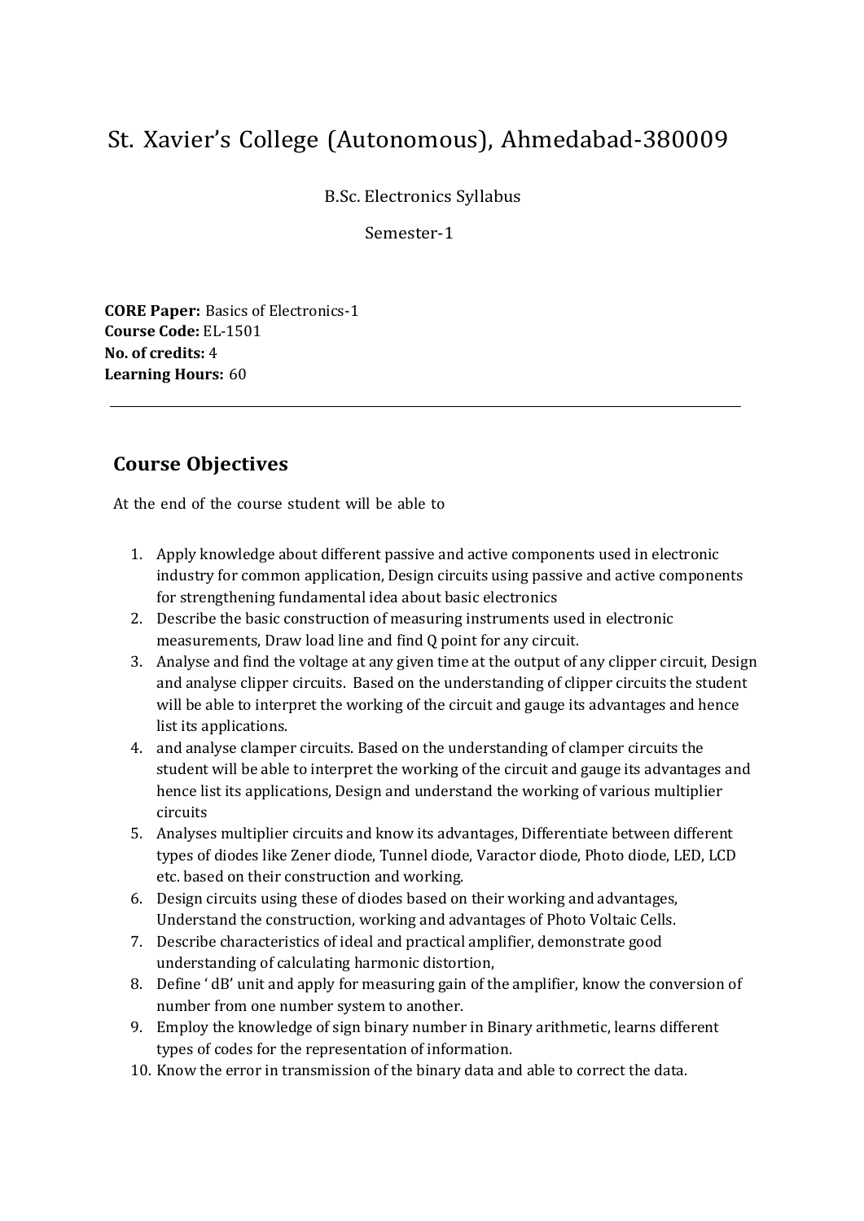# St. Xavier's College (Autonomous), Ahmedabad-380009

B.Sc. Electronics Syllabus

Semester-1

**CORE Paper:** Basics of Electronics-1
**Course Code:** EL-1501
**No. of credits:** 4
**Learning Hours:** 60

---

## Course Objectives

At the end of the course student will be able to

1. Apply knowledge about different passive and active components used in electronic industry for common application, Design circuits using passive and active components for strengthening fundamental idea about basic electronics
2. Describe the basic construction of measuring instruments used in electronic measurements, Draw load line and find Q point for any circuit.
3. Analyse and find the voltage at any given time at the output of any clipper circuit, Design and analyse clipper circuits. Based on the understanding of clipper circuits the student will be able to interpret the working of the circuit and gauge its advantages and hence list its applications.
4. and analyse clamper circuits. Based on the understanding of clamper circuits the student will be able to interpret the working of the circuit and gauge its advantages and hence list its applications, Design and understand the working of various multiplier circuits
5. Analyses multiplier circuits and know its advantages, Differentiate between different types of diodes like Zener diode, Tunnel diode, Varactor diode, Photo diode, LED, LCD etc. based on their construction and working.
6. Design circuits using these of diodes based on their working and advantages, Understand the construction, working and advantages of Photo Voltaic Cells.
7. Describe characteristics of ideal and practical amplifier, demonstrate good understanding of calculating harmonic distortion,
8. Define ' dB' unit and apply for measuring gain of the amplifier, know the conversion of number from one number system to another.
9. Employ the knowledge of sign binary number in Binary arithmetic, learns different types of codes for the representation of information.
10. Know the error in transmission of the binary data and able to correct the data.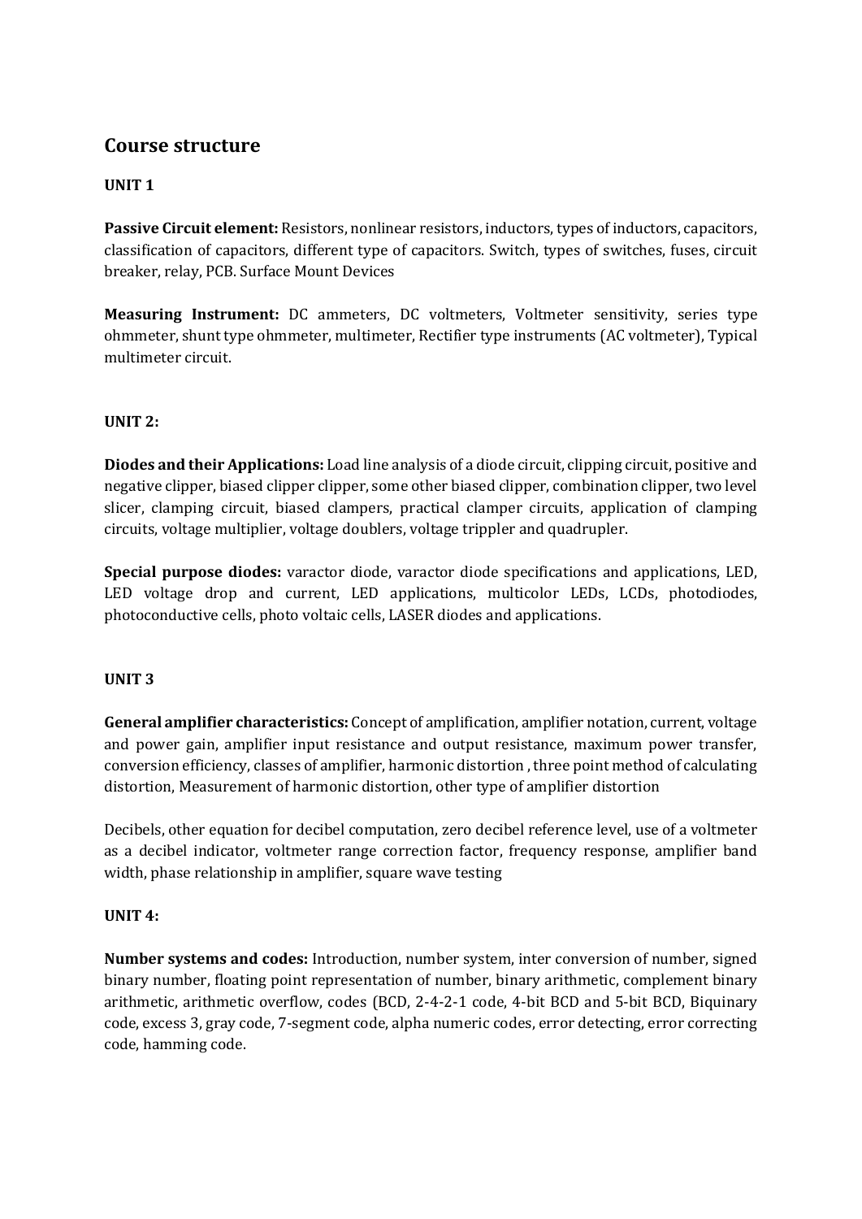## Course structure

### UNIT 1

**Passive Circuit element:** Resistors, nonlinear resistors, inductors, types of inductors, capacitors, classification of capacitors, different type of capacitors. Switch, types of switches, fuses, circuit breaker, relay, PCB. Surface Mount Devices

**Measuring Instrument:** DC ammeters, DC voltmeters, Voltmeter sensitivity, series type ohmmeter, shunt type ohmmeter, multimeter, Rectifier type instruments (AC voltmeter), Typical multimeter circuit.

### UNIT 2:

**Diodes and their Applications:** Load line analysis of a diode circuit, clipping circuit, positive and negative clipper, biased clipper clipper, some other biased clipper, combination clipper, two level slicer, clamping circuit, biased clampers, practical clamper circuits, application of clamping circuits, voltage multiplier, voltage doublers, voltage trippler and quadrupler.

**Special purpose diodes:** varactor diode, varactor diode specifications and applications, LED, LED voltage drop and current, LED applications, multicolor LEDs, LCDs, photodiodes, photoconductive cells, photo voltaic cells, LASER diodes and applications.

### UNIT 3

**General amplifier characteristics:** Concept of amplification, amplifier notation, current, voltage and power gain, amplifier input resistance and output resistance, maximum power transfer, conversion efficiency, classes of amplifier, harmonic distortion , three point method of calculating distortion, Measurement of harmonic distortion, other type of amplifier distortion

Decibels, other equation for decibel computation, zero decibel reference level, use of a voltmeter as a decibel indicator, voltmeter range correction factor, frequency response, amplifier band width, phase relationship in amplifier, square wave testing

### UNIT 4:

**Number systems and codes:** Introduction, number system, inter conversion of number, signed binary number, floating point representation of number, binary arithmetic, complement binary arithmetic, arithmetic overflow, codes (BCD, 2-4-2-1 code, 4-bit BCD and 5-bit BCD, Biquinary code, excess 3, gray code, 7-segment code, alpha numeric codes, error detecting, error correcting code, hamming code.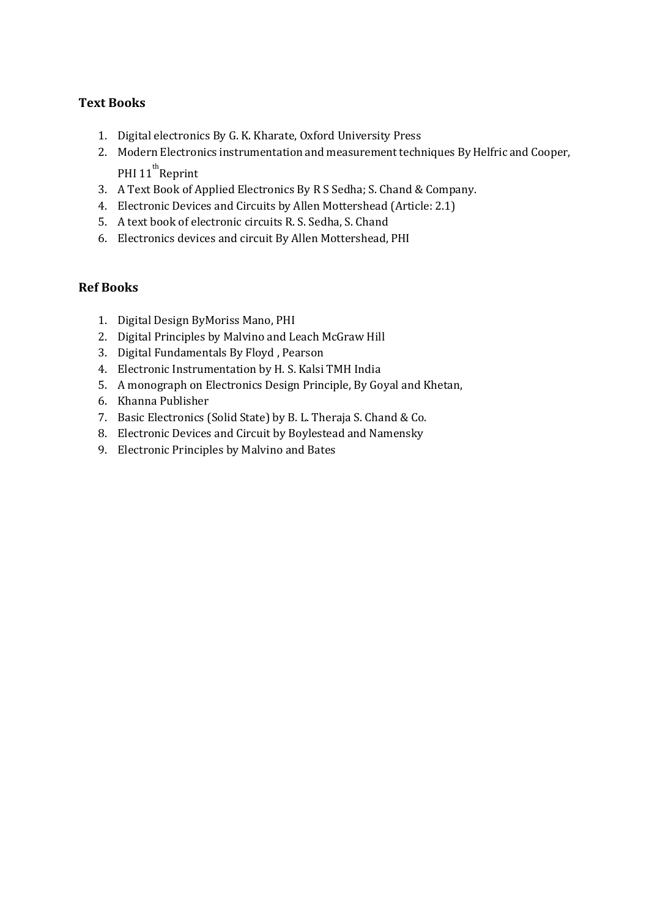## Text Books

1. Digital electronics By G. K. Kharate, Oxford University Press
2. Modern Electronics instrumentation and measurement techniques By Helfric and Cooper, PHI 11th Reprint
3. A Text Book of Applied Electronics By R S Sedha; S. Chand & Company.
4. Electronic Devices and Circuits by Allen Mottershead (Article: 2.1)
5. A text book of electronic circuits R. S. Sedha, S. Chand
6. Electronics devices and circuit By Allen Mottershead, PHI

## Ref Books

1. Digital Design ByMoriss Mano, PHI
2. Digital Principles by Malvino and Leach McGraw Hill
3. Digital Fundamentals By Floyd , Pearson
4. Electronic Instrumentation by H. S. Kalsi TMH India
5. A monograph on Electronics Design Principle, By Goyal and Khetan,
6. Khanna Publisher
7. Basic Electronics (Solid State) by B. L. Theraja S. Chand & Co.
8. Electronic Devices and Circuit by Boylestead and Namensky
9. Electronic Principles by Malvino and Bates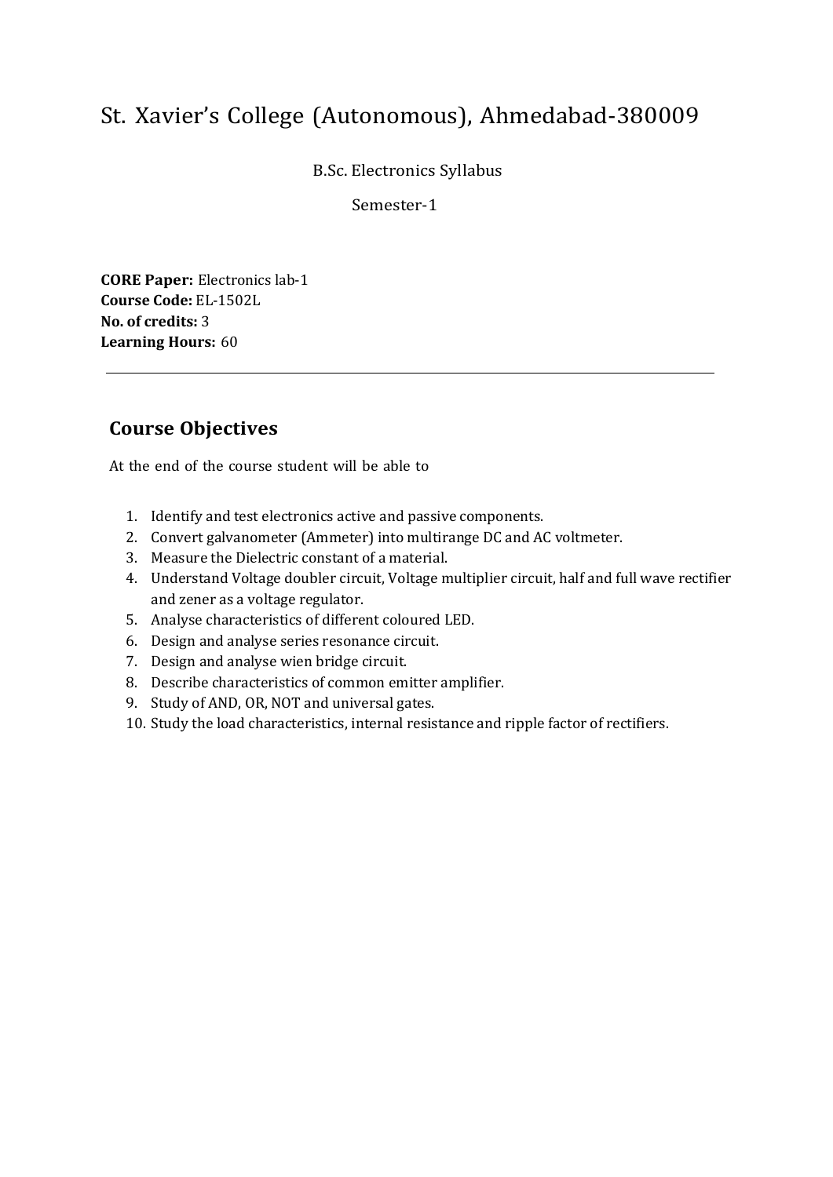# St. Xavier's College (Autonomous), Ahmedabad-380009

B.Sc. Electronics Syllabus

Semester-1

**CORE Paper:** Electronics lab-1
**Course Code:** EL-1502L
**No. of credits:** 3
**Learning Hours:** 60

---

## Course Objectives

At the end of the course student will be able to

1. Identify and test electronics active and passive components.
2. Convert galvanometer (Ammeter) into multirange DC and AC voltmeter.
3. Measure the Dielectric constant of a material.
4. Understand Voltage doubler circuit, Voltage multiplier circuit, half and full wave rectifier and zener as a voltage regulator.
5. Analyse characteristics of different coloured LED.
6. Design and analyse series resonance circuit.
7. Design and analyse wien bridge circuit.
8. Describe characteristics of common emitter amplifier.
9. Study of AND, OR, NOT and universal gates.
10. Study the load characteristics, internal resistance and ripple factor of rectifiers.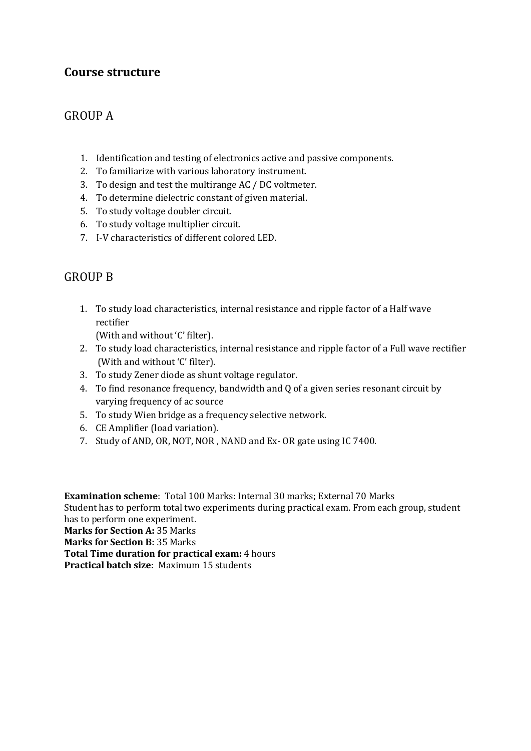## Course structure

### GROUP A

1. Identification and testing of electronics active and passive components.
2. To familiarize with various laboratory instrument.
3. To design and test the multirange AC / DC voltmeter.
4. To determine dielectric constant of given material.
5. To study voltage doubler circuit.
6. To study voltage multiplier circuit.
7. I-V characteristics of different colored LED.

### GROUP B

1. To study load characteristics, internal resistance and ripple factor of a Half wave rectifier
   (With and without 'C' filter).
2. To study load characteristics, internal resistance and ripple factor of a Full wave rectifier
   (With and without 'C' filter).
3. To study Zener diode as shunt voltage regulator.
4. To find resonance frequency, bandwidth and Q of a given series resonant circuit by varying frequency of ac source
5. To study Wien bridge as a frequency selective network.
6. CE Amplifier (load variation).
7. Study of AND, OR, NOT, NOR , NAND and Ex- OR gate using IC 7400.

**Examination scheme**: Total 100 Marks: Internal 30 marks; External 70 Marks
Student has to perform total two experiments during practical exam. From each group, student has to perform one experiment.
**Marks for Section A:** 35 Marks
**Marks for Section B:** 35 Marks
**Total Time duration for practical exam:** 4 hours
**Practical batch size:** Maximum 15 students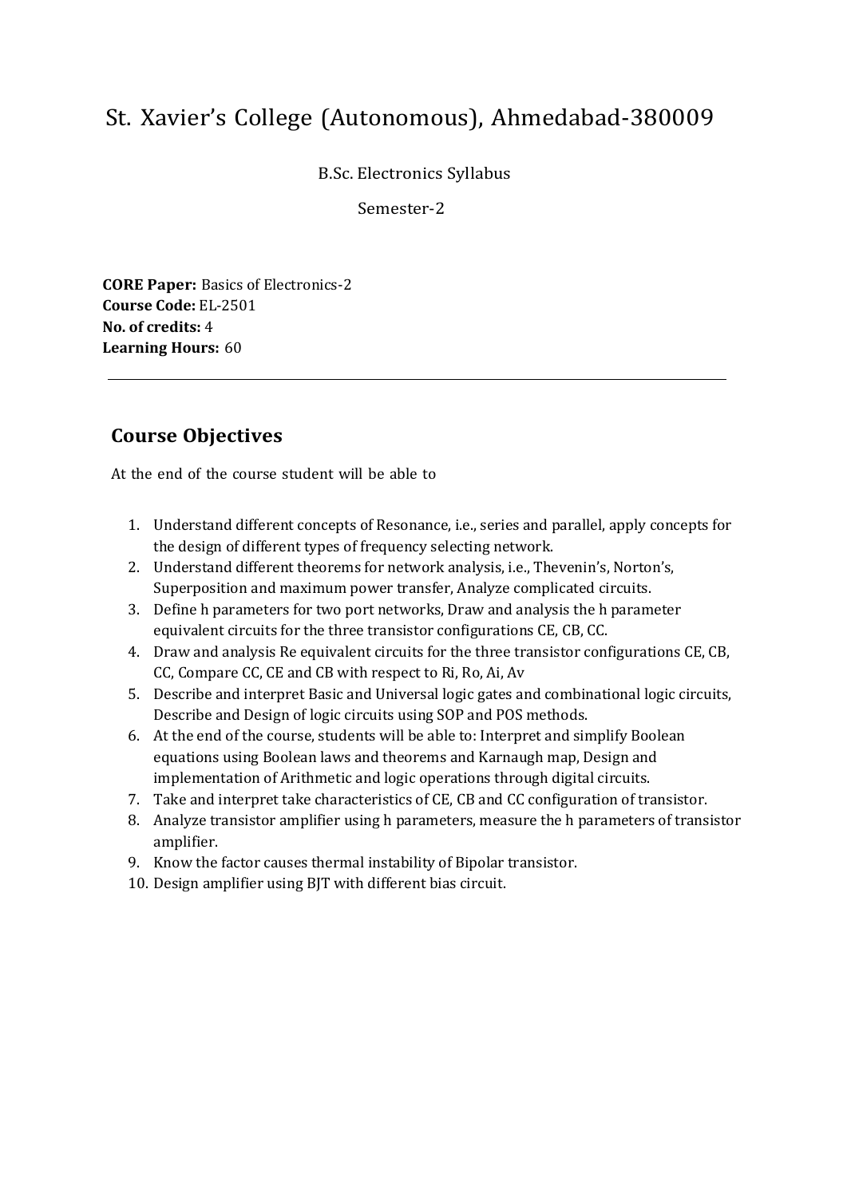# St. Xavier's College (Autonomous), Ahmedabad-380009

B.Sc. Electronics Syllabus

Semester-2

**CORE Paper:** Basics of Electronics-2
**Course Code:** EL-2501
**No. of credits:** 4
**Learning Hours:** 60

---

## Course Objectives

At the end of the course student will be able to

1. Understand different concepts of Resonance, i.e., series and parallel, apply concepts for the design of different types of frequency selecting network.
2. Understand different theorems for network analysis, i.e., Thevenin's, Norton's, Superposition and maximum power transfer, Analyze complicated circuits.
3. Define h parameters for two port networks, Draw and analysis the h parameter equivalent circuits for the three transistor configurations CE, CB, CC.
4. Draw and analysis Re equivalent circuits for the three transistor configurations CE, CB, CC, Compare CC, CE and CB with respect to Ri, Ro, Ai, Av
5. Describe and interpret Basic and Universal logic gates and combinational logic circuits, Describe and Design of logic circuits using SOP and POS methods.
6. At the end of the course, students will be able to: Interpret and simplify Boolean equations using Boolean laws and theorems and Karnaugh map, Design and implementation of Arithmetic and logic operations through digital circuits.
7. Take and interpret take characteristics of CE, CB and CC configuration of transistor.
8. Analyze transistor amplifier using h parameters, measure the h parameters of transistor amplifier.
9. Know the factor causes thermal instability of Bipolar transistor.
10. Design amplifier using BJT with different bias circuit.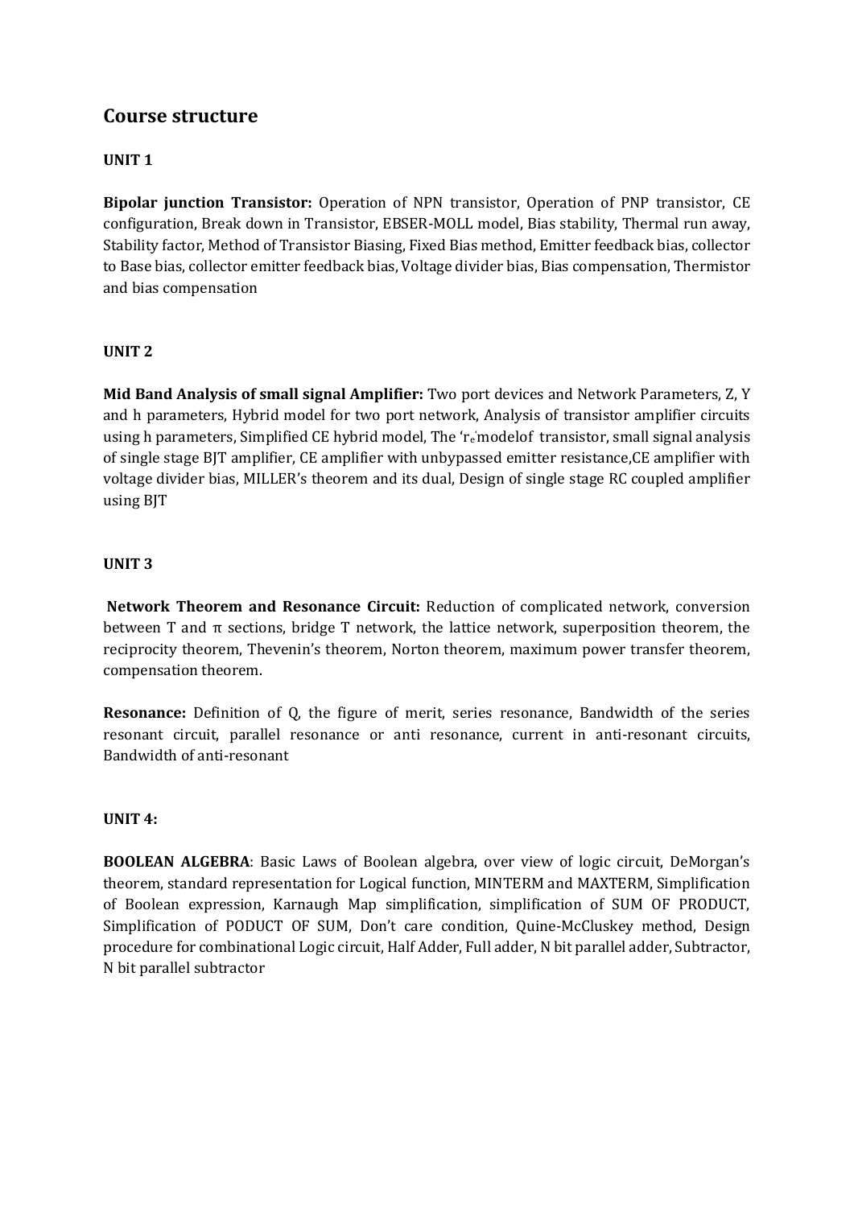## Course structure

### UNIT 1

**Bipolar junction Transistor:** Operation of NPN transistor, Operation of PNP transistor, CE configuration, Break down in Transistor, EBSER-MOLL model, Bias stability, Thermal run away, Stability factor, Method of Transistor Biasing, Fixed Bias method, Emitter feedback bias, collector to Base bias, collector emitter feedback bias, Voltage divider bias, Bias compensation, Thermistor and bias compensation

### UNIT 2

**Mid Band Analysis of small signal Amplifier:** Two port devices and Network Parameters, Z, Y and h parameters, Hybrid model for two port network, Analysis of transistor amplifier circuits using h parameters, Simplified CE hybrid model, The '$r_e$'modelof transistor, small signal analysis of single stage BJT amplifier, CE amplifier with unbypassed emitter resistance,CE amplifier with voltage divider bias, MILLER's theorem and its dual, Design of single stage RC coupled amplifier using BJT

### UNIT 3

**Network Theorem and Resonance Circuit:** Reduction of complicated network, conversion between T and π sections, bridge T network, the lattice network, superposition theorem, the reciprocity theorem, Thevenin's theorem, Norton theorem, maximum power transfer theorem, compensation theorem.

**Resonance:** Definition of Q, the figure of merit, series resonance, Bandwidth of the series resonant circuit, parallel resonance or anti resonance, current in anti-resonant circuits, Bandwidth of anti-resonant

### UNIT 4:

**BOOLEAN ALGEBRA**: Basic Laws of Boolean algebra, over view of logic circuit, DeMorgan's theorem, standard representation for Logical function, MINTERM and MAXTERM, Simplification of Boolean expression, Karnaugh Map simplification, simplification of SUM OF PRODUCT, Simplification of PODUCT OF SUM, Don't care condition, Quine-McCluskey method, Design procedure for combinational Logic circuit, Half Adder, Full adder, N bit parallel adder, Subtractor, N bit parallel subtractor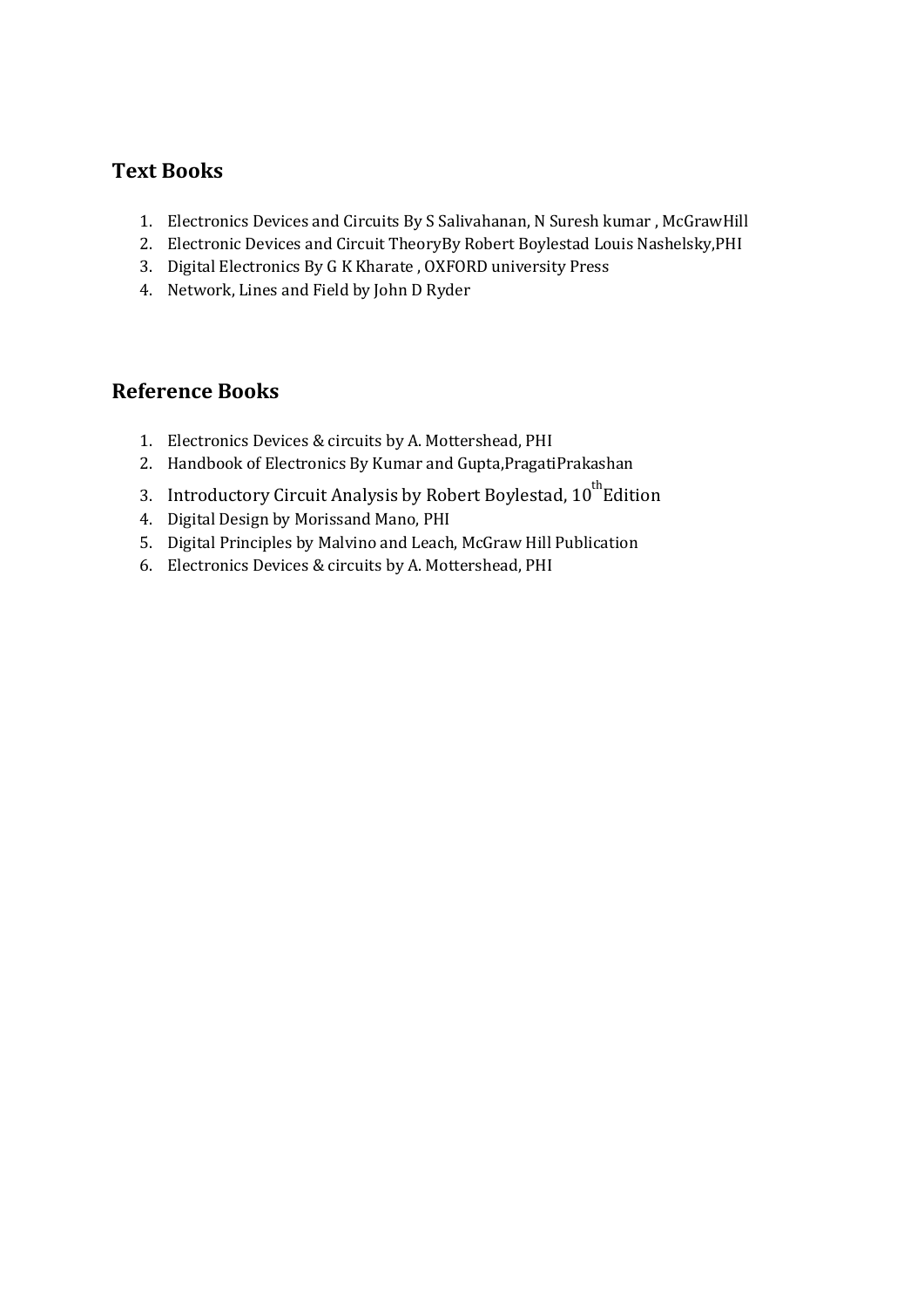## Text Books

1. Electronics Devices and Circuits By S Salivahanan, N Suresh kumar , McGrawHill
2. Electronic Devices and Circuit TheoryBy Robert Boylestad Louis Nashelsky,PHI
3. Digital Electronics By G K Kharate , OXFORD university Press
4. Network, Lines and Field by John D Ryder

## Reference Books

1. Electronics Devices & circuits by A. Mottershead, PHI
2. Handbook of Electronics By Kumar and Gupta,PragatiPrakashan
3. Introductory Circuit Analysis by Robert Boylestad, 10th Edition
4. Digital Design by Morissand Mano, PHI
5. Digital Principles by Malvino and Leach, McGraw Hill Publication
6. Electronics Devices & circuits by A. Mottershead, PHI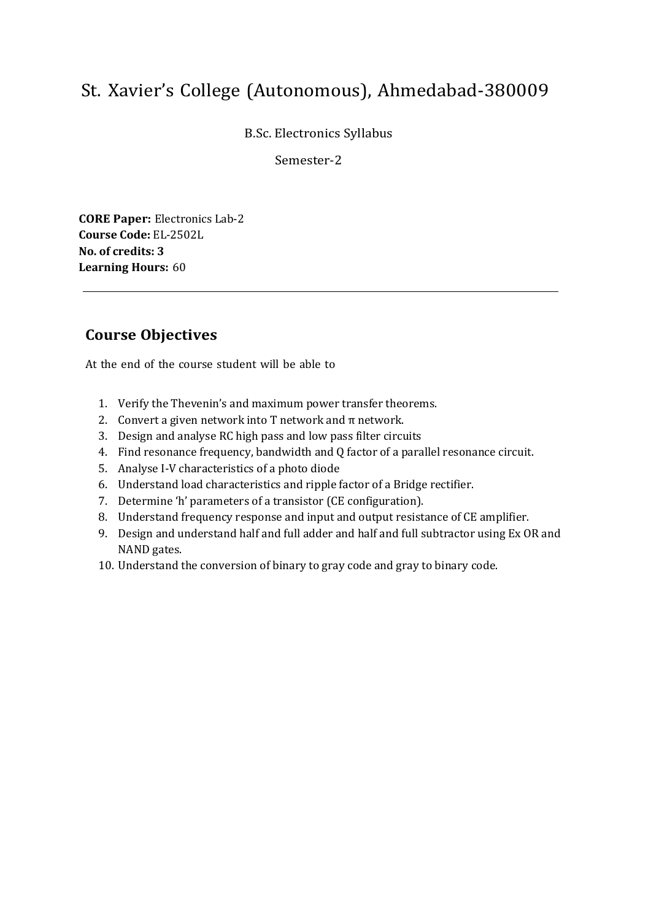# St. Xavier's College (Autonomous), Ahmedabad-380009

B.Sc. Electronics Syllabus

Semester-2

**CORE Paper:** Electronics Lab-2
**Course Code:** EL-2502L
**No. of credits: 3**
**Learning Hours:** 60

---

## Course Objectives

At the end of the course student will be able to

1. Verify the Thevenin's and maximum power transfer theorems.
2. Convert a given network into T network and π network.
3. Design and analyse RC high pass and low pass filter circuits
4. Find resonance frequency, bandwidth and Q factor of a parallel resonance circuit.
5. Analyse I-V characteristics of a photo diode
6. Understand load characteristics and ripple factor of a Bridge rectifier.
7. Determine 'h' parameters of a transistor (CE configuration).
8. Understand frequency response and input and output resistance of CE amplifier.
9. Design and understand half and full adder and half and full subtractor using Ex OR and NAND gates.
10. Understand the conversion of binary to gray code and gray to binary code.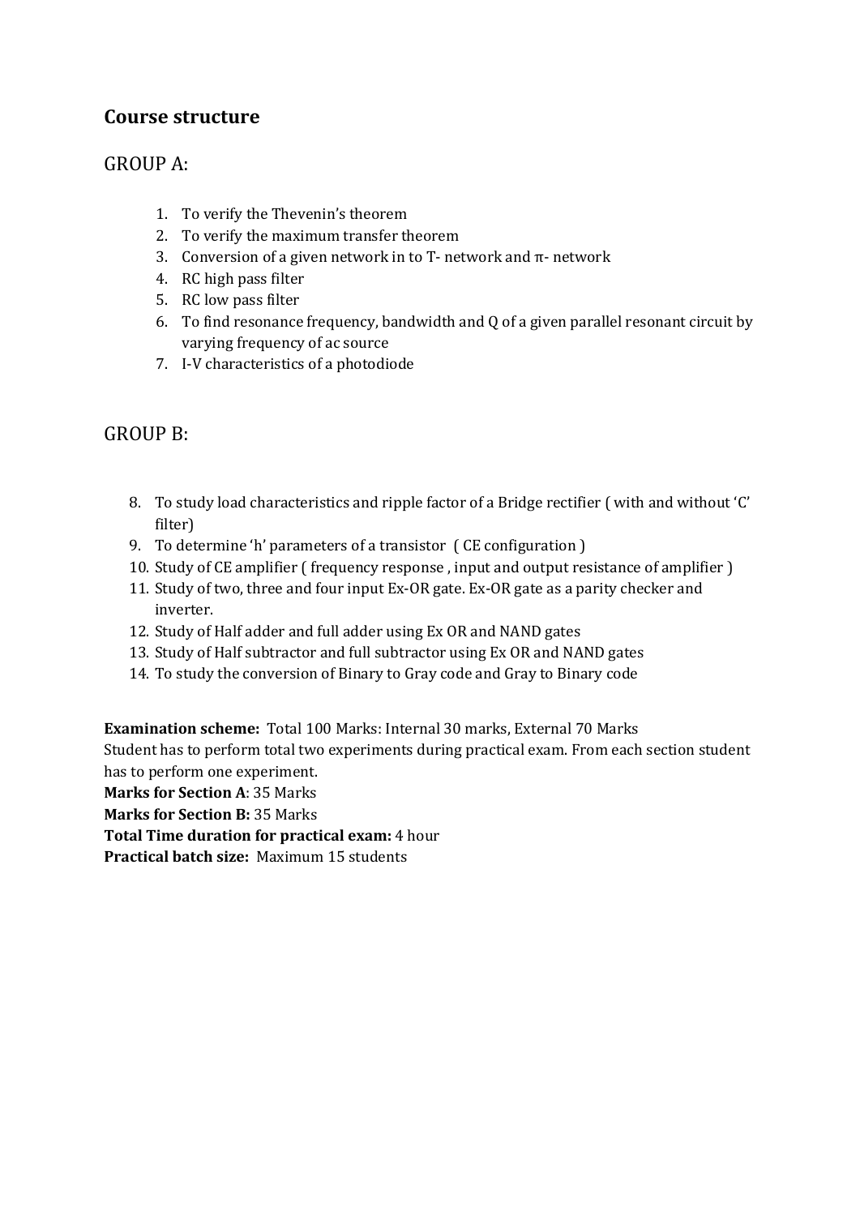## Course structure

### GROUP A:

1. To verify the Thevenin's theorem
2. To verify the maximum transfer theorem
3. Conversion of a given network in to T- network and π- network
4. RC high pass filter
5. RC low pass filter
6. To find resonance frequency, bandwidth and Q of a given parallel resonant circuit by varying frequency of ac source
7. I-V characteristics of a photodiode

### GROUP B:

8. To study load characteristics and ripple factor of a Bridge rectifier ( with and without 'C' filter)
9. To determine 'h' parameters of a transistor ( CE configuration )
10. Study of CE amplifier ( frequency response , input and output resistance of amplifier )
11. Study of two, three and four input Ex-OR gate. Ex-OR gate as a parity checker and inverter.
12. Study of Half adder and full adder using Ex OR and NAND gates
13. Study of Half subtractor and full subtractor using Ex OR and NAND gates
14. To study the conversion of Binary to Gray code and Gray to Binary code

**Examination scheme:** Total 100 Marks: Internal 30 marks, External 70 Marks
Student has to perform total two experiments during practical exam. From each section student has to perform one experiment.
**Marks for Section A**: 35 Marks
**Marks for Section B:** 35 Marks
**Total Time duration for practical exam:** 4 hour
**Practical batch size:** Maximum 15 students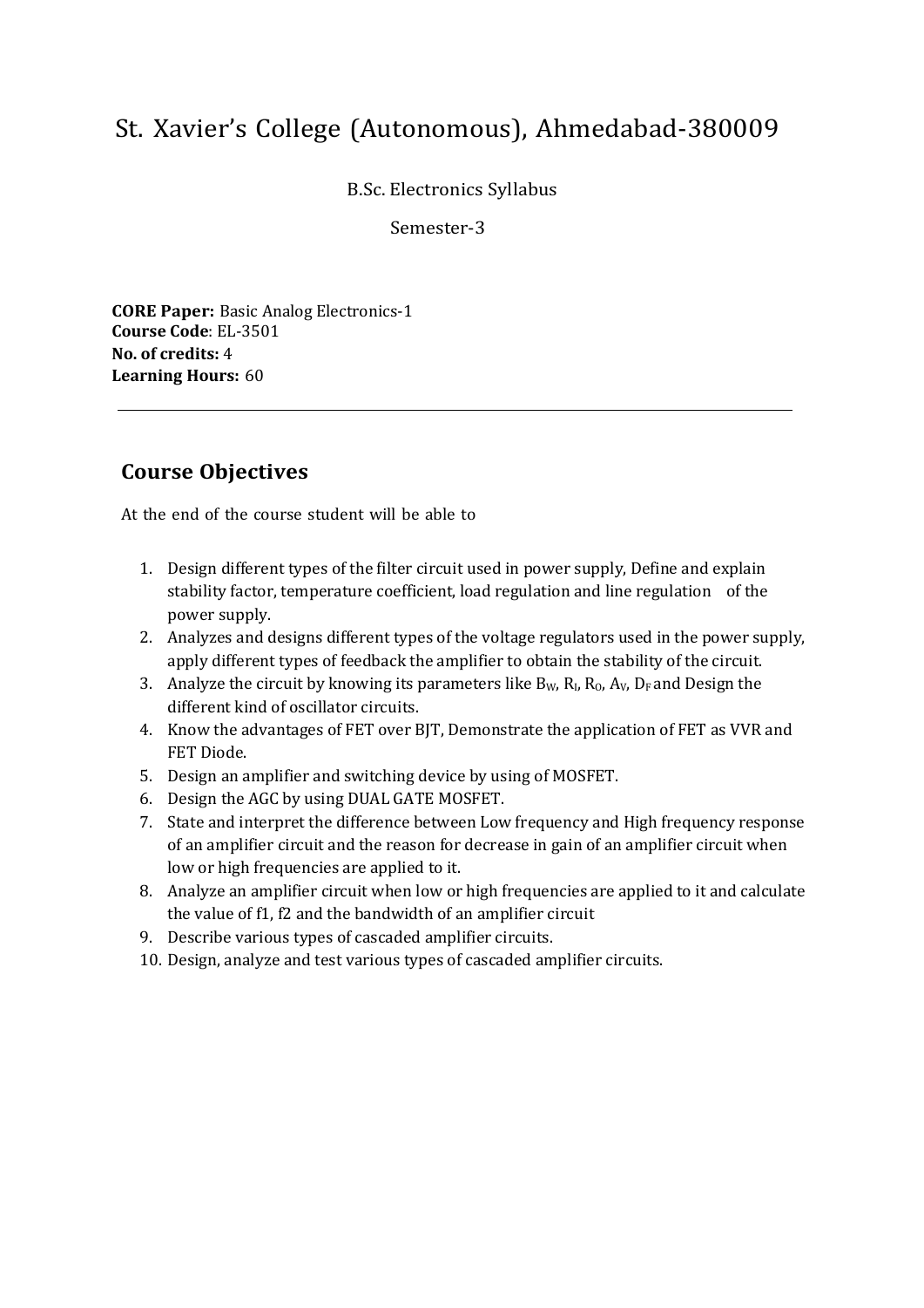# St. Xavier's College (Autonomous), Ahmedabad-380009

B.Sc. Electronics Syllabus

Semester-3

**CORE Paper:** Basic Analog Electronics-1
**Course Code**: EL-3501
**No. of credits:** 4
**Learning Hours:** 60

---

## Course Objectives

At the end of the course student will be able to

1. Design different types of the filter circuit used in power supply, Define and explain stability factor, temperature coefficient, load regulation and line regulation of the power supply.
2. Analyzes and designs different types of the voltage regulators used in the power supply, apply different types of feedback the amplifier to obtain the stability of the circuit.
3. Analyze the circuit by knowing its parameters like $B_W$, $R_I$, $R_O$, $A_V$, $D_F$ and Design the different kind of oscillator circuits.
4. Know the advantages of FET over BJT, Demonstrate the application of FET as VVR and FET Diode.
5. Design an amplifier and switching device by using of MOSFET.
6. Design the AGC by using DUAL GATE MOSFET.
7. State and interpret the difference between Low frequency and High frequency response of an amplifier circuit and the reason for decrease in gain of an amplifier circuit when low or high frequencies are applied to it.
8. Analyze an amplifier circuit when low or high frequencies are applied to it and calculate the value of f1, f2 and the bandwidth of an amplifier circuit
9. Describe various types of cascaded amplifier circuits.
10. Design, analyze and test various types of cascaded amplifier circuits.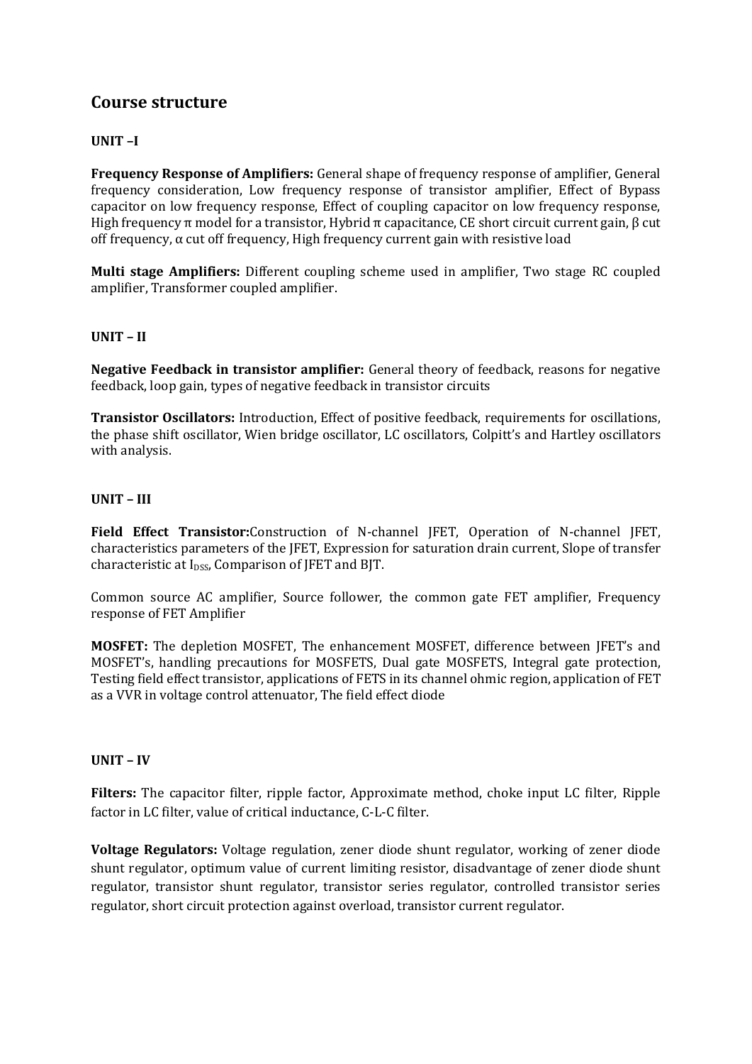## Course structure

**UNIT –I**

**Frequency Response of Amplifiers:** General shape of frequency response of amplifier, General frequency consideration, Low frequency response of transistor amplifier, Effect of Bypass capacitor on low frequency response, Effect of coupling capacitor on low frequency response, High frequency π model for a transistor, Hybrid π capacitance, CE short circuit current gain, β cut off frequency, α cut off frequency, High frequency current gain with resistive load

**Multi stage Amplifiers:** Different coupling scheme used in amplifier, Two stage RC coupled amplifier, Transformer coupled amplifier.

**UNIT – II**

**Negative Feedback in transistor amplifier:** General theory of feedback, reasons for negative feedback, loop gain, types of negative feedback in transistor circuits

**Transistor Oscillators:** Introduction, Effect of positive feedback, requirements for oscillations, the phase shift oscillator, Wien bridge oscillator, LC oscillators, Colpitt's and Hartley oscillators with analysis.

**UNIT – III**

**Field Effect Transistor:**Construction of N-channel JFET, Operation of N-channel JFET, characteristics parameters of the JFET, Expression for saturation drain current, Slope of transfer characteristic at $I_{DSS}$, Comparison of JFET and BJT.

Common source AC amplifier, Source follower, the common gate FET amplifier, Frequency response of FET Amplifier

**MOSFET:** The depletion MOSFET, The enhancement MOSFET, difference between JFET's and MOSFET's, handling precautions for MOSFETS, Dual gate MOSFETS, Integral gate protection, Testing field effect transistor, applications of FETS in its channel ohmic region, application of FET as a VVR in voltage control attenuator, The field effect diode

**UNIT – IV**

**Filters:** The capacitor filter, ripple factor, Approximate method, choke input LC filter, Ripple factor in LC filter, value of critical inductance, C-L-C filter.

**Voltage Regulators:** Voltage regulation, zener diode shunt regulator, working of zener diode shunt regulator, optimum value of current limiting resistor, disadvantage of zener diode shunt regulator, transistor shunt regulator, transistor series regulator, controlled transistor series regulator, short circuit protection against overload, transistor current regulator.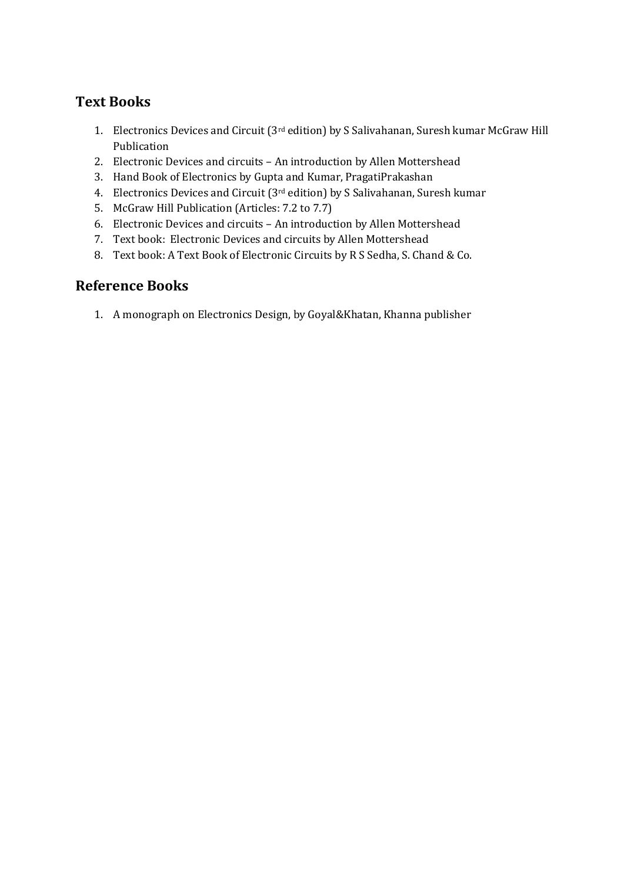## Text Books

1. Electronics Devices and Circuit (3rd edition) by S Salivahanan, Suresh kumar McGraw Hill Publication
2. Electronic Devices and circuits – An introduction by Allen Mottershead
3. Hand Book of Electronics by Gupta and Kumar, PragatiPrakashan
4. Electronics Devices and Circuit (3rd edition) by S Salivahanan, Suresh kumar
5. McGraw Hill Publication (Articles: 7.2 to 7.7)
6. Electronic Devices and circuits – An introduction by Allen Mottershead
7. Text book:  Electronic Devices and circuits by Allen Mottershead
8. Text book: A Text Book of Electronic Circuits by R S Sedha, S. Chand & Co.

## Reference Books

1. A monograph on Electronics Design, by Goyal&Khatan, Khanna publisher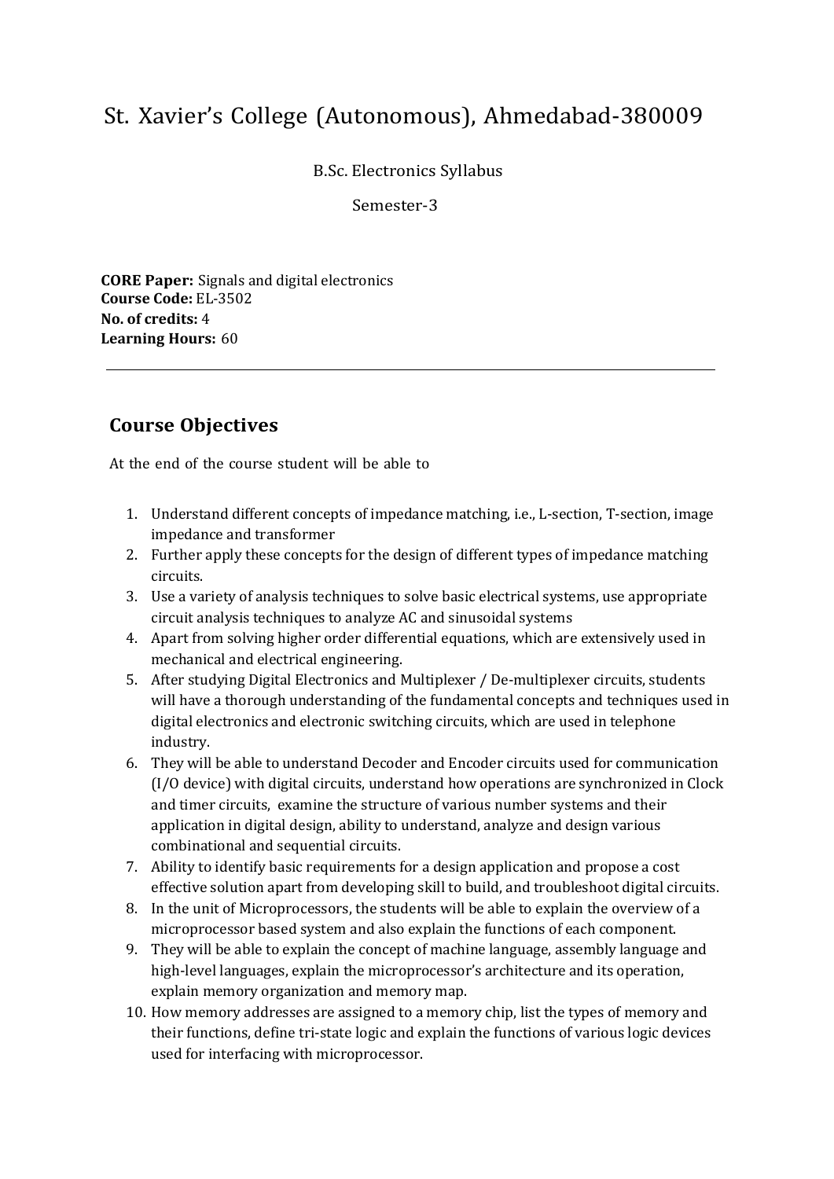# St. Xavier's College (Autonomous), Ahmedabad-380009

B.Sc. Electronics Syllabus

Semester-3

**CORE Paper:** Signals and digital electronics
**Course Code:** EL-3502
**No. of credits:** 4
**Learning Hours:** 60

---

## Course Objectives

At the end of the course student will be able to

1. Understand different concepts of impedance matching, i.e., L-section, T-section, image impedance and transformer
2. Further apply these concepts for the design of different types of impedance matching circuits.
3. Use a variety of analysis techniques to solve basic electrical systems, use appropriate circuit analysis techniques to analyze AC and sinusoidal systems
4. Apart from solving higher order differential equations, which are extensively used in mechanical and electrical engineering.
5. After studying Digital Electronics and Multiplexer / De-multiplexer circuits, students will have a thorough understanding of the fundamental concepts and techniques used in digital electronics and electronic switching circuits, which are used in telephone industry.
6. They will be able to understand Decoder and Encoder circuits used for communication (I/O device) with digital circuits, understand how operations are synchronized in Clock and timer circuits, examine the structure of various number systems and their application in digital design, ability to understand, analyze and design various combinational and sequential circuits.
7. Ability to identify basic requirements for a design application and propose a cost effective solution apart from developing skill to build, and troubleshoot digital circuits.
8. In the unit of Microprocessors, the students will be able to explain the overview of a microprocessor based system and also explain the functions of each component.
9. They will be able to explain the concept of machine language, assembly language and high-level languages, explain the microprocessor's architecture and its operation, explain memory organization and memory map.
10. How memory addresses are assigned to a memory chip, list the types of memory and their functions, define tri-state logic and explain the functions of various logic devices used for interfacing with microprocessor.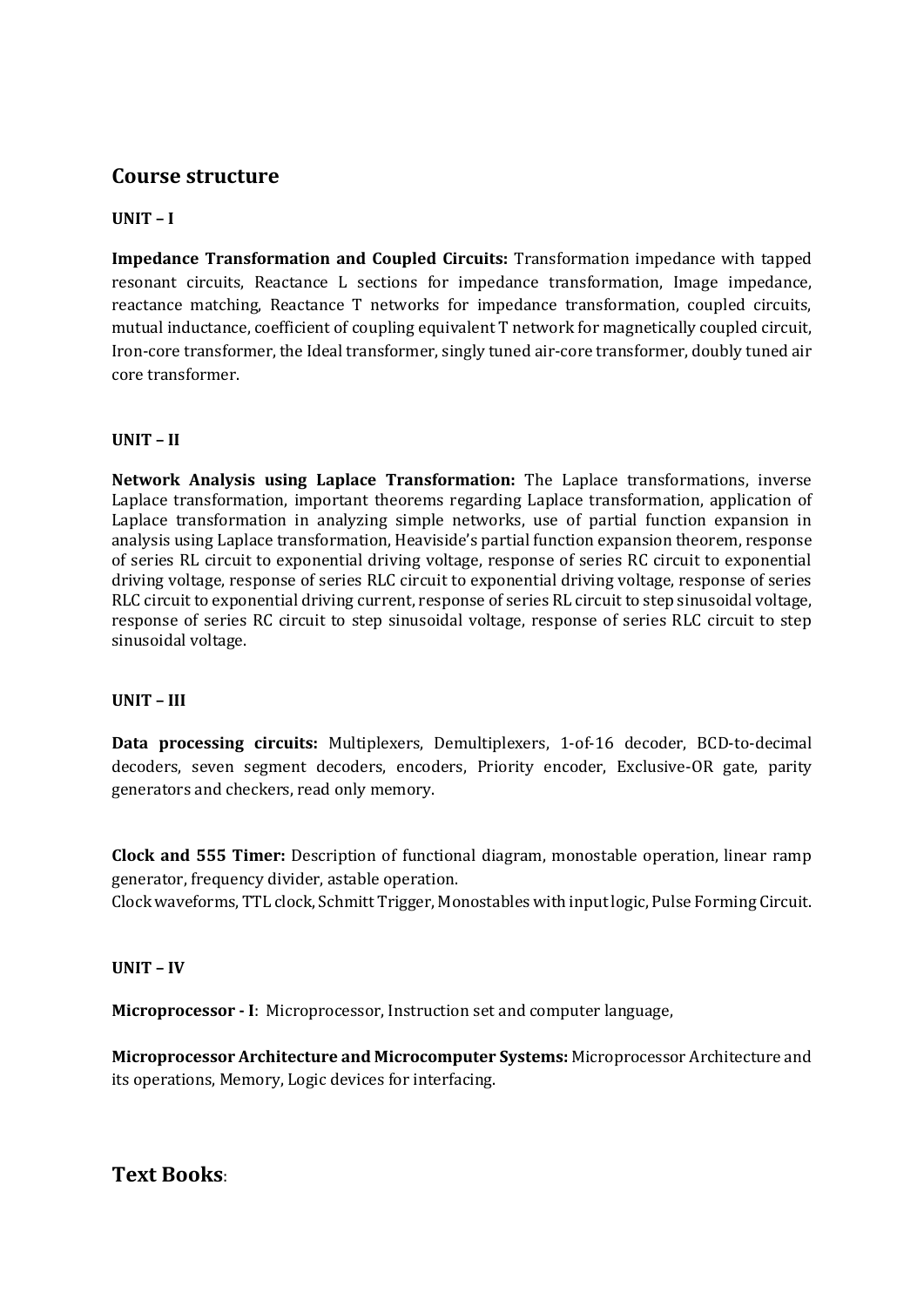## Course structure

**UNIT – I**

**Impedance Transformation and Coupled Circuits:** Transformation impedance with tapped resonant circuits, Reactance L sections for impedance transformation, Image impedance, reactance matching, Reactance T networks for impedance transformation, coupled circuits, mutual inductance, coefficient of coupling equivalent T network for magnetically coupled circuit, Iron-core transformer, the Ideal transformer, singly tuned air-core transformer, doubly tuned air core transformer.

**UNIT – II**

**Network Analysis using Laplace Transformation:** The Laplace transformations, inverse Laplace transformation, important theorems regarding Laplace transformation, application of Laplace transformation in analyzing simple networks, use of partial function expansion in analysis using Laplace transformation, Heaviside's partial function expansion theorem, response of series RL circuit to exponential driving voltage, response of series RC circuit to exponential driving voltage, response of series RLC circuit to exponential driving voltage, response of series RLC circuit to exponential driving current, response of series RL circuit to step sinusoidal voltage, response of series RC circuit to step sinusoidal voltage, response of series RLC circuit to step sinusoidal voltage.

**UNIT – III**

**Data processing circuits:** Multiplexers, Demultiplexers, 1-of-16 decoder, BCD-to-decimal decoders, seven segment decoders, encoders, Priority encoder, Exclusive-OR gate, parity generators and checkers, read only memory.

**Clock and 555 Timer:** Description of functional diagram, monostable operation, linear ramp generator, frequency divider, astable operation.
Clock waveforms, TTL clock, Schmitt Trigger, Monostables with input logic, Pulse Forming Circuit.

**UNIT – IV**

**Microprocessor - I**: Microprocessor, Instruction set and computer language,

**Microprocessor Architecture and Microcomputer Systems:** Microprocessor Architecture and its operations, Memory, Logic devices for interfacing.

## Text Books: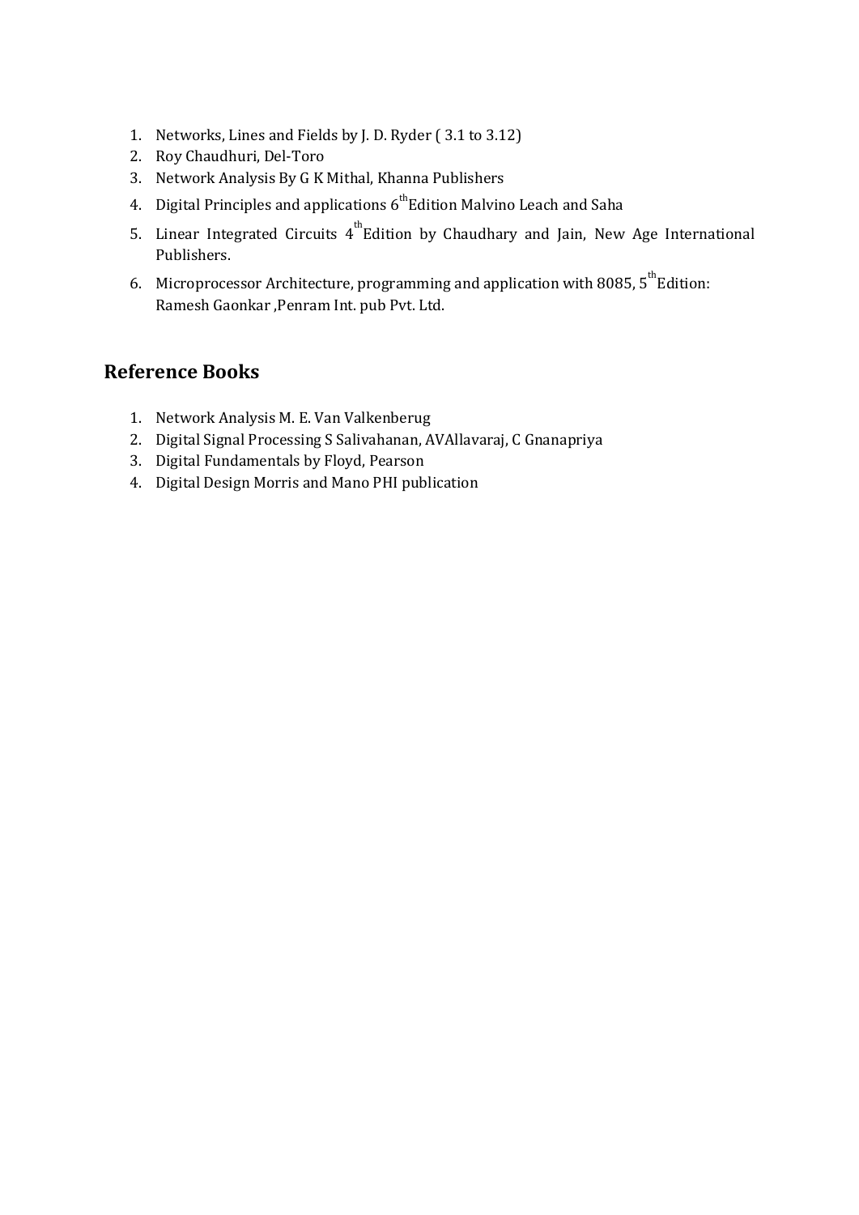1. Networks, Lines and Fields by J. D. Ryder ( 3.1 to 3.12)
2. Roy Chaudhuri, Del-Toro
3. Network Analysis By G K Mithal, Khanna Publishers
4. Digital Principles and applications $6^{th}$ Edition Malvino Leach and Saha
5. Linear Integrated Circuits $4^{th}$ Edition by Chaudhary and Jain, New Age International Publishers.
6. Microprocessor Architecture, programming and application with 8085, $5^{th}$ Edition: Ramesh Gaonkar ,Penram Int. pub Pvt. Ltd.

## Reference Books

1. Network Analysis M. E. Van Valkenberug
2. Digital Signal Processing S Salivahanan, AVAllavaraj, C Gnanapriya
3. Digital Fundamentals by Floyd, Pearson
4. Digital Design Morris and Mano PHI publication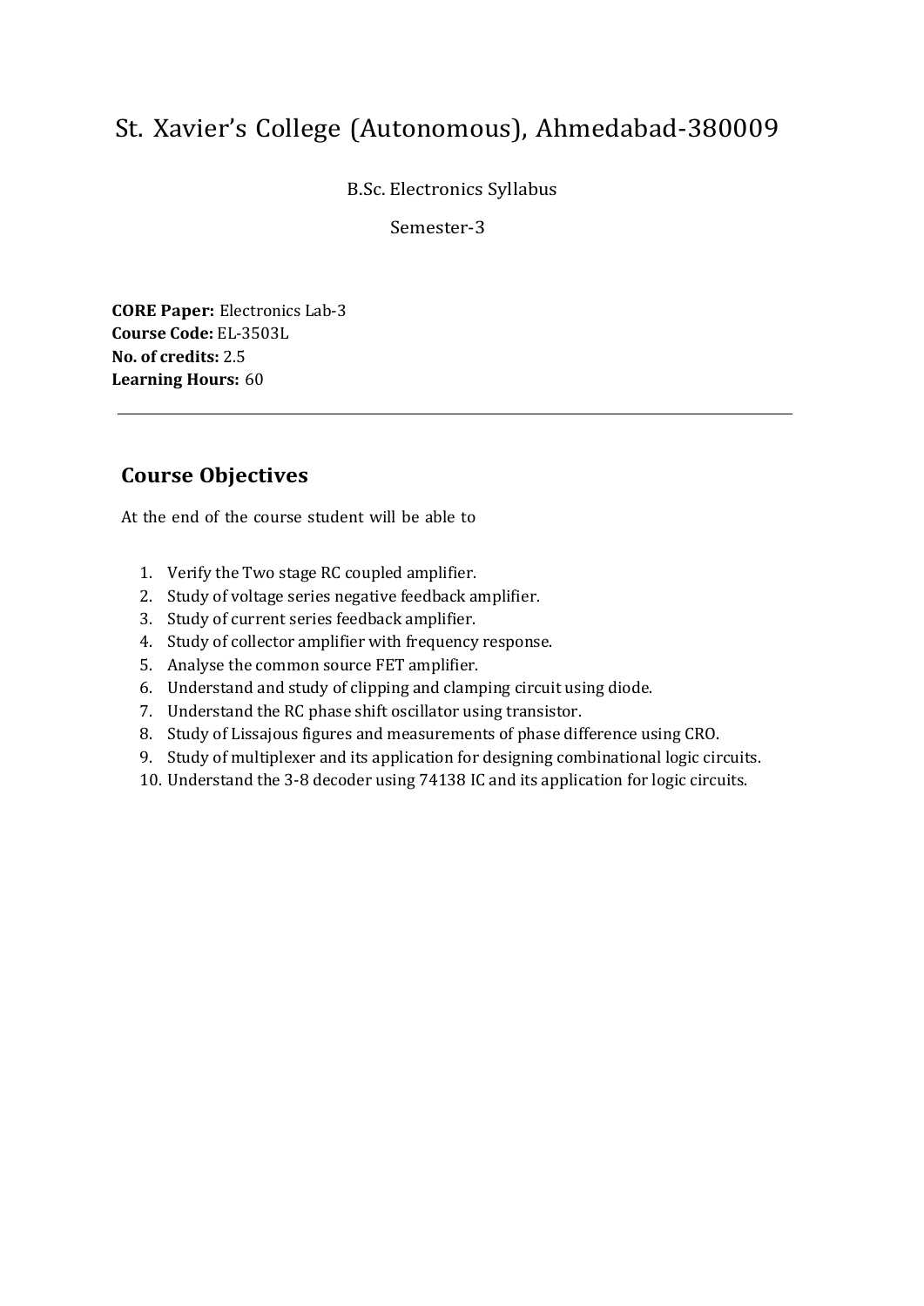# St. Xavier's College (Autonomous), Ahmedabad-380009

B.Sc. Electronics Syllabus

Semester-3

**CORE Paper:** Electronics Lab-3
**Course Code:** EL-3503L
**No. of credits:** 2.5
**Learning Hours:** 60

---

## Course Objectives

At the end of the course student will be able to

1. Verify the Two stage RC coupled amplifier.
2. Study of voltage series negative feedback amplifier.
3. Study of current series feedback amplifier.
4. Study of collector amplifier with frequency response.
5. Analyse the common source FET amplifier.
6. Understand and study of clipping and clamping circuit using diode.
7. Understand the RC phase shift oscillator using transistor.
8. Study of Lissajous figures and measurements of phase difference using CRO.
9. Study of multiplexer and its application for designing combinational logic circuits.
10. Understand the 3-8 decoder using 74138 IC and its application for logic circuits.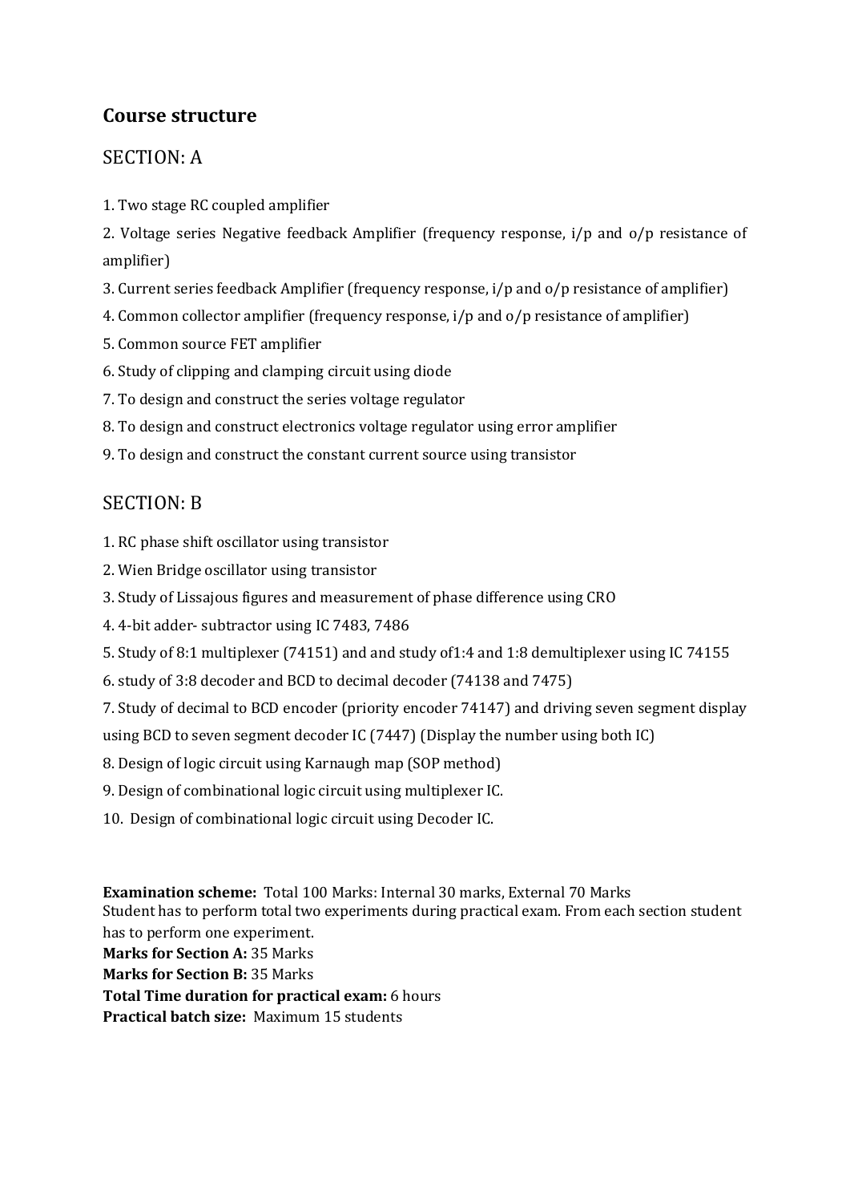## Course structure

### SECTION: A

1. Two stage RC coupled amplifier
2. Voltage series Negative feedback Amplifier (frequency response, i/p and o/p resistance of amplifier)
3. Current series feedback Amplifier (frequency response, i/p and o/p resistance of amplifier)
4. Common collector amplifier (frequency response, i/p and o/p resistance of amplifier)
5. Common source FET amplifier
6. Study of clipping and clamping circuit using diode
7. To design and construct the series voltage regulator
8. To design and construct electronics voltage regulator using error amplifier
9. To design and construct the constant current source using transistor

### SECTION: B

1. RC phase shift oscillator using transistor
2. Wien Bridge oscillator using transistor
3. Study of Lissajous figures and measurement of phase difference using CRO
4. 4-bit adder- subtractor using IC 7483, 7486
5. Study of 8:1 multiplexer (74151) and and study of1:4 and 1:8 demultiplexer using IC 74155
6. study of 3:8 decoder and BCD to decimal decoder (74138 and 7475)
7. Study of decimal to BCD encoder (priority encoder 74147) and driving seven segment display using BCD to seven segment decoder IC (7447) (Display the number using both IC)
8. Design of logic circuit using Karnaugh map (SOP method)
9. Design of combinational logic circuit using multiplexer IC.
10. Design of combinational logic circuit using Decoder IC.

**Examination scheme:** Total 100 Marks: Internal 30 marks, External 70 Marks
Student has to perform total two experiments during practical exam. From each section student has to perform one experiment.
**Marks for Section A:** 35 Marks
**Marks for Section B:** 35 Marks
**Total Time duration for practical exam:** 6 hours
**Practical batch size:** Maximum 15 students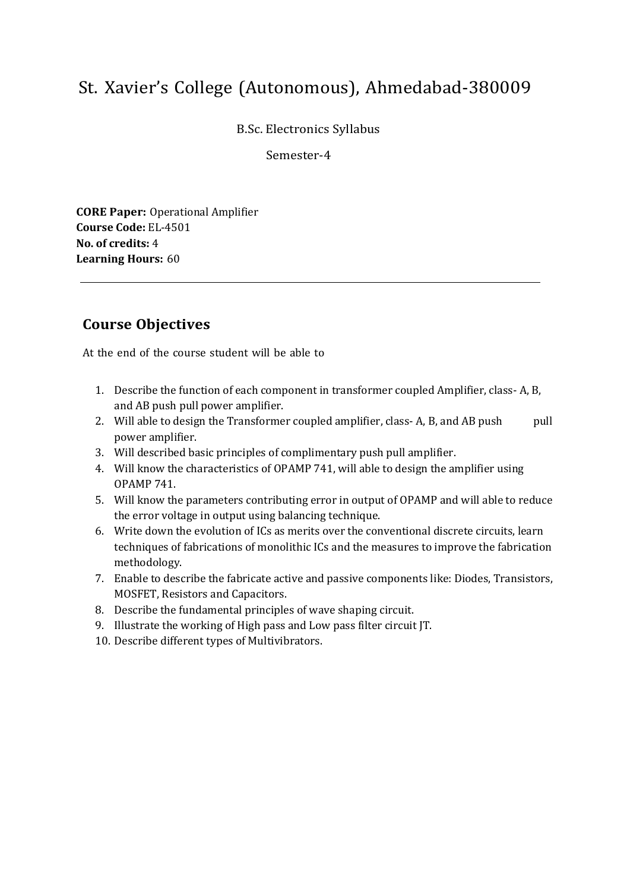# St. Xavier's College (Autonomous), Ahmedabad-380009

B.Sc. Electronics Syllabus

Semester-4

**CORE Paper:** Operational Amplifier
**Course Code:** EL-4501
**No. of credits:** 4
**Learning Hours:** 60

---

## Course Objectives

At the end of the course student will be able to

1. Describe the function of each component in transformer coupled Amplifier, class- A, B, and AB push pull power amplifier.
2. Will able to design the Transformer coupled amplifier, class- A, B, and AB push pull power amplifier.
3. Will described basic principles of complimentary push pull amplifier.
4. Will know the characteristics of OPAMP 741, will able to design the amplifier using OPAMP 741.
5. Will know the parameters contributing error in output of OPAMP and will able to reduce the error voltage in output using balancing technique.
6. Write down the evolution of ICs as merits over the conventional discrete circuits, learn techniques of fabrications of monolithic ICs and the measures to improve the fabrication methodology.
7. Enable to describe the fabricate active and passive components like: Diodes, Transistors, MOSFET, Resistors and Capacitors.
8. Describe the fundamental principles of wave shaping circuit.
9. Illustrate the working of High pass and Low pass filter circuit JT.
10. Describe different types of Multivibrators.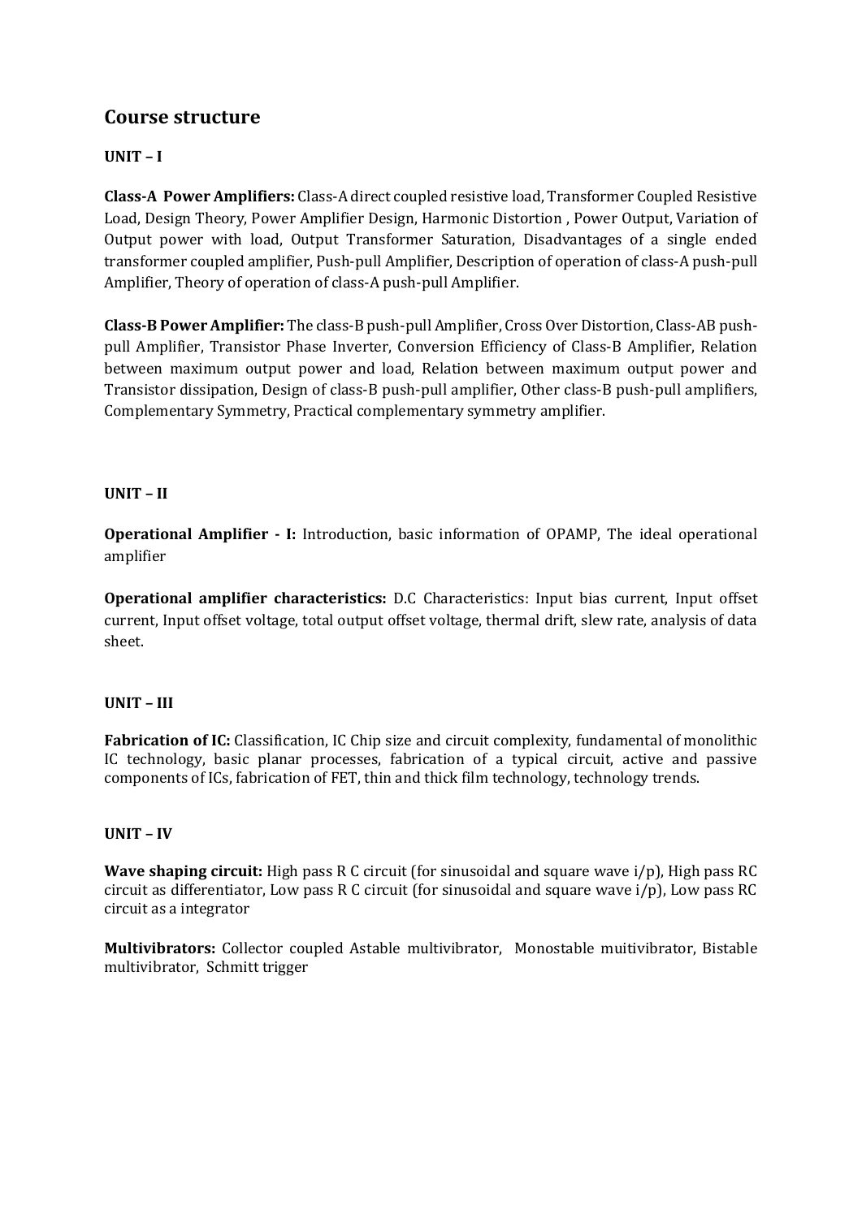## Course structure

### UNIT – I

**Class-A Power Amplifiers:** Class-A direct coupled resistive load, Transformer Coupled Resistive Load, Design Theory, Power Amplifier Design, Harmonic Distortion , Power Output, Variation of Output power with load, Output Transformer Saturation, Disadvantages of a single ended transformer coupled amplifier, Push-pull Amplifier, Description of operation of class-A push-pull Amplifier, Theory of operation of class-A push-pull Amplifier.

**Class-B Power Amplifier:** The class-B push-pull Amplifier, Cross Over Distortion, Class-AB push-pull Amplifier, Transistor Phase Inverter, Conversion Efficiency of Class-B Amplifier, Relation between maximum output power and load, Relation between maximum output power and Transistor dissipation, Design of class-B push-pull amplifier, Other class-B push-pull amplifiers, Complementary Symmetry, Practical complementary symmetry amplifier.

### UNIT – II

**Operational Amplifier - I:** Introduction, basic information of OPAMP, The ideal operational amplifier

**Operational amplifier characteristics:** D.C Characteristics: Input bias current, Input offset current, Input offset voltage, total output offset voltage, thermal drift, slew rate, analysis of data sheet.

### UNIT – III

**Fabrication of IC:** Classification, IC Chip size and circuit complexity, fundamental of monolithic IC technology, basic planar processes, fabrication of a typical circuit, active and passive components of ICs, fabrication of FET, thin and thick film technology, technology trends.

### UNIT – IV

**Wave shaping circuit:** High pass R C circuit (for sinusoidal and square wave i/p), High pass RC circuit as differentiator, Low pass R C circuit (for sinusoidal and square wave i/p), Low pass RC circuit as a integrator

**Multivibrators:** Collector coupled Astable multivibrator, Monostable muitivibrator, Bistable multivibrator, Schmitt trigger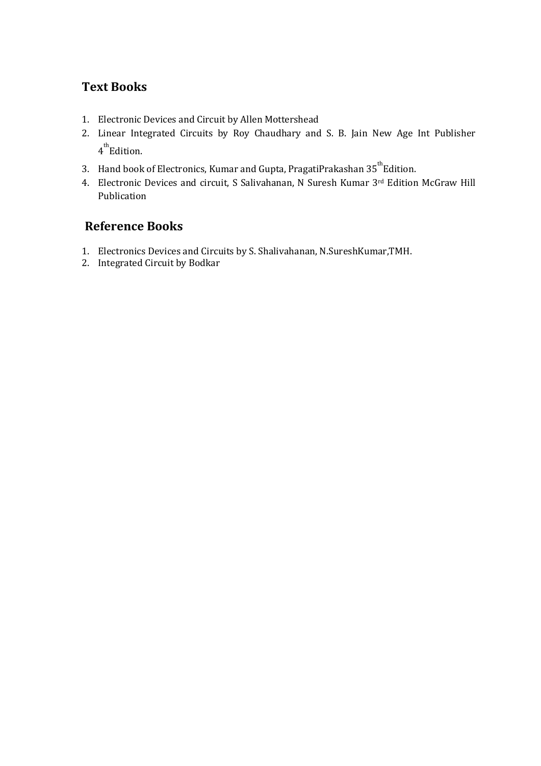## Text Books

1. Electronic Devices and Circuit by Allen Mottershead
2. Linear Integrated Circuits by Roy Chaudhary and S. B. Jain New Age Int Publisher 4th Edition.
3. Hand book of Electronics, Kumar and Gupta, PragatiPrakashan 35th Edition.
4. Electronic Devices and circuit, S Salivahanan, N Suresh Kumar 3rd Edition McGraw Hill Publication

## Reference Books

1. Electronics Devices and Circuits by S. Shalivahanan, N.SureshKumar,TMH.
2. Integrated Circuit by Bodkar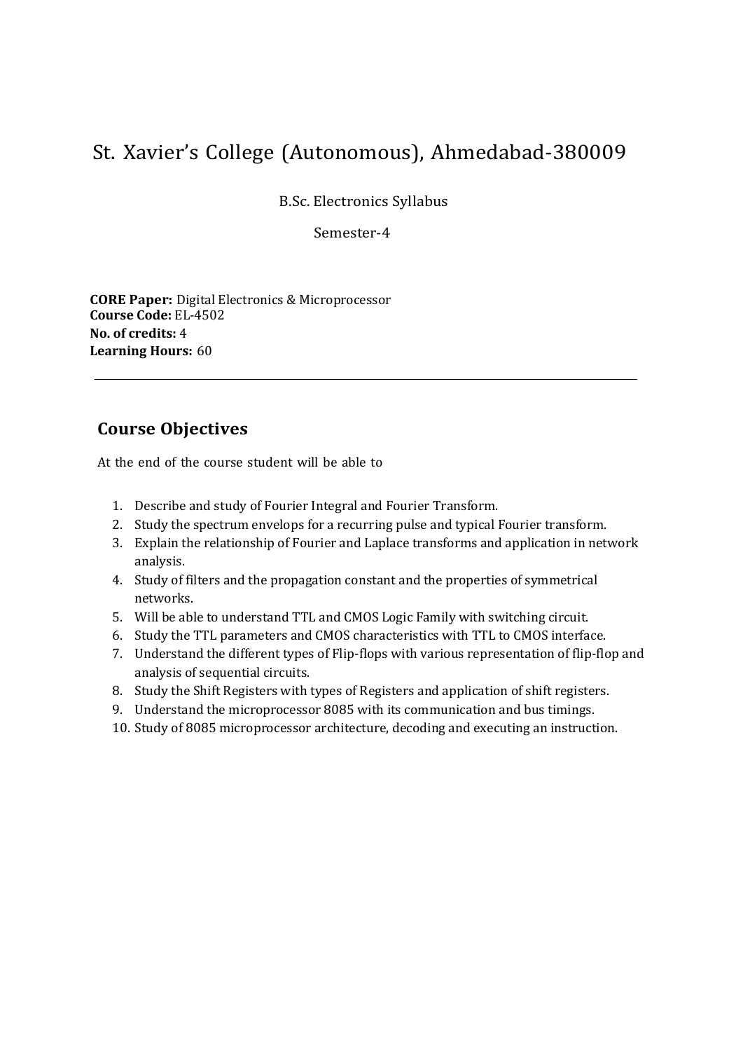# St. Xavier's College (Autonomous), Ahmedabad-380009

B.Sc. Electronics Syllabus

Semester-4

**CORE Paper:** Digital Electronics & Microprocessor
**Course Code:** EL-4502
**No. of credits:** 4
**Learning Hours:** 60

---

## Course Objectives

At the end of the course student will be able to

1. Describe and study of Fourier Integral and Fourier Transform.
2. Study the spectrum envelops for a recurring pulse and typical Fourier transform.
3. Explain the relationship of Fourier and Laplace transforms and application in network analysis.
4. Study of filters and the propagation constant and the properties of symmetrical networks.
5. Will be able to understand TTL and CMOS Logic Family with switching circuit.
6. Study the TTL parameters and CMOS characteristics with TTL to CMOS interface.
7. Understand the different types of Flip-flops with various representation of flip-flop and analysis of sequential circuits.
8. Study the Shift Registers with types of Registers and application of shift registers.
9. Understand the microprocessor 8085 with its communication and bus timings.
10. Study of 8085 microprocessor architecture, decoding and executing an instruction.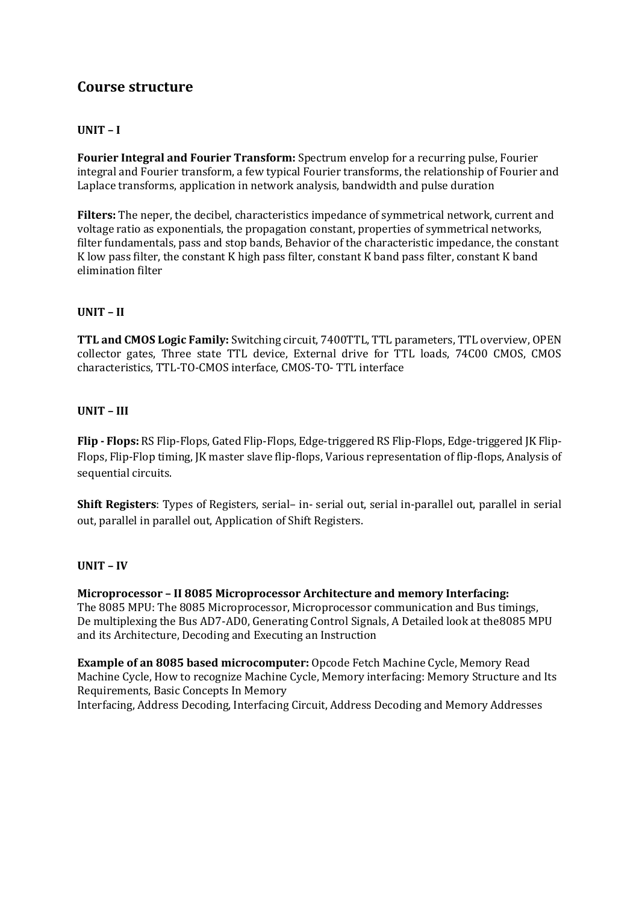## Course structure

**UNIT – I**

**Fourier Integral and Fourier Transform:** Spectrum envelop for a recurring pulse, Fourier integral and Fourier transform, a few typical Fourier transforms, the relationship of Fourier and Laplace transforms, application in network analysis, bandwidth and pulse duration

**Filters:** The neper, the decibel, characteristics impedance of symmetrical network, current and voltage ratio as exponentials, the propagation constant, properties of symmetrical networks, filter fundamentals, pass and stop bands, Behavior of the characteristic impedance, the constant K low pass filter, the constant K high pass filter, constant K band pass filter, constant K band elimination filter

**UNIT – II**

**TTL and CMOS Logic Family:** Switching circuit, 7400TTL, TTL parameters, TTL overview, OPEN collector gates, Three state TTL device, External drive for TTL loads, 74C00 CMOS, CMOS characteristics, TTL-TO-CMOS interface, CMOS-TO- TTL interface

**UNIT – III**

**Flip - Flops:** RS Flip-Flops, Gated Flip-Flops, Edge-triggered RS Flip-Flops, Edge-triggered JK Flip-Flops, Flip-Flop timing, JK master slave flip-flops, Various representation of flip-flops, Analysis of sequential circuits.

**Shift Registers**: Types of Registers, serial– in- serial out, serial in-parallel out, parallel in serial out, parallel in parallel out, Application of Shift Registers.

**UNIT – IV**

**Microprocessor – II 8085 Microprocessor Architecture and memory Interfacing:**
The 8085 MPU: The 8085 Microprocessor, Microprocessor communication and Bus timings, De multiplexing the Bus AD7-AD0, Generating Control Signals, A Detailed look at the8085 MPU and its Architecture, Decoding and Executing an Instruction

**Example of an 8085 based microcomputer:** Opcode Fetch Machine Cycle, Memory Read Machine Cycle, How to recognize Machine Cycle, Memory interfacing: Memory Structure and Its Requirements, Basic Concepts In Memory
Interfacing, Address Decoding, Interfacing Circuit, Address Decoding and Memory Addresses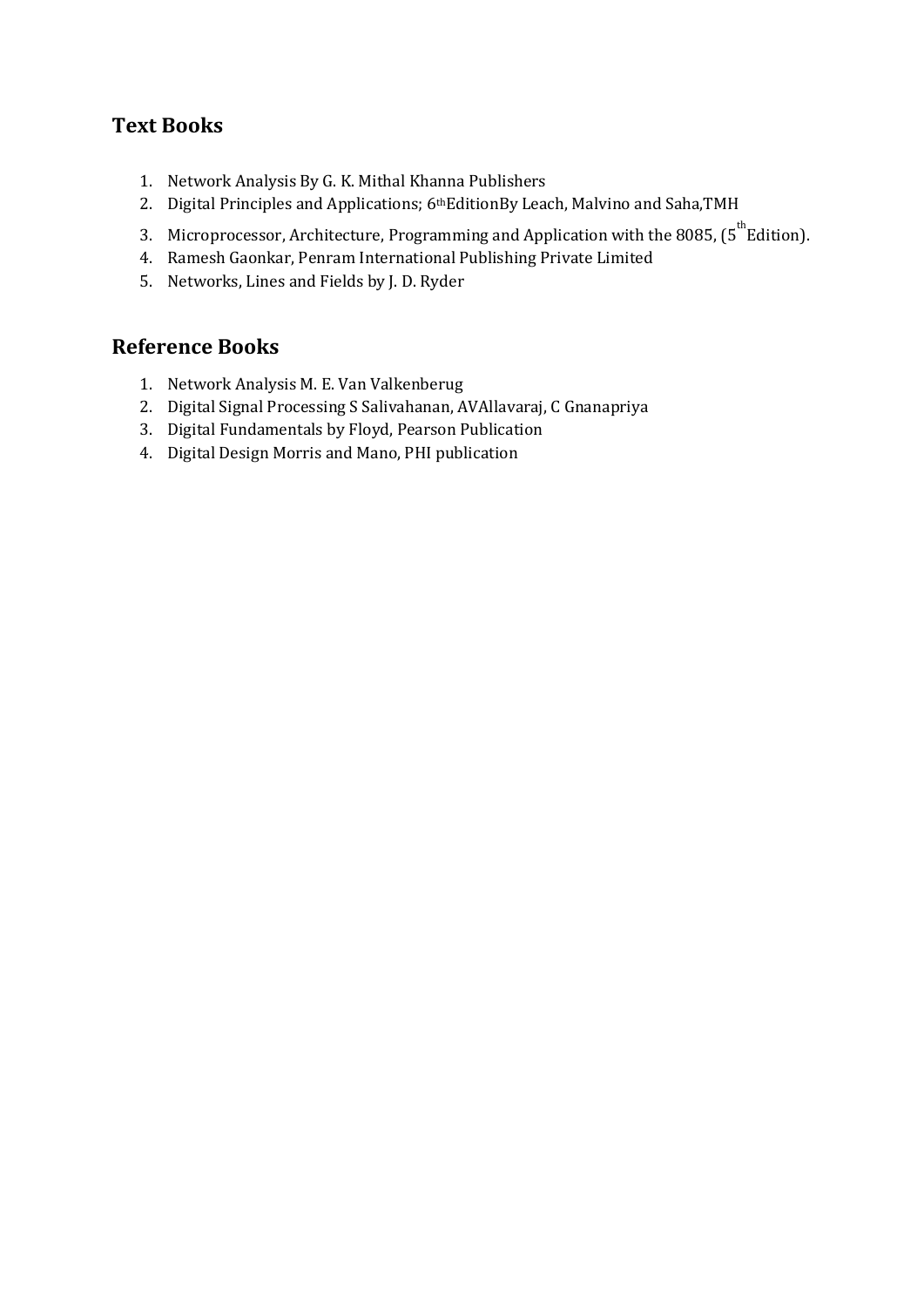## Text Books

1. Network Analysis By G. K. Mithal Khanna Publishers
2. Digital Principles and Applications; 6thEditionBy Leach, Malvino and Saha,TMH
3. Microprocessor, Architecture, Programming and Application with the 8085, ($5^{th}$ Edition).
4. Ramesh Gaonkar, Penram International Publishing Private Limited
5. Networks, Lines and Fields by J. D. Ryder

## Reference Books

1. Network Analysis M. E. Van Valkenberug
2. Digital Signal Processing S Salivahanan, AVAllavaraj, C Gnanapriya
3. Digital Fundamentals by Floyd, Pearson Publication
4. Digital Design Morris and Mano, PHI publication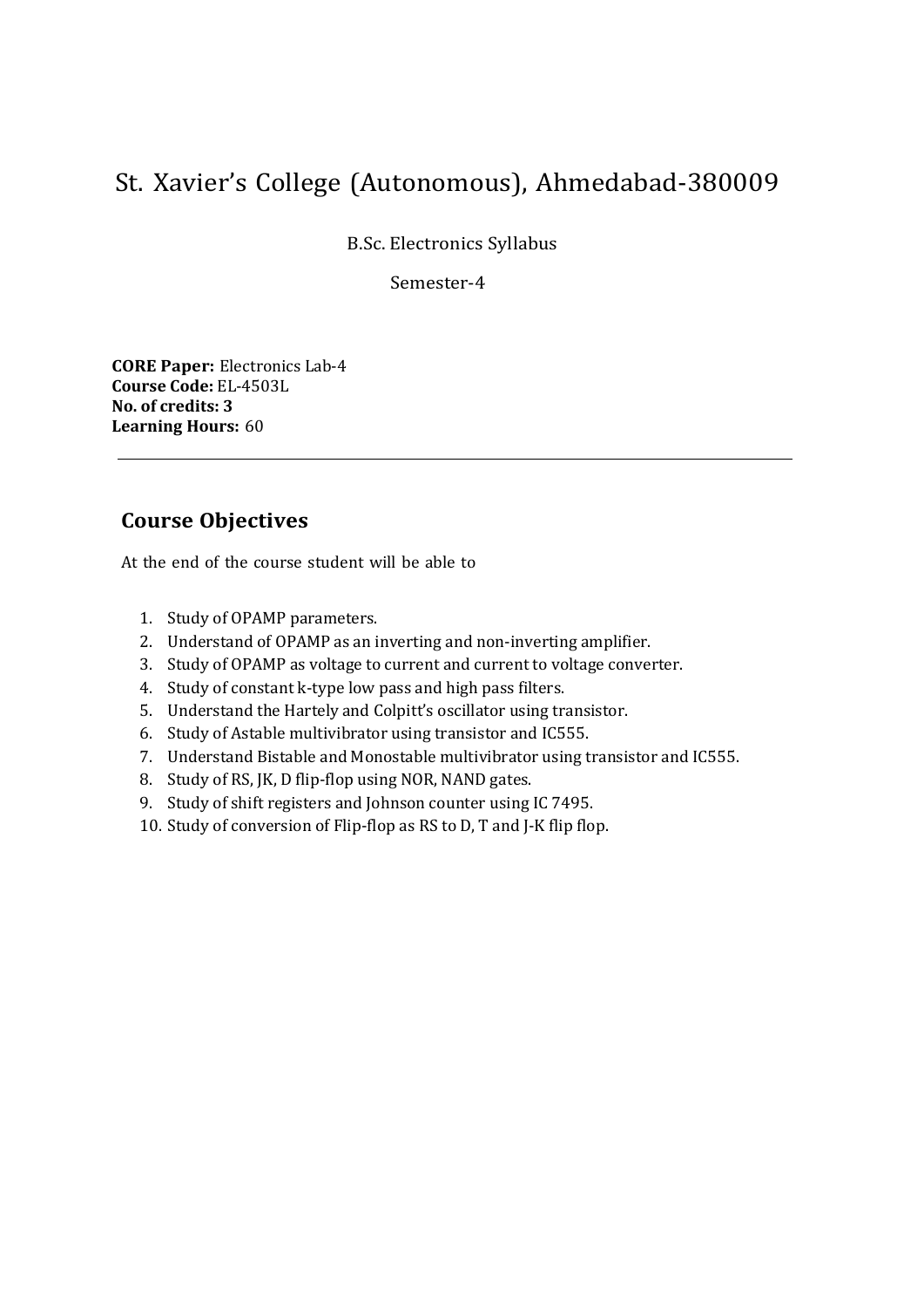# St. Xavier's College (Autonomous), Ahmedabad-380009

B.Sc. Electronics Syllabus

Semester-4

**CORE Paper:** Electronics Lab-4
**Course Code:** EL-4503L
**No. of credits: 3**
**Learning Hours:** 60

---

## Course Objectives

At the end of the course student will be able to

1. Study of OPAMP parameters.
2. Understand of OPAMP as an inverting and non-inverting amplifier.
3. Study of OPAMP as voltage to current and current to voltage converter.
4. Study of constant k-type low pass and high pass filters.
5. Understand the Hartely and Colpitt's oscillator using transistor.
6. Study of Astable multivibrator using transistor and IC555.
7. Understand Bistable and Monostable multivibrator using transistor and IC555.
8. Study of RS, JK, D flip-flop using NOR, NAND gates.
9. Study of shift registers and Johnson counter using IC 7495.
10. Study of conversion of Flip-flop as RS to D, T and J-K flip flop.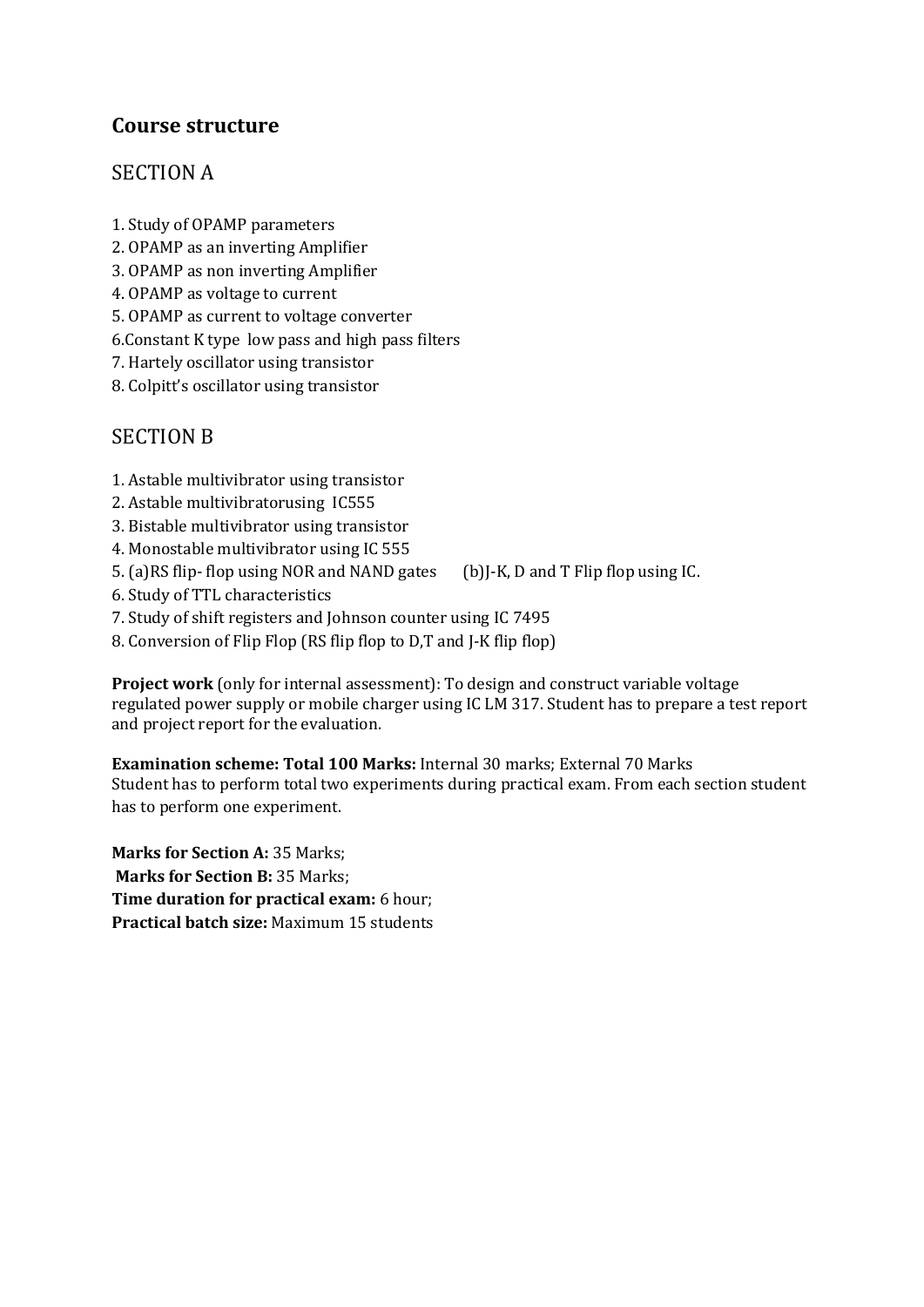## Course structure

### SECTION A

1. Study of OPAMP parameters
2. OPAMP as an inverting Amplifier
3. OPAMP as non inverting Amplifier
4. OPAMP as voltage to current
5. OPAMP as current to voltage converter
6. Constant K type low pass and high pass filters
7. Hartely oscillator using transistor
8. Colpitt's oscillator using transistor

### SECTION B

1. Astable multivibrator using transistor
2. Astable multivibratorusing IC555
3. Bistable multivibrator using transistor
4. Monostable multivibrator using IC 555
5. (a)RS flip- flop using NOR and NAND gates (b)J-K, D and T Flip flop using IC.
6. Study of TTL characteristics
7. Study of shift registers and Johnson counter using IC 7495
8. Conversion of Flip Flop (RS flip flop to D,T and J-K flip flop)

**Project work** (only for internal assessment): To design and construct variable voltage regulated power supply or mobile charger using IC LM 317. Student has to prepare a test report and project report for the evaluation.

**Examination scheme: Total 100 Marks:** Internal 30 marks; External 70 Marks
Student has to perform total two experiments during practical exam. From each section student has to perform one experiment.

**Marks for Section A:** 35 Marks;
**Marks for Section B:** 35 Marks;
**Time duration for practical exam:** 6 hour;
**Practical batch size:** Maximum 15 students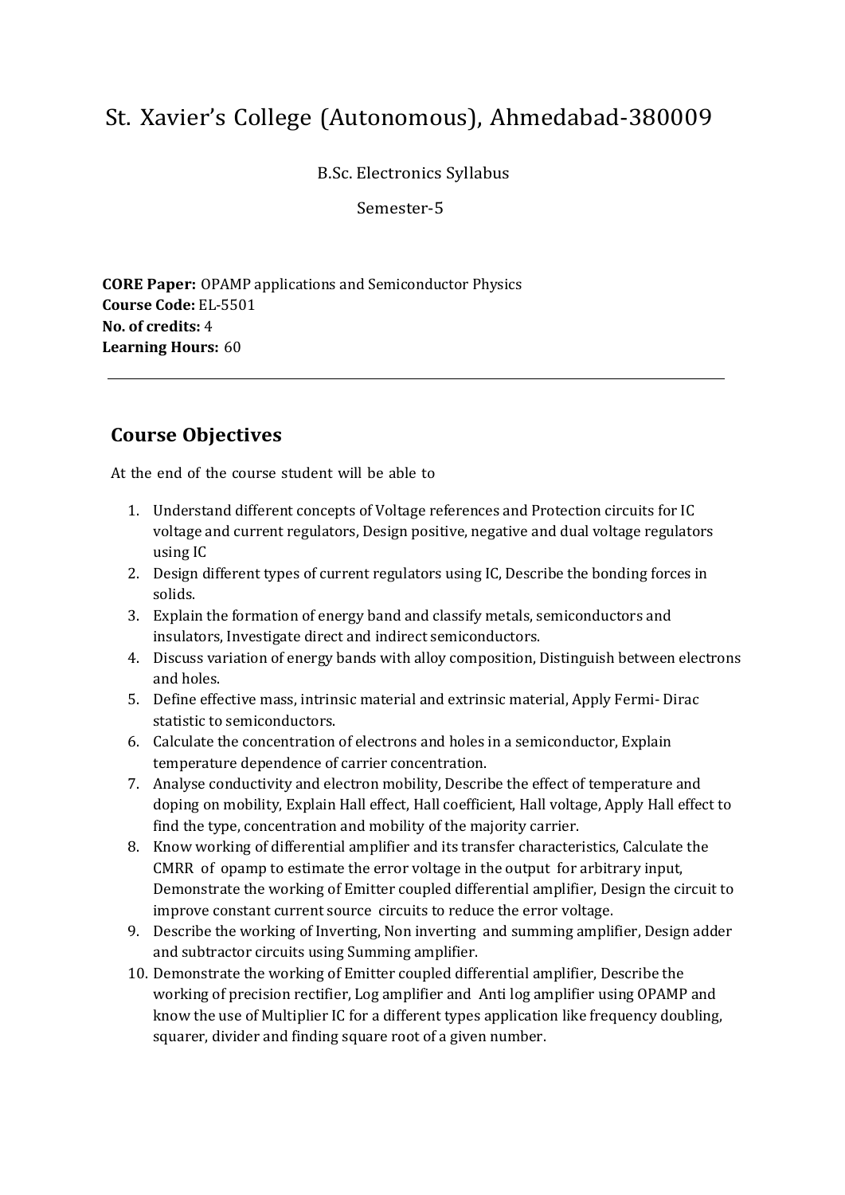# St. Xavier's College (Autonomous), Ahmedabad-380009

B.Sc. Electronics Syllabus

Semester-5

**CORE Paper:** OPAMP applications and Semiconductor Physics
**Course Code:** EL-5501
**No. of credits:** 4
**Learning Hours:** 60

---

## Course Objectives

At the end of the course student will be able to

1. Understand different concepts of Voltage references and Protection circuits for IC voltage and current regulators, Design positive, negative and dual voltage regulators using IC
2. Design different types of current regulators using IC, Describe the bonding forces in solids.
3. Explain the formation of energy band and classify metals, semiconductors and insulators, Investigate direct and indirect semiconductors.
4. Discuss variation of energy bands with alloy composition, Distinguish between electrons and holes.
5. Define effective mass, intrinsic material and extrinsic material, Apply Fermi- Dirac statistic to semiconductors.
6. Calculate the concentration of electrons and holes in a semiconductor, Explain temperature dependence of carrier concentration.
7. Analyse conductivity and electron mobility, Describe the effect of temperature and doping on mobility, Explain Hall effect, Hall coefficient, Hall voltage, Apply Hall effect to find the type, concentration and mobility of the majority carrier.
8. Know working of differential amplifier and its transfer characteristics, Calculate the CMRR of opamp to estimate the error voltage in the output for arbitrary input, Demonstrate the working of Emitter coupled differential amplifier, Design the circuit to improve constant current source circuits to reduce the error voltage.
9. Describe the working of Inverting, Non inverting and summing amplifier, Design adder and subtractor circuits using Summing amplifier.
10. Demonstrate the working of Emitter coupled differential amplifier, Describe the working of precision rectifier, Log amplifier and Anti log amplifier using OPAMP and know the use of Multiplier IC for a different types application like frequency doubling, squarer, divider and finding square root of a given number.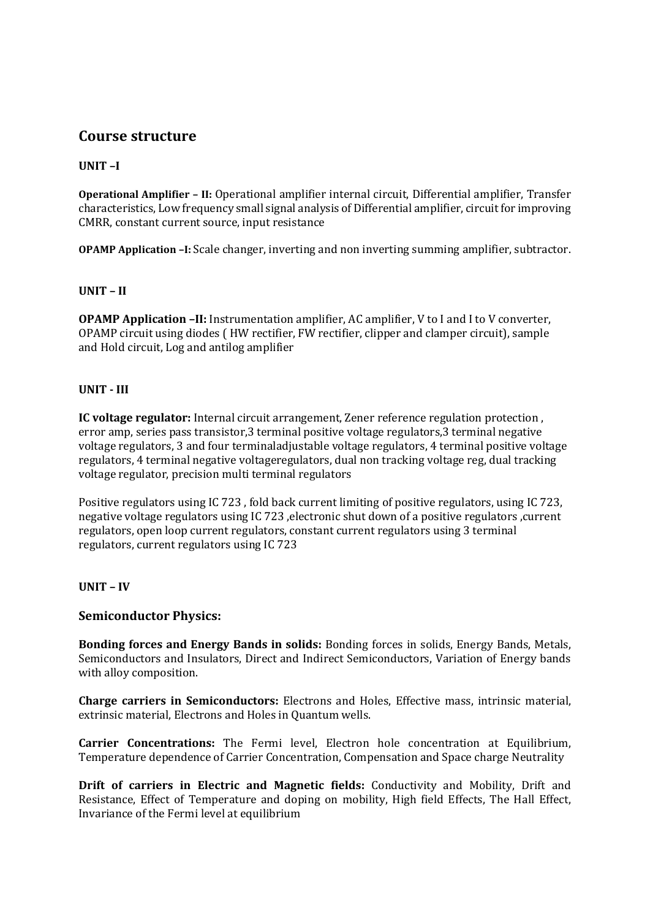## Course structure

**UNIT –I**

**Operational Amplifier – II:** Operational amplifier internal circuit, Differential amplifier, Transfer characteristics, Low frequency small signal analysis of Differential amplifier, circuit for improving CMRR, constant current source, input resistance

**OPAMP Application –I:** Scale changer, inverting and non inverting summing amplifier, subtractor.

**UNIT – II**

**OPAMP Application –II:** Instrumentation amplifier, AC amplifier, V to I and I to V converter, OPAMP circuit using diodes ( HW rectifier, FW rectifier, clipper and clamper circuit), sample and Hold circuit, Log and antilog amplifier

**UNIT - III**

**IC voltage regulator:** Internal circuit arrangement, Zener reference regulation protection , error amp, series pass transistor,3 terminal positive voltage regulators,3 terminal negative voltage regulators, 3 and four terminaladjustable voltage regulators, 4 terminal positive voltage regulators, 4 terminal negative voltageregulators, dual non tracking voltage reg, dual tracking voltage regulator, precision multi terminal regulators

Positive regulators using IC 723 , fold back current limiting of positive regulators, using IC 723, negative voltage regulators using IC 723 ,electronic shut down of a positive regulators ,current regulators, open loop current regulators, constant current regulators using 3 terminal regulators, current regulators using IC 723

**UNIT – IV**

### Semiconductor Physics:

**Bonding forces and Energy Bands in solids:** Bonding forces in solids, Energy Bands, Metals, Semiconductors and Insulators, Direct and Indirect Semiconductors, Variation of Energy bands with alloy composition.

**Charge carriers in Semiconductors:** Electrons and Holes, Effective mass, intrinsic material, extrinsic material, Electrons and Holes in Quantum wells.

**Carrier Concentrations:** The Fermi level, Electron hole concentration at Equilibrium, Temperature dependence of Carrier Concentration, Compensation and Space charge Neutrality

**Drift of carriers in Electric and Magnetic fields:** Conductivity and Mobility, Drift and Resistance, Effect of Temperature and doping on mobility, High field Effects, The Hall Effect, Invariance of the Fermi level at equilibrium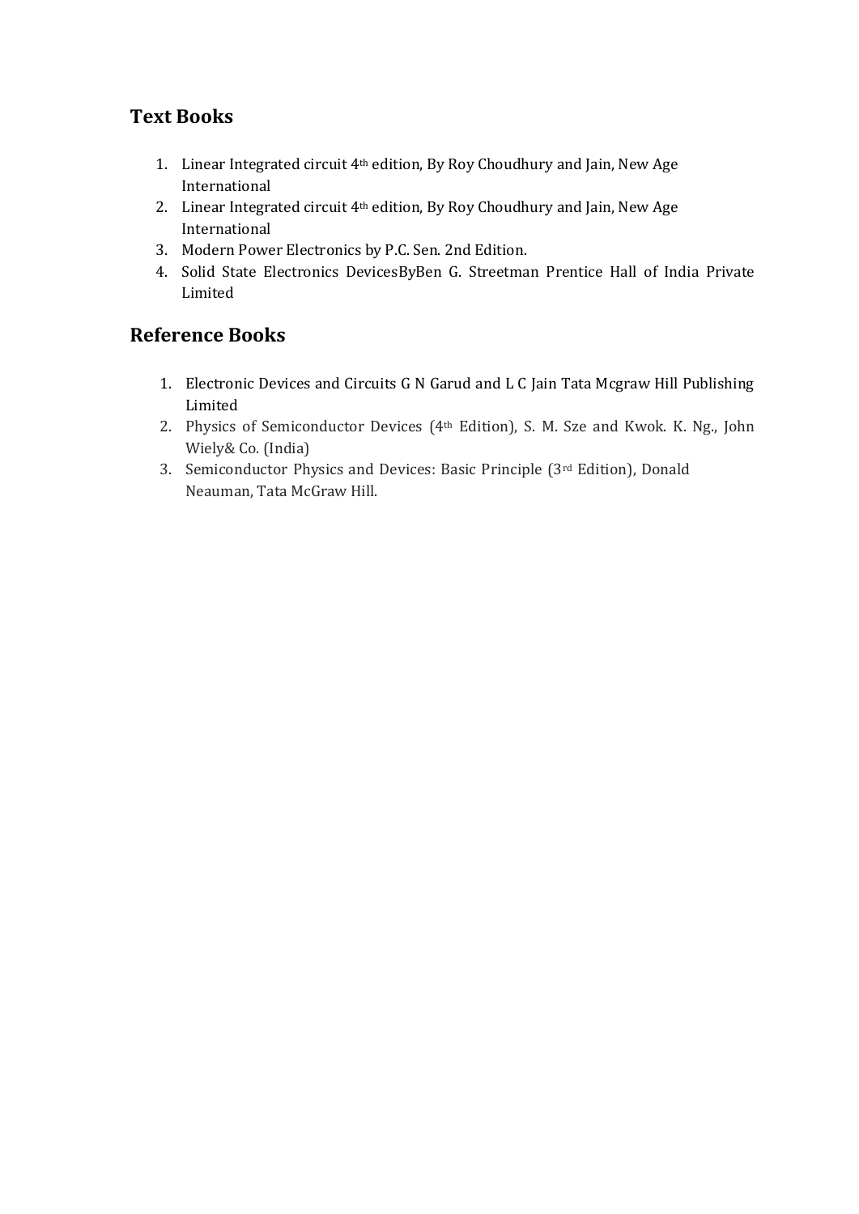## Text Books

1. Linear Integrated circuit 4th edition, By Roy Choudhury and Jain, New Age International
2. Linear Integrated circuit 4th edition, By Roy Choudhury and Jain, New Age International
3. Modern Power Electronics by P.C. Sen. 2nd Edition.
4. Solid State Electronics DevicesByBen G. Streetman Prentice Hall of India Private Limited

## Reference Books

1. Electronic Devices and Circuits G N Garud and L C Jain Tata Mcgraw Hill Publishing Limited
2. Physics of Semiconductor Devices (4th Edition), S. M. Sze and Kwok. K. Ng., John Wiely& Co. (India)
3. Semiconductor Physics and Devices: Basic Principle (3rd Edition), Donald Neauman, Tata McGraw Hill.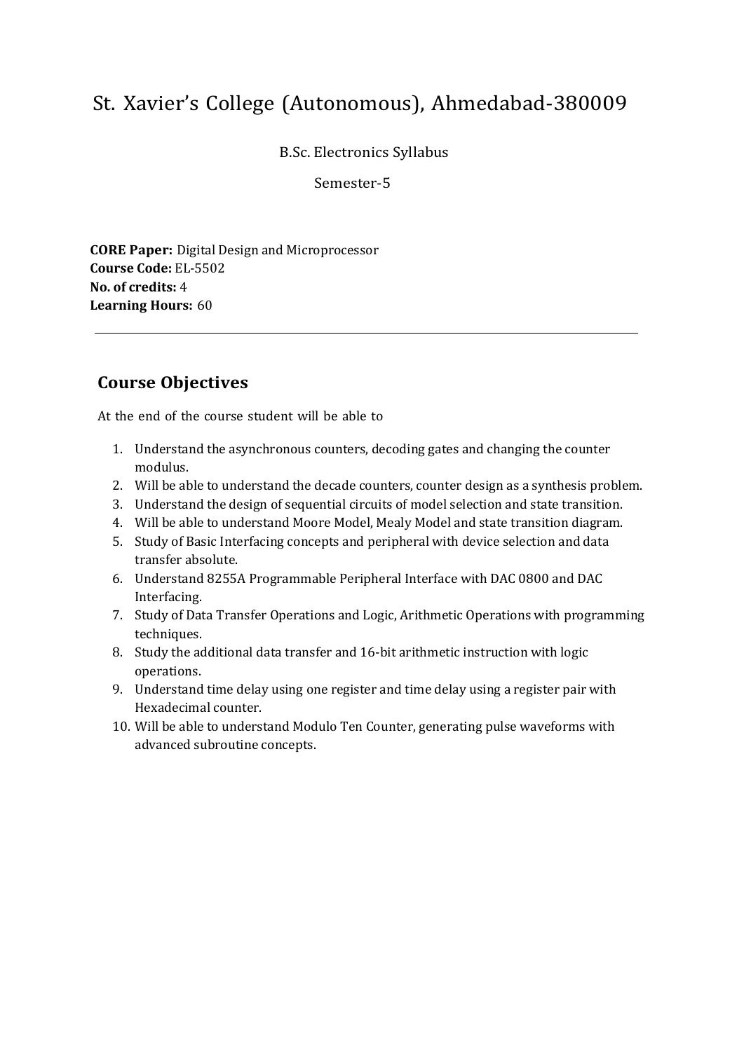# St. Xavier's College (Autonomous), Ahmedabad-380009

B.Sc. Electronics Syllabus

Semester-5

**CORE Paper:** Digital Design and Microprocessor
**Course Code:** EL-5502
**No. of credits:** 4
**Learning Hours:** 60

---

## Course Objectives

At the end of the course student will be able to

1. Understand the asynchronous counters, decoding gates and changing the counter modulus.
2. Will be able to understand the decade counters, counter design as a synthesis problem.
3. Understand the design of sequential circuits of model selection and state transition.
4. Will be able to understand Moore Model, Mealy Model and state transition diagram.
5. Study of Basic Interfacing concepts and peripheral with device selection and data transfer absolute.
6. Understand 8255A Programmable Peripheral Interface with DAC 0800 and DAC Interfacing.
7. Study of Data Transfer Operations and Logic, Arithmetic Operations with programming techniques.
8. Study the additional data transfer and 16-bit arithmetic instruction with logic operations.
9. Understand time delay using one register and time delay using a register pair with Hexadecimal counter.
10. Will be able to understand Modulo Ten Counter, generating pulse waveforms with advanced subroutine concepts.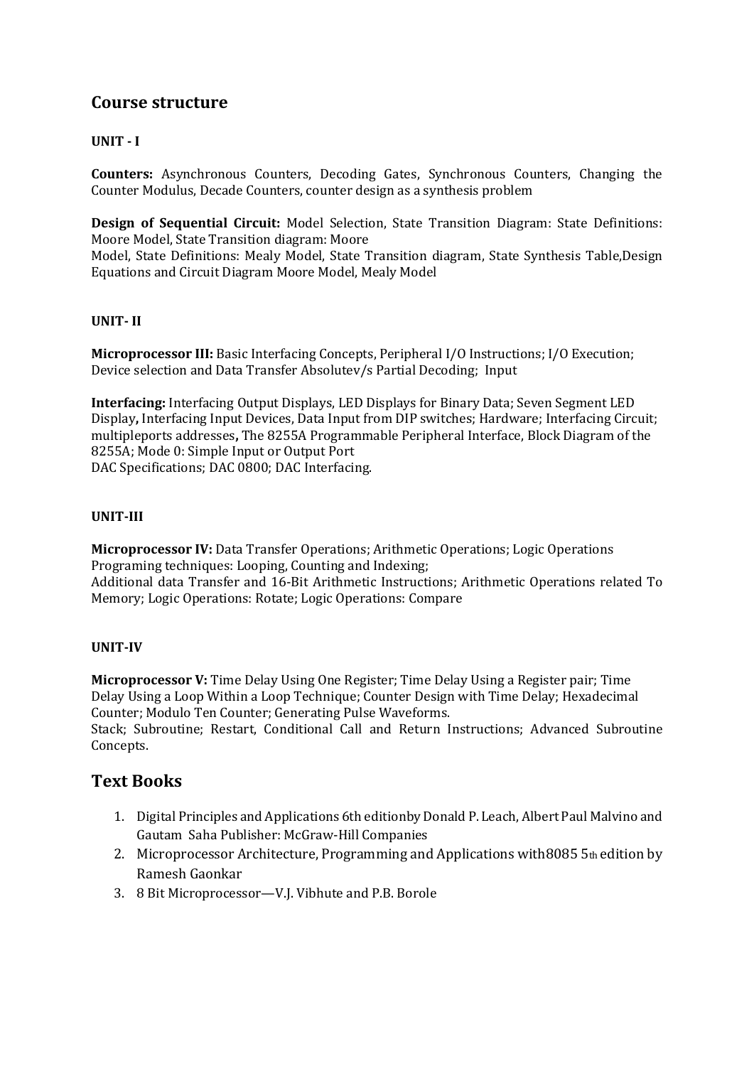## Course structure

**UNIT - I**

**Counters:** Asynchronous Counters, Decoding Gates, Synchronous Counters, Changing the Counter Modulus, Decade Counters, counter design as a synthesis problem

**Design of Sequential Circuit:** Model Selection, State Transition Diagram: State Definitions: Moore Model, State Transition diagram: Moore
Model, State Definitions: Mealy Model, State Transition diagram, State Synthesis Table,Design Equations and Circuit Diagram Moore Model, Mealy Model

**UNIT- II**

**Microprocessor III:** Basic Interfacing Concepts, Peripheral I/O Instructions; I/O Execution; Device selection and Data Transfer Absolutev/s Partial Decoding; Input

**Interfacing:** Interfacing Output Displays, LED Displays for Binary Data; Seven Segment LED Display**,** Interfacing Input Devices, Data Input from DIP switches; Hardware; Interfacing Circuit; multipleports addresses**,** The 8255A Programmable Peripheral Interface, Block Diagram of the 8255A; Mode 0: Simple Input or Output Port
DAC Specifications; DAC 0800; DAC Interfacing.

**UNIT-III**

**Microprocessor IV:** Data Transfer Operations; Arithmetic Operations; Logic Operations Programing techniques: Looping, Counting and Indexing;
Additional data Transfer and 16-Bit Arithmetic Instructions; Arithmetic Operations related To Memory; Logic Operations: Rotate; Logic Operations: Compare

**UNIT-IV**

**Microprocessor V:** Time Delay Using One Register; Time Delay Using a Register pair; Time Delay Using a Loop Within a Loop Technique; Counter Design with Time Delay; Hexadecimal Counter; Modulo Ten Counter; Generating Pulse Waveforms.
Stack; Subroutine; Restart, Conditional Call and Return Instructions; Advanced Subroutine Concepts.

## Text Books

1. Digital Principles and Applications 6th editionby Donald P. Leach, Albert Paul Malvino and Gautam Saha Publisher: McGraw-Hill Companies
2. Microprocessor Architecture, Programming and Applications with8085 5th edition by Ramesh Gaonkar
3. 8 Bit Microprocessor—V.J. Vibhute and P.B. Borole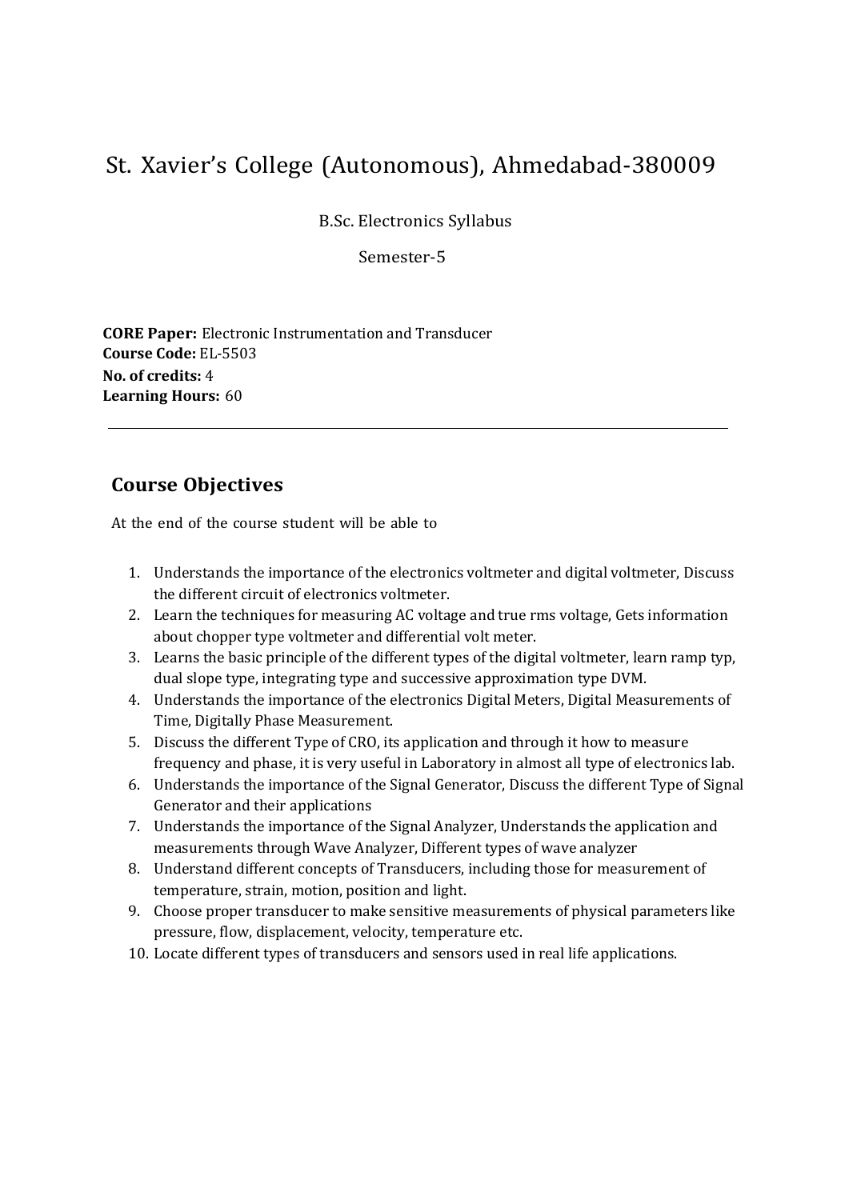# St. Xavier's College (Autonomous), Ahmedabad-380009

B.Sc. Electronics Syllabus

Semester-5

**CORE Paper:** Electronic Instrumentation and Transducer
**Course Code:** EL-5503
**No. of credits:** 4
**Learning Hours:** 60

---

## Course Objectives

At the end of the course student will be able to

1. Understands the importance of the electronics voltmeter and digital voltmeter, Discuss the different circuit of electronics voltmeter.
2. Learn the techniques for measuring AC voltage and true rms voltage, Gets information about chopper type voltmeter and differential volt meter.
3. Learns the basic principle of the different types of the digital voltmeter, learn ramp typ, dual slope type, integrating type and successive approximation type DVM.
4. Understands the importance of the electronics Digital Meters, Digital Measurements of Time, Digitally Phase Measurement.
5. Discuss the different Type of CRO, its application and through it how to measure frequency and phase, it is very useful in Laboratory in almost all type of electronics lab.
6. Understands the importance of the Signal Generator, Discuss the different Type of Signal Generator and their applications
7. Understands the importance of the Signal Analyzer, Understands the application and measurements through Wave Analyzer, Different types of wave analyzer
8. Understand different concepts of Transducers, including those for measurement of temperature, strain, motion, position and light.
9. Choose proper transducer to make sensitive measurements of physical parameters like pressure, flow, displacement, velocity, temperature etc.
10. Locate different types of transducers and sensors used in real life applications.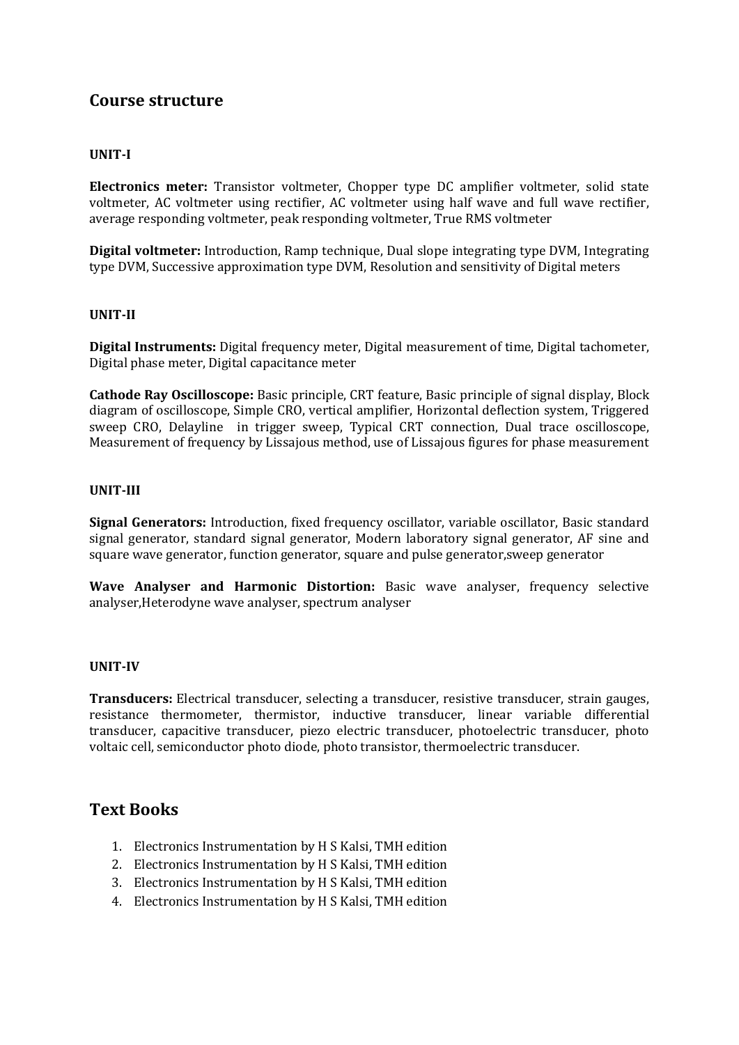## Course structure

### UNIT-I

**Electronics meter:** Transistor voltmeter, Chopper type DC amplifier voltmeter, solid state voltmeter, AC voltmeter using rectifier, AC voltmeter using half wave and full wave rectifier, average responding voltmeter, peak responding voltmeter, True RMS voltmeter

**Digital voltmeter:** Introduction, Ramp technique, Dual slope integrating type DVM, Integrating type DVM, Successive approximation type DVM, Resolution and sensitivity of Digital meters

### UNIT-II

**Digital Instruments:** Digital frequency meter, Digital measurement of time, Digital tachometer, Digital phase meter, Digital capacitance meter

**Cathode Ray Oscilloscope:** Basic principle, CRT feature, Basic principle of signal display, Block diagram of oscilloscope, Simple CRO, vertical amplifier, Horizontal deflection system, Triggered sweep CRO, Delayline in trigger sweep, Typical CRT connection, Dual trace oscilloscope, Measurement of frequency by Lissajous method, use of Lissajous figures for phase measurement

### UNIT-III

**Signal Generators:** Introduction, fixed frequency oscillator, variable oscillator, Basic standard signal generator, standard signal generator, Modern laboratory signal generator, AF sine and square wave generator, function generator, square and pulse generator,sweep generator

**Wave Analyser and Harmonic Distortion:** Basic wave analyser, frequency selective analyser,Heterodyne wave analyser, spectrum analyser

### UNIT-IV

**Transducers:** Electrical transducer, selecting a transducer, resistive transducer, strain gauges, resistance thermometer, thermistor, inductive transducer, linear variable differential transducer, capacitive transducer, piezo electric transducer, photoelectric transducer, photo voltaic cell, semiconductor photo diode, photo transistor, thermoelectric transducer.

## Text Books

1. Electronics Instrumentation by H S Kalsi, TMH edition
2. Electronics Instrumentation by H S Kalsi, TMH edition
3. Electronics Instrumentation by H S Kalsi, TMH edition
4. Electronics Instrumentation by H S Kalsi, TMH edition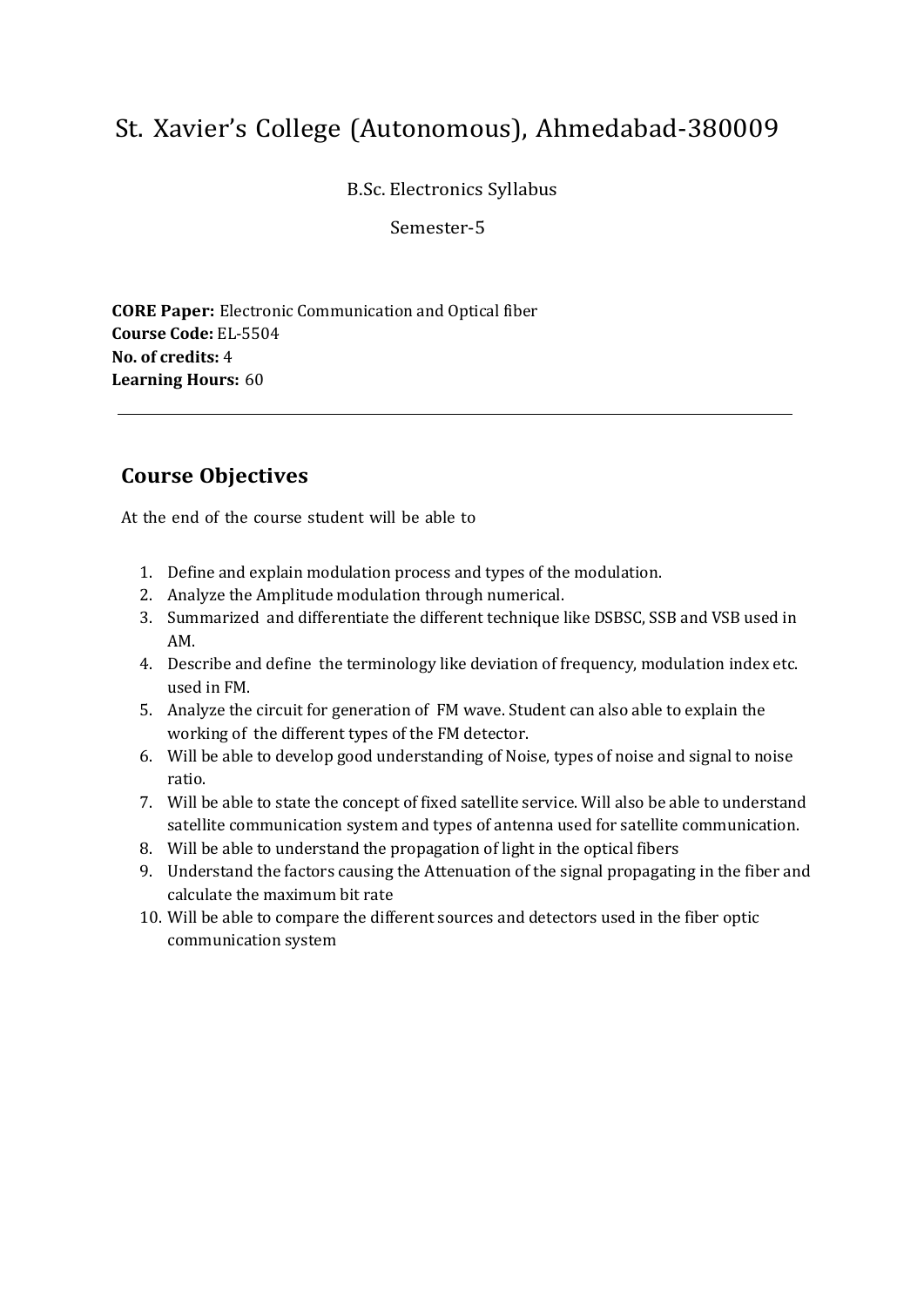# St. Xavier's College (Autonomous), Ahmedabad-380009

B.Sc. Electronics Syllabus

Semester-5

**CORE Paper:** Electronic Communication and Optical fiber
**Course Code:** EL-5504
**No. of credits:** 4
**Learning Hours:** 60

---

## Course Objectives

At the end of the course student will be able to

1. Define and explain modulation process and types of the modulation.
2. Analyze the Amplitude modulation through numerical.
3. Summarized and differentiate the different technique like DSBSC, SSB and VSB used in AM.
4. Describe and define the terminology like deviation of frequency, modulation index etc. used in FM.
5. Analyze the circuit for generation of FM wave. Student can also able to explain the working of the different types of the FM detector.
6. Will be able to develop good understanding of Noise, types of noise and signal to noise ratio.
7. Will be able to state the concept of fixed satellite service. Will also be able to understand satellite communication system and types of antenna used for satellite communication.
8. Will be able to understand the propagation of light in the optical fibers
9. Understand the factors causing the Attenuation of the signal propagating in the fiber and calculate the maximum bit rate
10. Will be able to compare the different sources and detectors used in the fiber optic communication system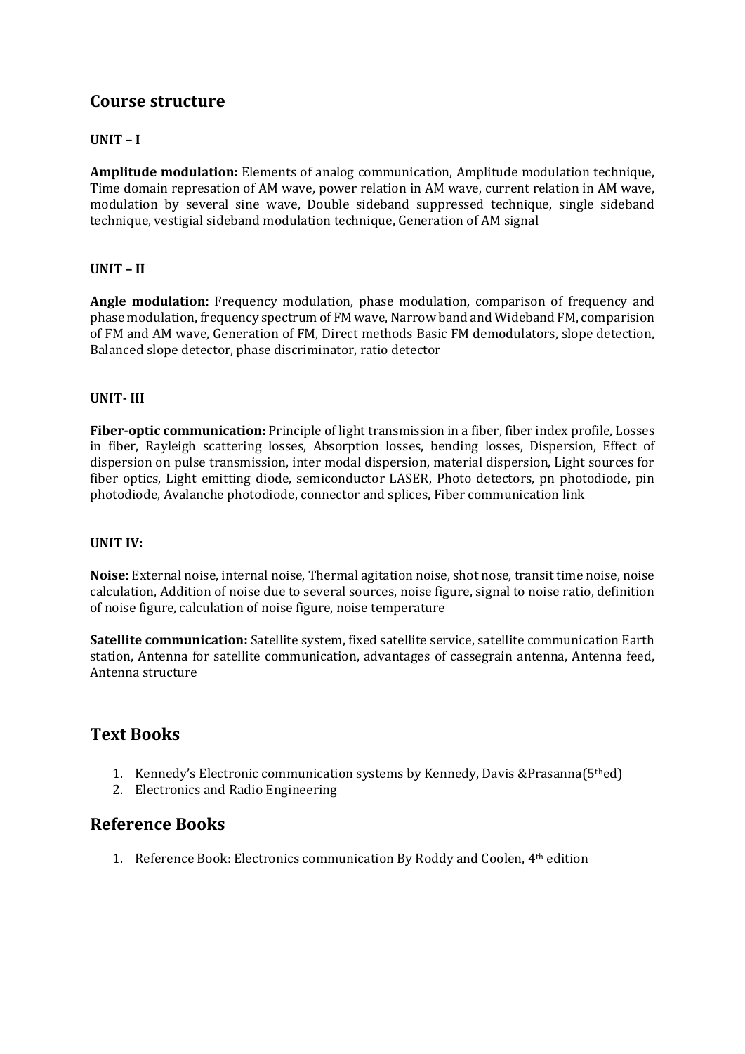## Course structure

**UNIT – I**

**Amplitude modulation:** Elements of analog communication, Amplitude modulation technique, Time domain represation of AM wave, power relation in AM wave, current relation in AM wave, modulation by several sine wave, Double sideband suppressed technique, single sideband technique, vestigial sideband modulation technique, Generation of AM signal

**UNIT – II**

**Angle modulation:** Frequency modulation, phase modulation, comparison of frequency and phase modulation, frequency spectrum of FM wave, Narrow band and Wideband FM, comparision of FM and AM wave, Generation of FM, Direct methods Basic FM demodulators, slope detection, Balanced slope detector, phase discriminator, ratio detector

**UNIT- III**

**Fiber-optic communication:** Principle of light transmission in a fiber, fiber index profile, Losses in fiber, Rayleigh scattering losses, Absorption losses, bending losses, Dispersion, Effect of dispersion on pulse transmission, inter modal dispersion, material dispersion, Light sources for fiber optics, Light emitting diode, semiconductor LASER, Photo detectors, pn photodiode, pin photodiode, Avalanche photodiode, connector and splices, Fiber communication link

**UNIT IV:**

**Noise:** External noise, internal noise, Thermal agitation noise, shot nose, transit time noise, noise calculation, Addition of noise due to several sources, noise figure, signal to noise ratio, definition of noise figure, calculation of noise figure, noise temperature

**Satellite communication:** Satellite system, fixed satellite service, satellite communication Earth station, Antenna for satellite communication, advantages of cassegrain antenna, Antenna feed, Antenna structure

## Text Books

1. Kennedy's Electronic communication systems by Kennedy, Davis &Prasanna(5thed)
2. Electronics and Radio Engineering

## Reference Books

1. Reference Book: Electronics communication By Roddy and Coolen, 4th edition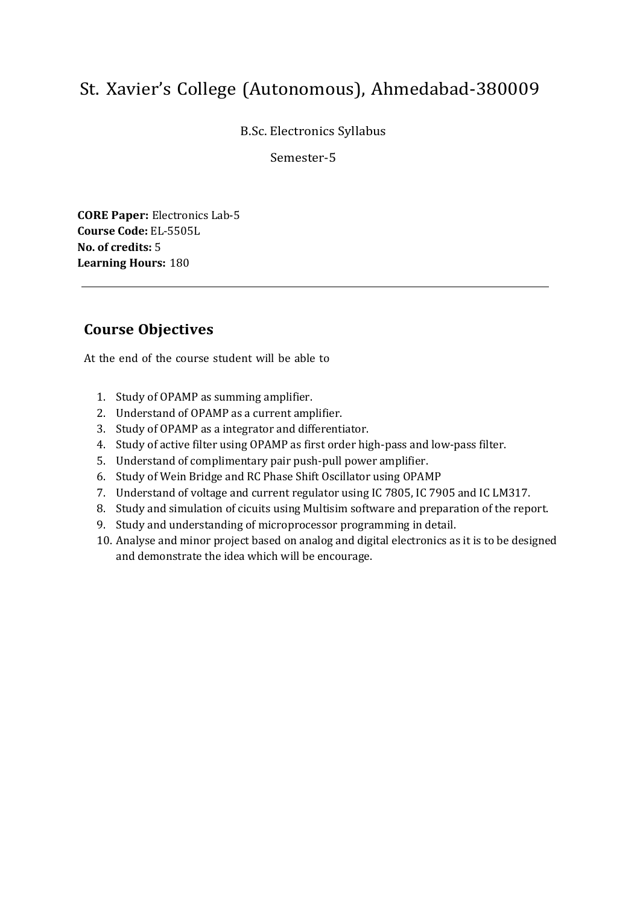# St. Xavier's College (Autonomous), Ahmedabad-380009

B.Sc. Electronics Syllabus

Semester-5

**CORE Paper:** Electronics Lab-5
**Course Code:** EL-5505L
**No. of credits:** 5
**Learning Hours:** 180

---

## Course Objectives

At the end of the course student will be able to

1. Study of OPAMP as summing amplifier.
2. Understand of OPAMP as a current amplifier.
3. Study of OPAMP as a integrator and differentiator.
4. Study of active filter using OPAMP as first order high-pass and low-pass filter.
5. Understand of complimentary pair push-pull power amplifier.
6. Study of Wein Bridge and RC Phase Shift Oscillator using OPAMP
7. Understand of voltage and current regulator using IC 7805, IC 7905 and IC LM317.
8. Study and simulation of cicuits using Multisim software and preparation of the report.
9. Study and understanding of microprocessor programming in detail.
10. Analyse and minor project based on analog and digital electronics as it is to be designed and demonstrate the idea which will be encourage.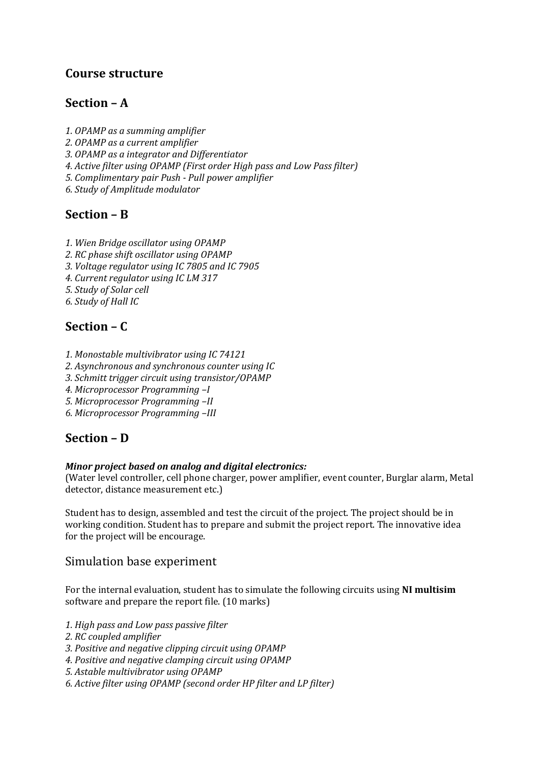## Course structure

## Section – A

*1. OPAMP as a summing amplifier*
*2. OPAMP as a current amplifier*
*3. OPAMP as a integrator and Differentiator*
*4. Active filter using OPAMP (First order High pass and Low Pass filter)*
*5. Complimentary pair Push - Pull power amplifier*
*6. Study of Amplitude modulator*

## Section – B

*1. Wien Bridge oscillator using OPAMP*
*2. RC phase shift oscillator using OPAMP*
*3. Voltage regulator using IC 7805 and IC 7905*
*4. Current regulator using IC LM 317*
*5. Study of Solar cell*
*6. Study of Hall IC*

## Section – C

*1. Monostable multivibrator using IC 74121*
*2. Asynchronous and synchronous counter using IC*
*3. Schmitt trigger circuit using transistor/OPAMP*
*4. Microprocessor Programming –I*
*5. Microprocessor Programming –II*
*6. Microprocessor Programming –III*

## Section – D

***Minor project based on analog and digital electronics:***
(Water level controller, cell phone charger, power amplifier, event counter, Burglar alarm, Metal detector, distance measurement etc.)

Student has to design, assembled and test the circuit of the project. The project should be in working condition. Student has to prepare and submit the project report. The innovative idea for the project will be encourage.

### Simulation base experiment

For the internal evaluation, student has to simulate the following circuits using **NI multisim** software and prepare the report file. (10 marks)

*1. High pass and Low pass passive filter*
*2. RC coupled amplifier*
*3. Positive and negative clipping circuit using OPAMP*
*4. Positive and negative clamping circuit using OPAMP*
*5. Astable multivibrator using OPAMP*
*6. Active filter using OPAMP (second order HP filter and LP filter)*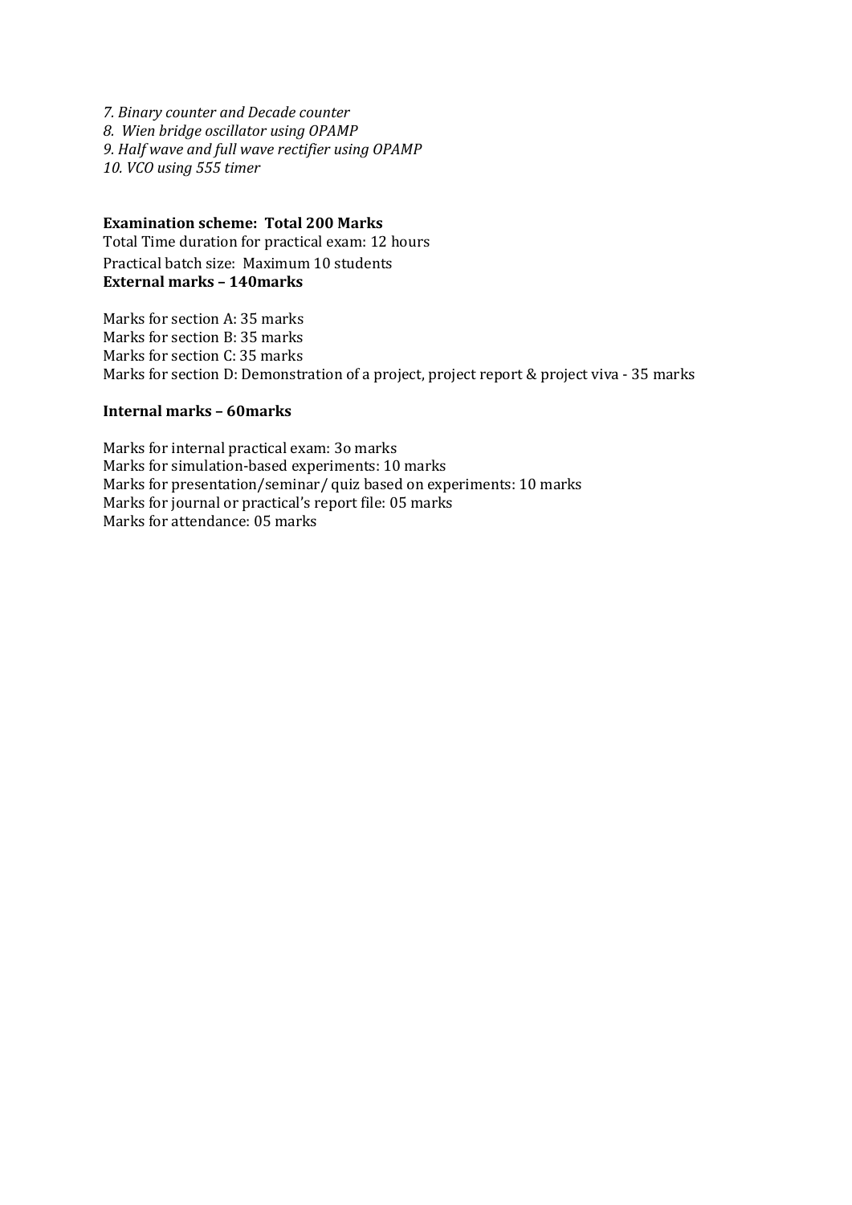*7. Binary counter and Decade counter*
*8. Wien bridge oscillator using OPAMP*
*9. Half wave and full wave rectifier using OPAMP*
*10. VCO using 555 timer*

**Examination scheme: Total 200 Marks**
Total Time duration for practical exam: 12 hours
Practical batch size: Maximum 10 students
**External marks – 140marks**

Marks for section A: 35 marks
Marks for section B: 35 marks
Marks for section C: 35 marks
Marks for section D: Demonstration of a project, project report & project viva - 35 marks

**Internal marks – 60marks**

Marks for internal practical exam: 3o marks
Marks for simulation-based experiments: 10 marks
Marks for presentation/seminar/ quiz based on experiments: 10 marks
Marks for journal or practical's report file: 05 marks
Marks for attendance: 05 marks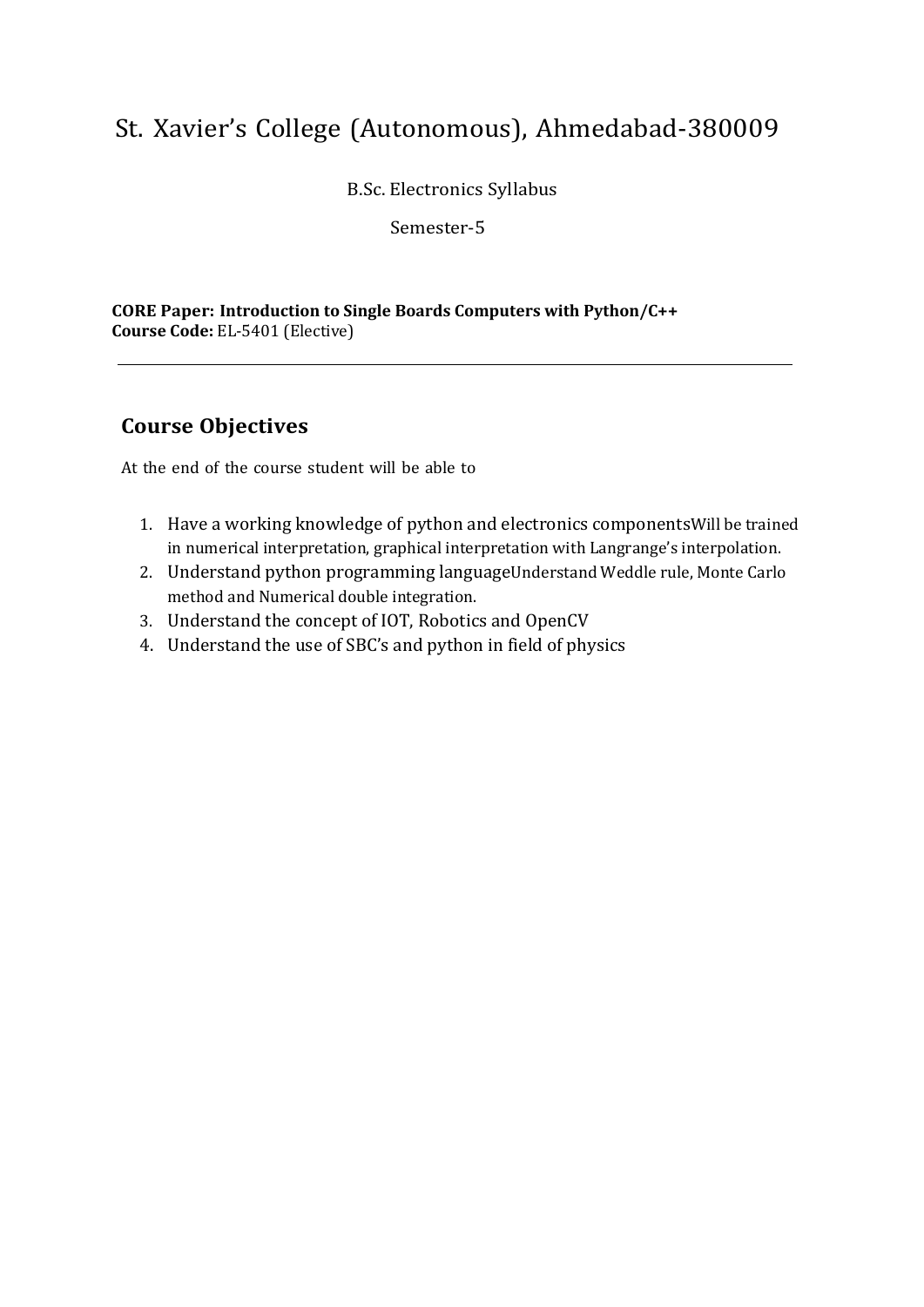# St. Xavier's College (Autonomous), Ahmedabad-380009

B.Sc. Electronics Syllabus

Semester-5

**CORE Paper: Introduction to Single Boards Computers with Python/C++**
**Course Code:** EL-5401 (Elective)

---

## Course Objectives

At the end of the course student will be able to

1. Have a working knowledge of python and electronics componentsWill be trained in numerical interpretation, graphical interpretation with Langrange's interpolation.
2. Understand python programming languageUnderstand Weddle rule, Monte Carlo method and Numerical double integration.
3. Understand the concept of IOT, Robotics and OpenCV
4. Understand the use of SBC's and python in field of physics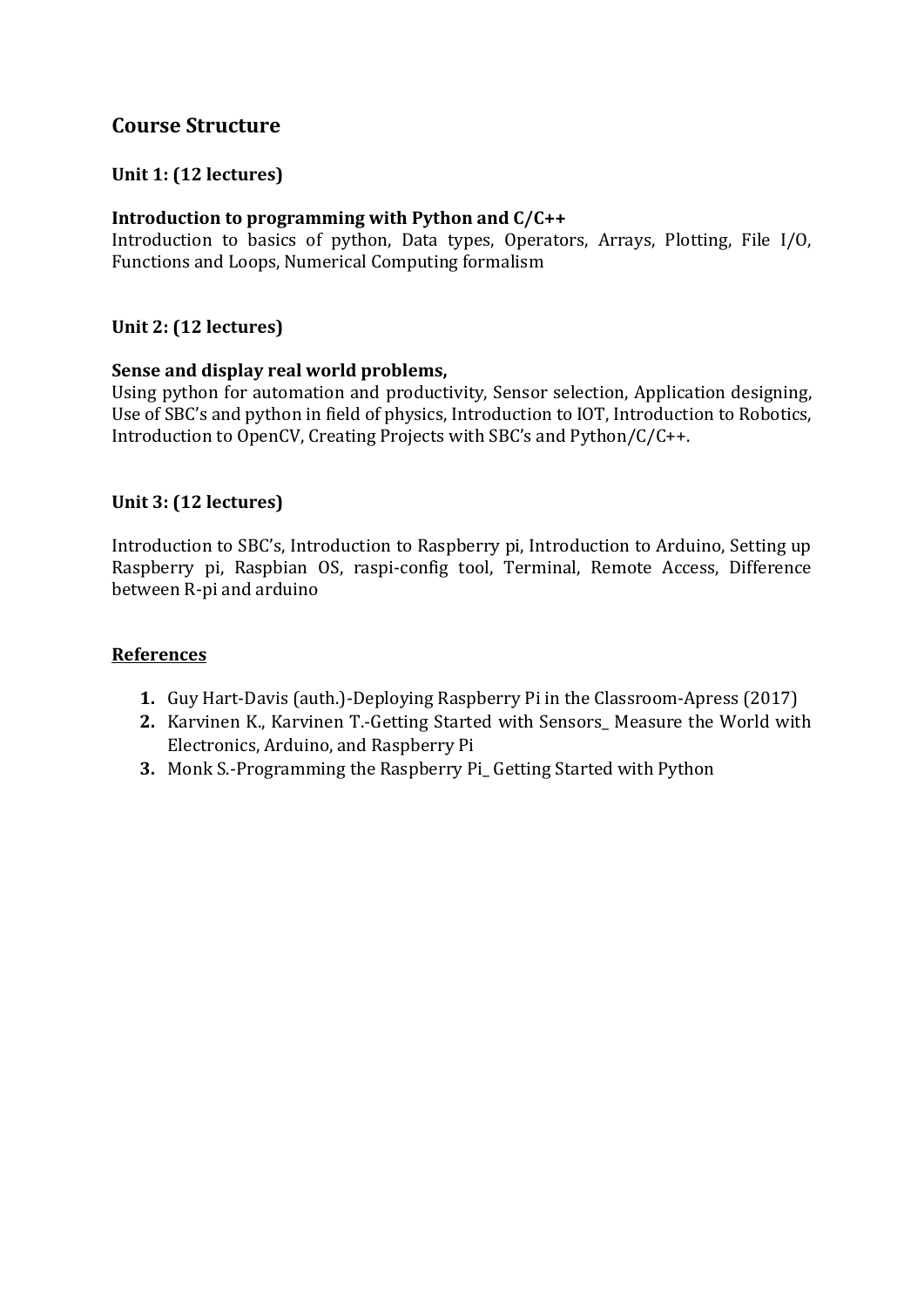## Course Structure

**Unit 1: (12 lectures)**

**Introduction to programming with Python and C/C++**

Introduction to basics of python, Data types, Operators, Arrays, Plotting, File I/O, Functions and Loops, Numerical Computing formalism

**Unit 2: (12 lectures)**

**Sense and display real world problems,**

Using python for automation and productivity, Sensor selection, Application designing, Use of SBC's and python in field of physics, Introduction to IOT, Introduction to Robotics, Introduction to OpenCV, Creating Projects with SBC's and Python/C/C++.

**Unit 3: (12 lectures)**

Introduction to SBC's, Introduction to Raspberry pi, Introduction to Arduino, Setting up Raspberry pi, Raspbian OS, raspi-config tool, Terminal, Remote Access, Difference between R-pi and arduino

**<u>References</u>**

1. Guy Hart-Davis (auth.)-Deploying Raspberry Pi in the Classroom-Apress (2017)
2. Karvinen K., Karvinen T.-Getting Started with Sensors_ Measure the World with Electronics, Arduino, and Raspberry Pi
3. Monk S.-Programming the Raspberry Pi_ Getting Started with Python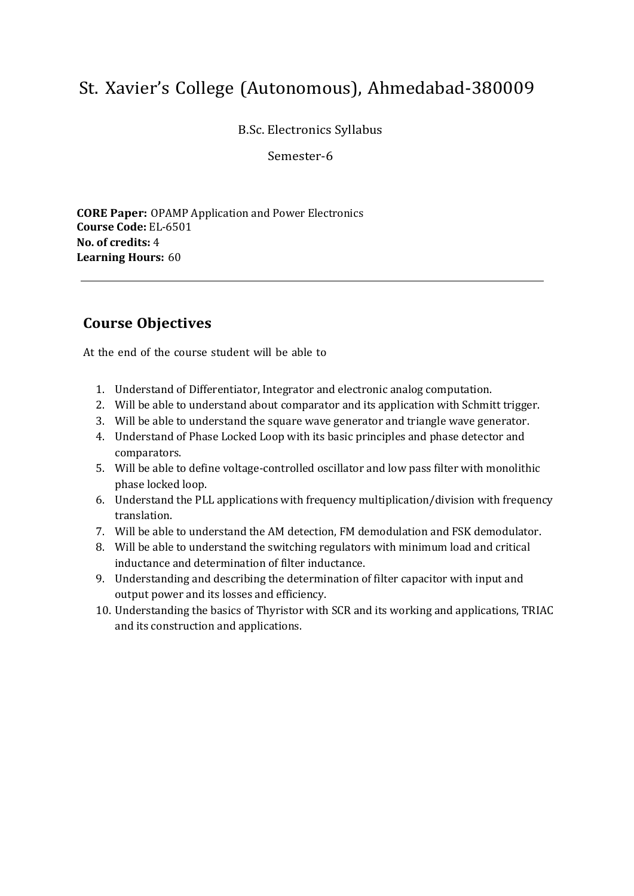# St. Xavier's College (Autonomous), Ahmedabad-380009

B.Sc. Electronics Syllabus

Semester-6

**CORE Paper:** OPAMP Application and Power Electronics
**Course Code:** EL-6501
**No. of credits:** 4
**Learning Hours:** 60

---

## Course Objectives

At the end of the course student will be able to

1. Understand of Differentiator, Integrator and electronic analog computation.
2. Will be able to understand about comparator and its application with Schmitt trigger.
3. Will be able to understand the square wave generator and triangle wave generator.
4. Understand of Phase Locked Loop with its basic principles and phase detector and comparators.
5. Will be able to define voltage-controlled oscillator and low pass filter with monolithic phase locked loop.
6. Understand the PLL applications with frequency multiplication/division with frequency translation.
7. Will be able to understand the AM detection, FM demodulation and FSK demodulator.
8. Will be able to understand the switching regulators with minimum load and critical inductance and determination of filter inductance.
9. Understanding and describing the determination of filter capacitor with input and output power and its losses and efficiency.
10. Understanding the basics of Thyristor with SCR and its working and applications, TRIAC and its construction and applications.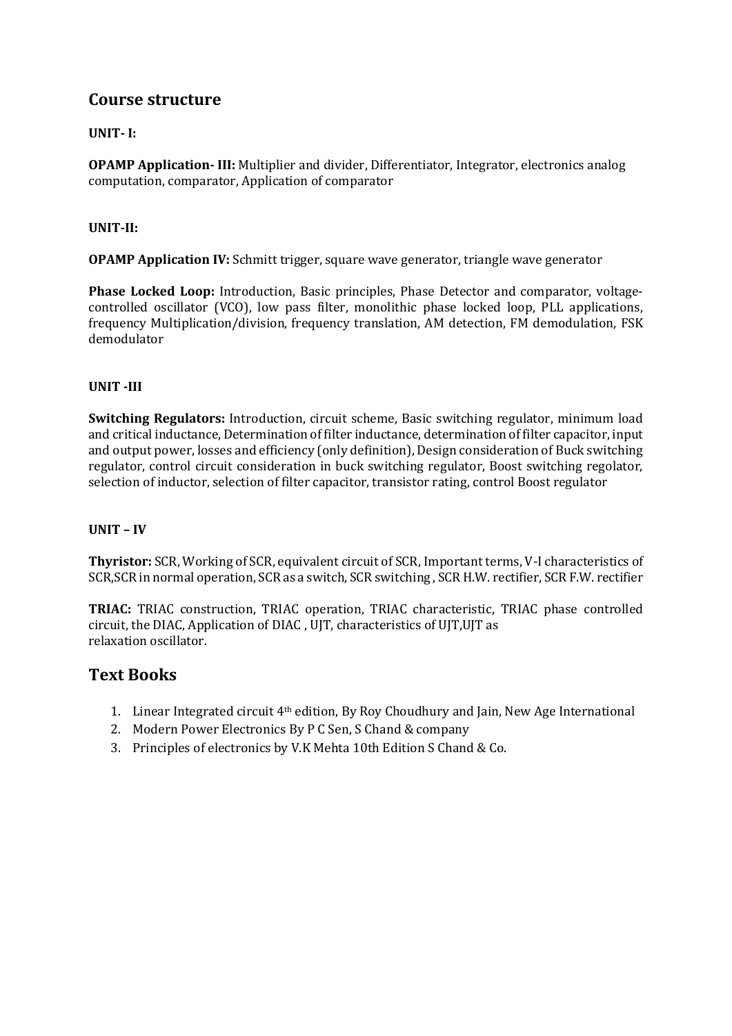## Course structure

**UNIT- I:**

**OPAMP Application- III:** Multiplier and divider, Differentiator, Integrator, electronics analog computation, comparator, Application of comparator

**UNIT-II:**

**OPAMP Application IV:** Schmitt trigger, square wave generator, triangle wave generator

**Phase Locked Loop:** Introduction, Basic principles, Phase Detector and comparator, voltage-controlled oscillator (VCO), low pass filter, monolithic phase locked loop, PLL applications, frequency Multiplication/division, frequency translation, AM detection, FM demodulation, FSK demodulator

**UNIT -III**

**Switching Regulators:** Introduction, circuit scheme, Basic switching regulator, minimum load and critical inductance, Determination of filter inductance, determination of filter capacitor, input and output power, losses and efficiency (only definition), Design consideration of Buck switching regulator, control circuit consideration in buck switching regulator, Boost switching regolator, selection of inductor, selection of filter capacitor, transistor rating, control Boost regulator

**UNIT – IV**

**Thyristor:** SCR, Working of SCR, equivalent circuit of SCR, Important terms, V-I characteristics of SCR,SCR in normal operation, SCR as a switch, SCR switching , SCR H.W. rectifier, SCR F.W. rectifier

**TRIAC:** TRIAC construction, TRIAC operation, TRIAC characteristic, TRIAC phase controlled circuit, the DIAC, Application of DIAC , UJT, characteristics of UJT,UJT as relaxation oscillator.

## Text Books

1. Linear Integrated circuit 4th edition, By Roy Choudhury and Jain, New Age International
2. Modern Power Electronics By P C Sen, S Chand & company
3. Principles of electronics by V.K Mehta 10th Edition S Chand & Co.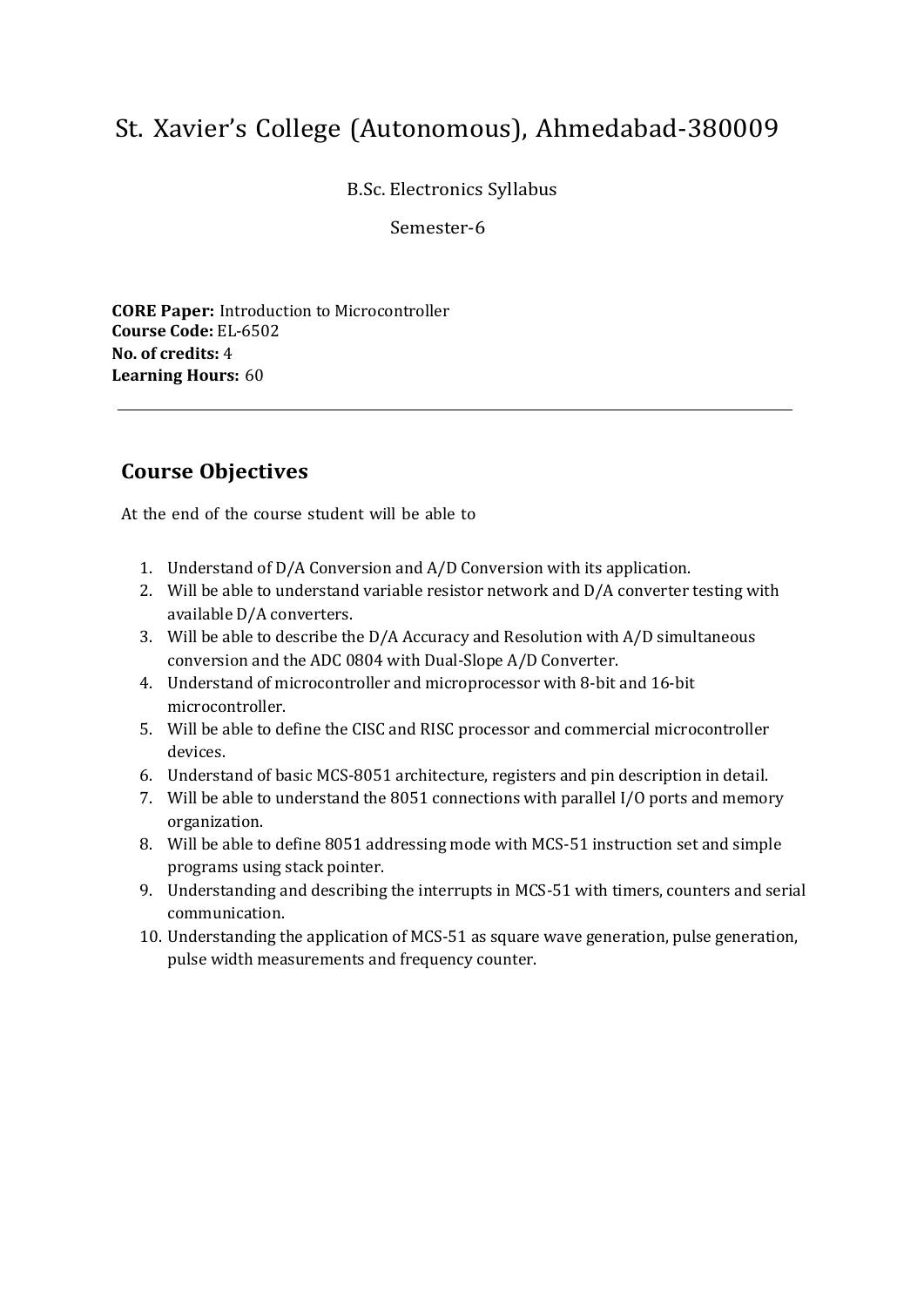# St. Xavier's College (Autonomous), Ahmedabad-380009

B.Sc. Electronics Syllabus

Semester-6

**CORE Paper:** Introduction to Microcontroller
**Course Code:** EL-6502
**No. of credits:** 4
**Learning Hours:** 60

---

## Course Objectives

At the end of the course student will be able to

1. Understand of D/A Conversion and A/D Conversion with its application.
2. Will be able to understand variable resistor network and D/A converter testing with available D/A converters.
3. Will be able to describe the D/A Accuracy and Resolution with A/D simultaneous conversion and the ADC 0804 with Dual-Slope A/D Converter.
4. Understand of microcontroller and microprocessor with 8-bit and 16-bit microcontroller.
5. Will be able to define the CISC and RISC processor and commercial microcontroller devices.
6. Understand of basic MCS-8051 architecture, registers and pin description in detail.
7. Will be able to understand the 8051 connections with parallel I/O ports and memory organization.
8. Will be able to define 8051 addressing mode with MCS-51 instruction set and simple programs using stack pointer.
9. Understanding and describing the interrupts in MCS-51 with timers, counters and serial communication.
10. Understanding the application of MCS-51 as square wave generation, pulse generation, pulse width measurements and frequency counter.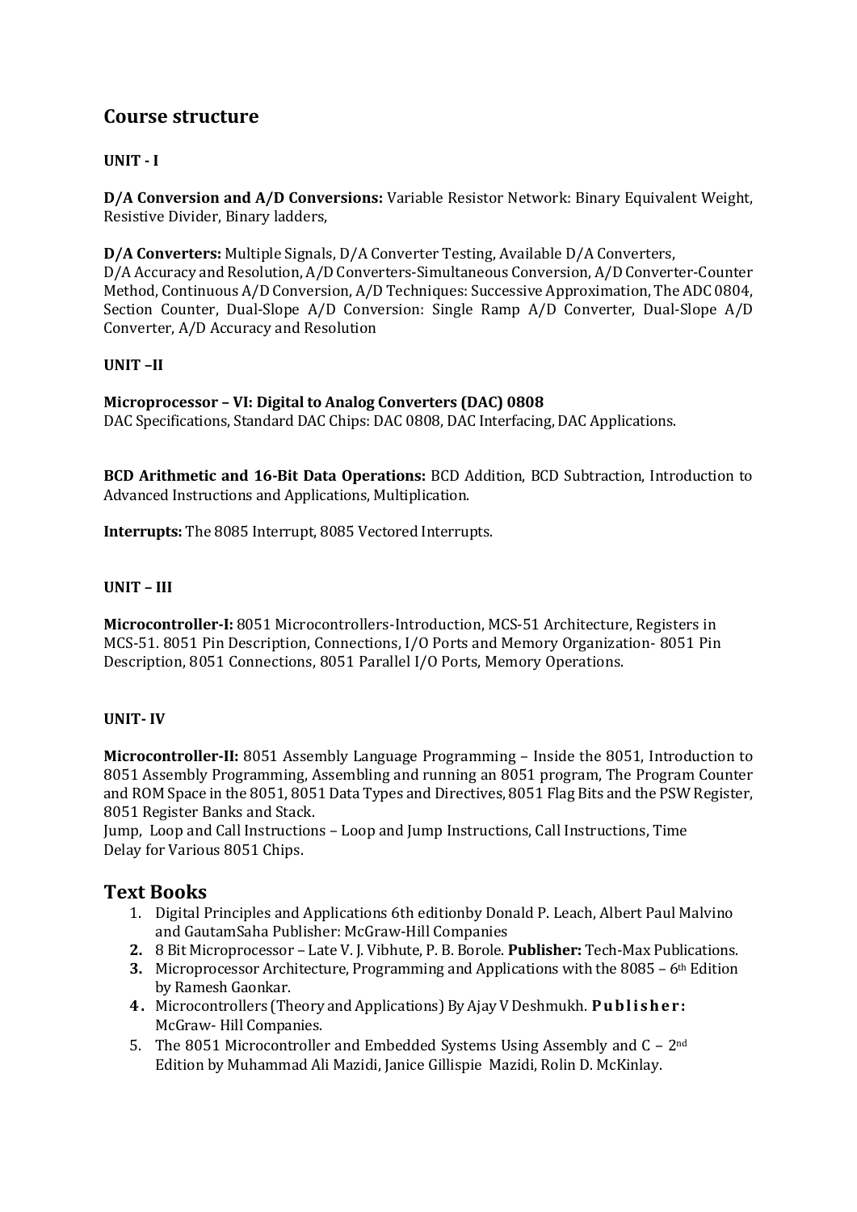## Course structure

**UNIT - I**

**D/A Conversion and A/D Conversions:** Variable Resistor Network: Binary Equivalent Weight, Resistive Divider, Binary ladders,

**D/A Converters:** Multiple Signals, D/A Converter Testing, Available D/A Converters, D/A Accuracy and Resolution, A/D Converters-Simultaneous Conversion, A/D Converter-Counter Method, Continuous A/D Conversion, A/D Techniques: Successive Approximation, The ADC 0804, Section Counter, Dual-Slope A/D Conversion: Single Ramp A/D Converter, Dual-Slope A/D Converter, A/D Accuracy and Resolution

**UNIT –II**

**Microprocessor – VI: Digital to Analog Converters (DAC) 0808**
DAC Specifications, Standard DAC Chips: DAC 0808, DAC Interfacing, DAC Applications.

**BCD Arithmetic and 16-Bit Data Operations:** BCD Addition, BCD Subtraction, Introduction to Advanced Instructions and Applications, Multiplication.

**Interrupts:** The 8085 Interrupt, 8085 Vectored Interrupts.

**UNIT – III**

**Microcontroller-I:** 8051 Microcontrollers-Introduction, MCS-51 Architecture, Registers in MCS-51. 8051 Pin Description, Connections, I/O Ports and Memory Organization- 8051 Pin Description, 8051 Connections, 8051 Parallel I/O Ports, Memory Operations.

**UNIT- IV**

**Microcontroller-II:** 8051 Assembly Language Programming – Inside the 8051, Introduction to 8051 Assembly Programming, Assembling and running an 8051 program, The Program Counter and ROM Space in the 8051, 8051 Data Types and Directives, 8051 Flag Bits and the PSW Register, 8051 Register Banks and Stack.
Jump, Loop and Call Instructions – Loop and Jump Instructions, Call Instructions, Time Delay for Various 8051 Chips.

## Text Books

1. Digital Principles and Applications 6th editionby Donald P. Leach, Albert Paul Malvino and GautamSaha Publisher: McGraw-Hill Companies
2. 8 Bit Microprocessor – Late V. J. Vibhute, P. B. Borole. **Publisher:** Tech-Max Publications.
3. Microprocessor Architecture, Programming and Applications with the 8085 – 6th Edition by Ramesh Gaonkar.
4. Microcontrollers (Theory and Applications) By Ajay V Deshmukh. **Publisher:** McGraw- Hill Companies.
5. The 8051 Microcontroller and Embedded Systems Using Assembly and C – 2nd Edition by Muhammad Ali Mazidi, Janice Gillispie Mazidi, Rolin D. McKinlay.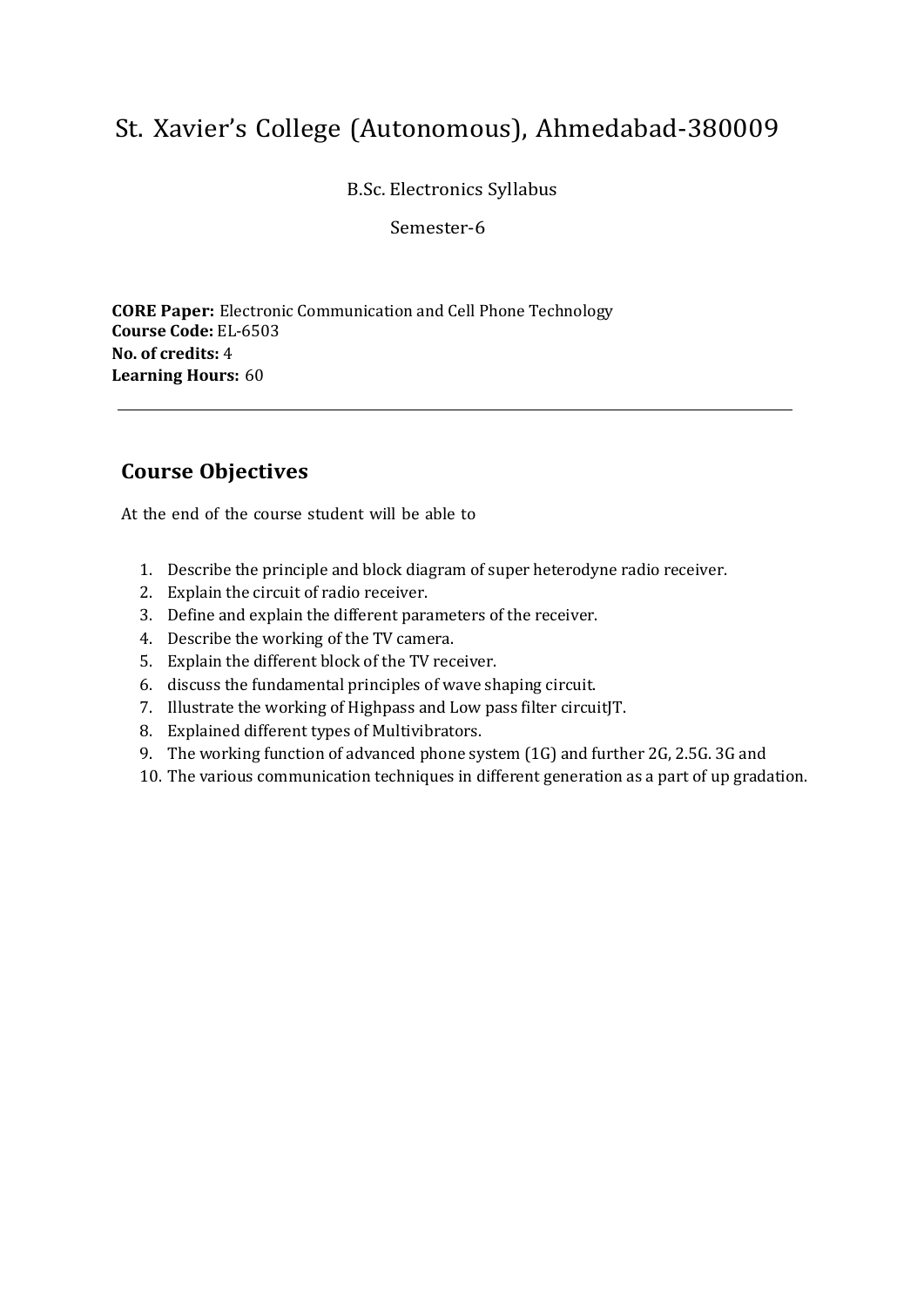# St. Xavier's College (Autonomous), Ahmedabad-380009

B.Sc. Electronics Syllabus

Semester-6

**CORE Paper:** Electronic Communication and Cell Phone Technology
**Course Code:** EL-6503
**No. of credits:** 4
**Learning Hours:** 60

---

## Course Objectives

At the end of the course student will be able to

1. Describe the principle and block diagram of super heterodyne radio receiver.
2. Explain the circuit of radio receiver.
3. Define and explain the different parameters of the receiver.
4. Describe the working of the TV camera.
5. Explain the different block of the TV receiver.
6. discuss the fundamental principles of wave shaping circuit.
7. Illustrate the working of Highpass and Low pass filter circuitJT.
8. Explained different types of Multivibrators.
9. The working function of advanced phone system (1G) and further 2G, 2.5G. 3G and
10. The various communication techniques in different generation as a part of up gradation.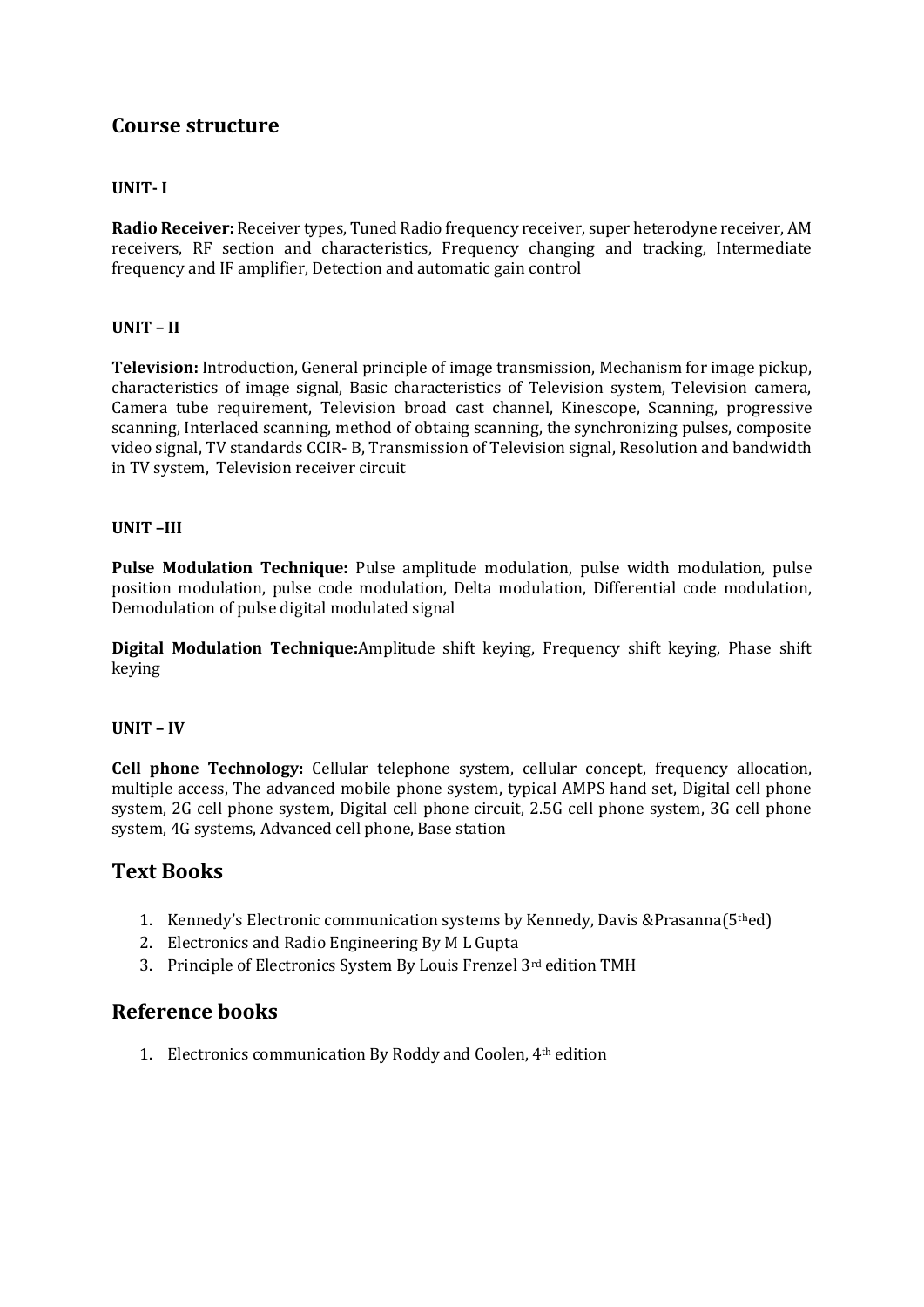## Course structure

**UNIT- I**

**Radio Receiver:** Receiver types, Tuned Radio frequency receiver, super heterodyne receiver, AM receivers, RF section and characteristics, Frequency changing and tracking, Intermediate frequency and IF amplifier, Detection and automatic gain control

**UNIT – II**

**Television:** Introduction, General principle of image transmission, Mechanism for image pickup, characteristics of image signal, Basic characteristics of Television system, Television camera, Camera tube requirement, Television broad cast channel, Kinescope, Scanning, progressive scanning, Interlaced scanning, method of obtaing scanning, the synchronizing pulses, composite video signal, TV standards CCIR- B, Transmission of Television signal, Resolution and bandwidth in TV system, Television receiver circuit

**UNIT –III**

**Pulse Modulation Technique:** Pulse amplitude modulation, pulse width modulation, pulse position modulation, pulse code modulation, Delta modulation, Differential code modulation, Demodulation of pulse digital modulated signal

**Digital Modulation Technique:**Amplitude shift keying, Frequency shift keying, Phase shift keying

**UNIT – IV**

**Cell phone Technology:** Cellular telephone system, cellular concept, frequency allocation, multiple access, The advanced mobile phone system, typical AMPS hand set, Digital cell phone system, 2G cell phone system, Digital cell phone circuit, 2.5G cell phone system, 3G cell phone system, 4G systems, Advanced cell phone, Base station

## Text Books

1. Kennedy's Electronic communication systems by Kennedy, Davis &Prasanna(5th ed)
2. Electronics and Radio Engineering By M L Gupta
3. Principle of Electronics System By Louis Frenzel 3rd edition TMH

## Reference books

1. Electronics communication By Roddy and Coolen, 4th edition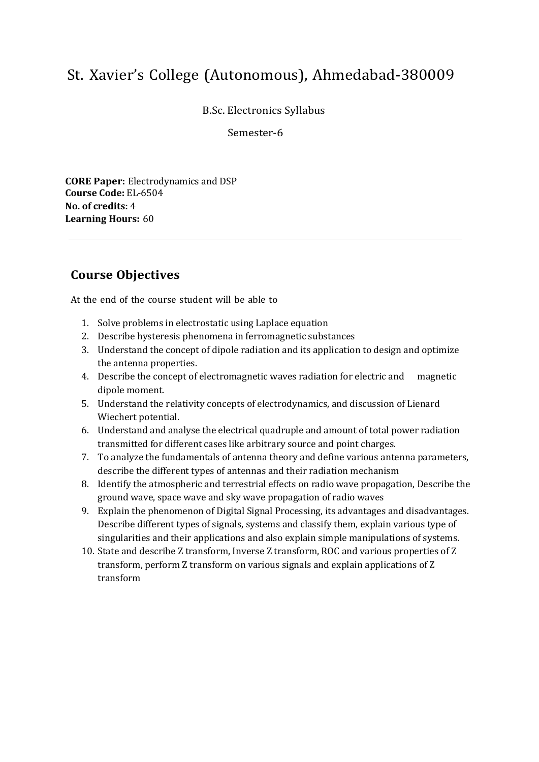# St. Xavier's College (Autonomous), Ahmedabad-380009

B.Sc. Electronics Syllabus

Semester-6

**CORE Paper:** Electrodynamics and DSP
**Course Code:** EL-6504
**No. of credits:** 4
**Learning Hours:** 60

---

## Course Objectives

At the end of the course student will be able to

1. Solve problems in electrostatic using Laplace equation
2. Describe hysteresis phenomena in ferromagnetic substances
3. Understand the concept of dipole radiation and its application to design and optimize the antenna properties.
4. Describe the concept of electromagnetic waves radiation for electric and magnetic dipole moment.
5. Understand the relativity concepts of electrodynamics, and discussion of Lienard Wiechert potential.
6. Understand and analyse the electrical quadruple and amount of total power radiation transmitted for different cases like arbitrary source and point charges.
7. To analyze the fundamentals of antenna theory and define various antenna parameters, describe the different types of antennas and their radiation mechanism
8. Identify the atmospheric and terrestrial effects on radio wave propagation, Describe the ground wave, space wave and sky wave propagation of radio waves
9. Explain the phenomenon of Digital Signal Processing, its advantages and disadvantages. Describe different types of signals, systems and classify them, explain various type of singularities and their applications and also explain simple manipulations of systems.
10. State and describe Z transform, Inverse Z transform, ROC and various properties of Z transform, perform Z transform on various signals and explain applications of Z transform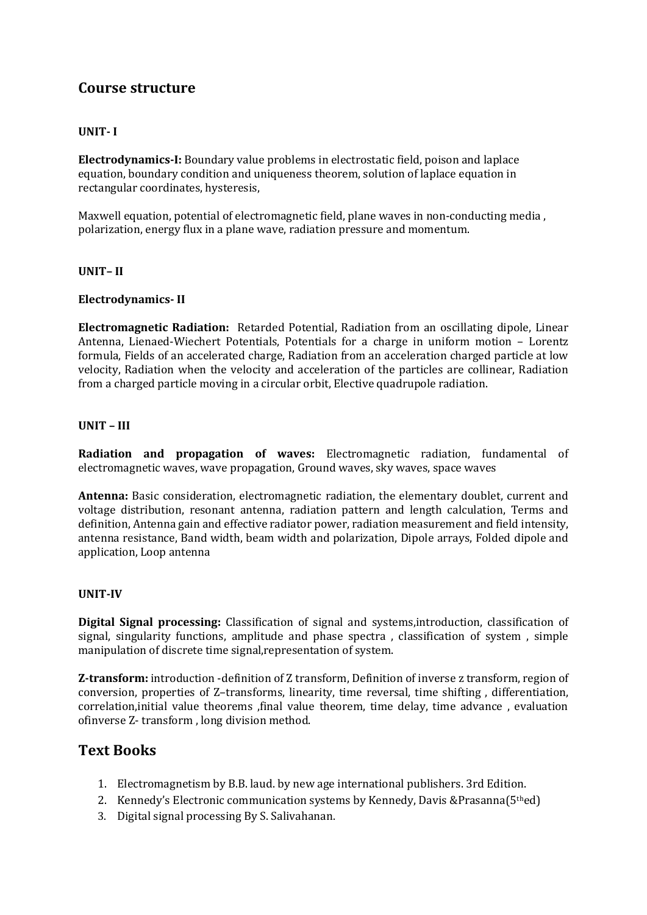## Course structure

**UNIT- I**

**Electrodynamics-I:** Boundary value problems in electrostatic field, poison and laplace equation, boundary condition and uniqueness theorem, solution of laplace equation in rectangular coordinates, hysteresis,

Maxwell equation, potential of electromagnetic field, plane waves in non-conducting media , polarization, energy flux in a plane wave, radiation pressure and momentum.

**UNIT– II**

**Electrodynamics- II**

**Electromagnetic Radiation:** Retarded Potential, Radiation from an oscillating dipole, Linear Antenna, Lienaed-Wiechert Potentials, Potentials for a charge in uniform motion – Lorentz formula, Fields of an accelerated charge, Radiation from an acceleration charged particle at low velocity, Radiation when the velocity and acceleration of the particles are collinear, Radiation from a charged particle moving in a circular orbit, Elective quadrupole radiation.

**UNIT – III**

**Radiation and propagation of waves:** Electromagnetic radiation, fundamental of electromagnetic waves, wave propagation, Ground waves, sky waves, space waves

**Antenna:** Basic consideration, electromagnetic radiation, the elementary doublet, current and voltage distribution, resonant antenna, radiation pattern and length calculation, Terms and definition, Antenna gain and effective radiator power, radiation measurement and field intensity, antenna resistance, Band width, beam width and polarization, Dipole arrays, Folded dipole and application, Loop antenna

**UNIT-IV**

**Digital Signal processing:** Classification of signal and systems,introduction, classification of signal, singularity functions, amplitude and phase spectra , classification of system , simple manipulation of discrete time signal,representation of system.

**Z-transform:** introduction -definition of Z transform, Definition of inverse z transform, region of conversion, properties of Z–transforms, linearity, time reversal, time shifting , differentiation, correlation,initial value theorems ,final value theorem, time delay, time advance , evaluation ofinverse Z- transform , long division method.

## Text Books

1. Electromagnetism by B.B. laud. by new age international publishers. 3rd Edition.
2. Kennedy's Electronic communication systems by Kennedy, Davis &Prasanna(5thed)
3. Digital signal processing By S. Salivahanan.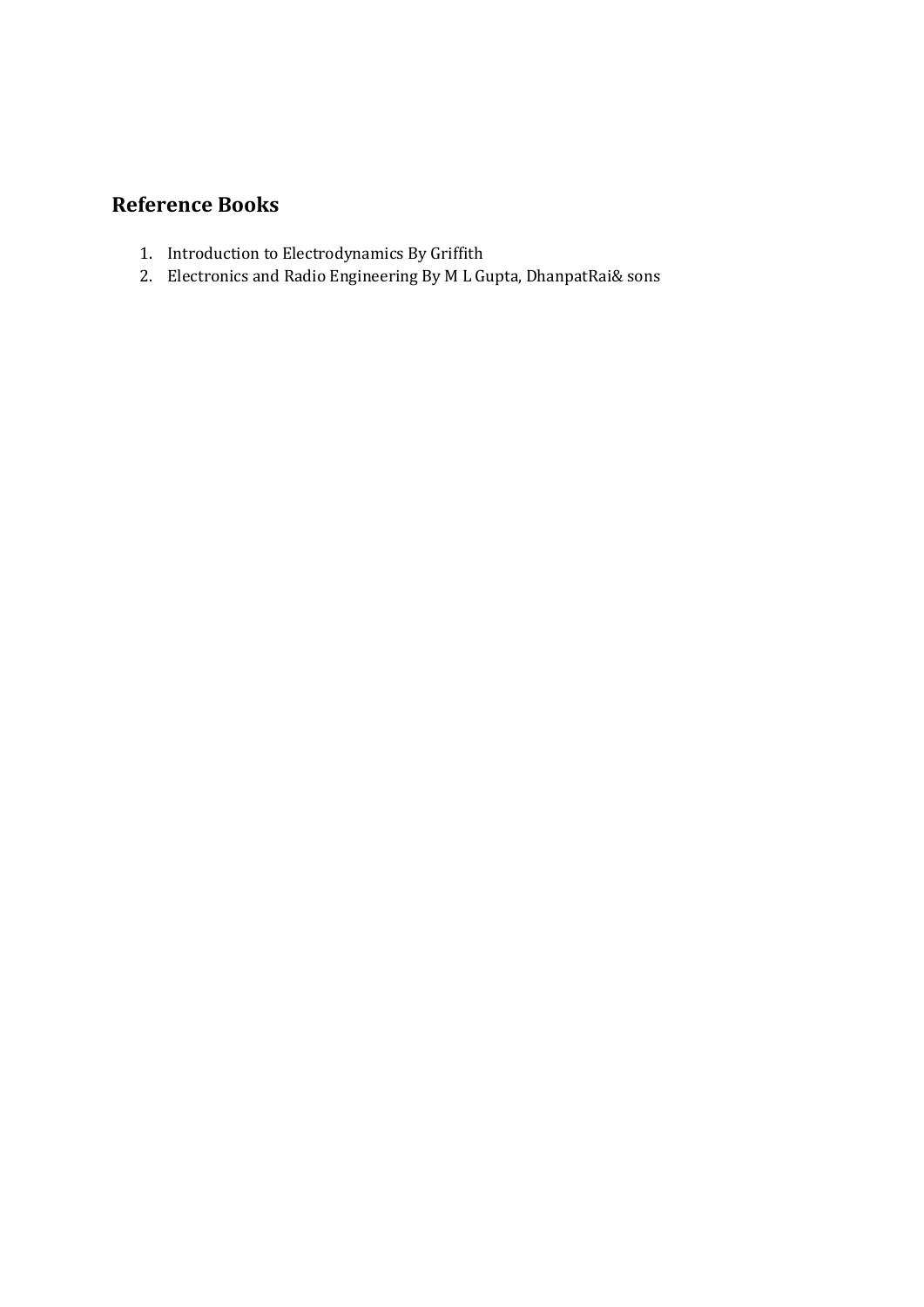## Reference Books

1. Introduction to Electrodynamics By Griffith
2. Electronics and Radio Engineering By M L Gupta, DhanpatRai& sons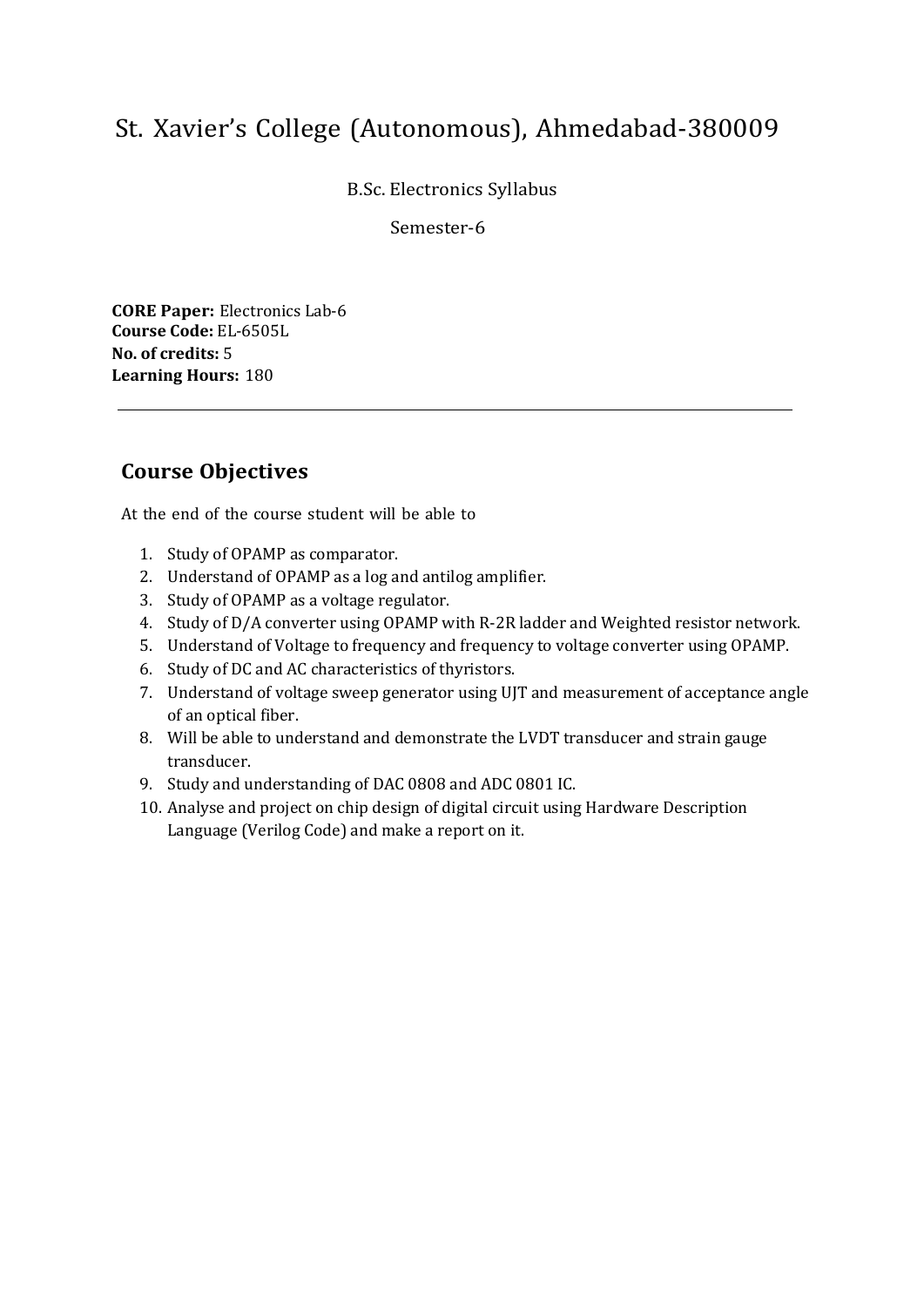# St. Xavier's College (Autonomous), Ahmedabad-380009

B.Sc. Electronics Syllabus

Semester-6

**CORE Paper:** Electronics Lab-6
**Course Code:** EL-6505L
**No. of credits:** 5
**Learning Hours:** 180

---

## Course Objectives

At the end of the course student will be able to

1. Study of OPAMP as comparator.
2. Understand of OPAMP as a log and antilog amplifier.
3. Study of OPAMP as a voltage regulator.
4. Study of D/A converter using OPAMP with R-2R ladder and Weighted resistor network.
5. Understand of Voltage to frequency and frequency to voltage converter using OPAMP.
6. Study of DC and AC characteristics of thyristors.
7. Understand of voltage sweep generator using UJT and measurement of acceptance angle of an optical fiber.
8. Will be able to understand and demonstrate the LVDT transducer and strain gauge transducer.
9. Study and understanding of DAC 0808 and ADC 0801 IC.
10. Analyse and project on chip design of digital circuit using Hardware Description Language (Verilog Code) and make a report on it.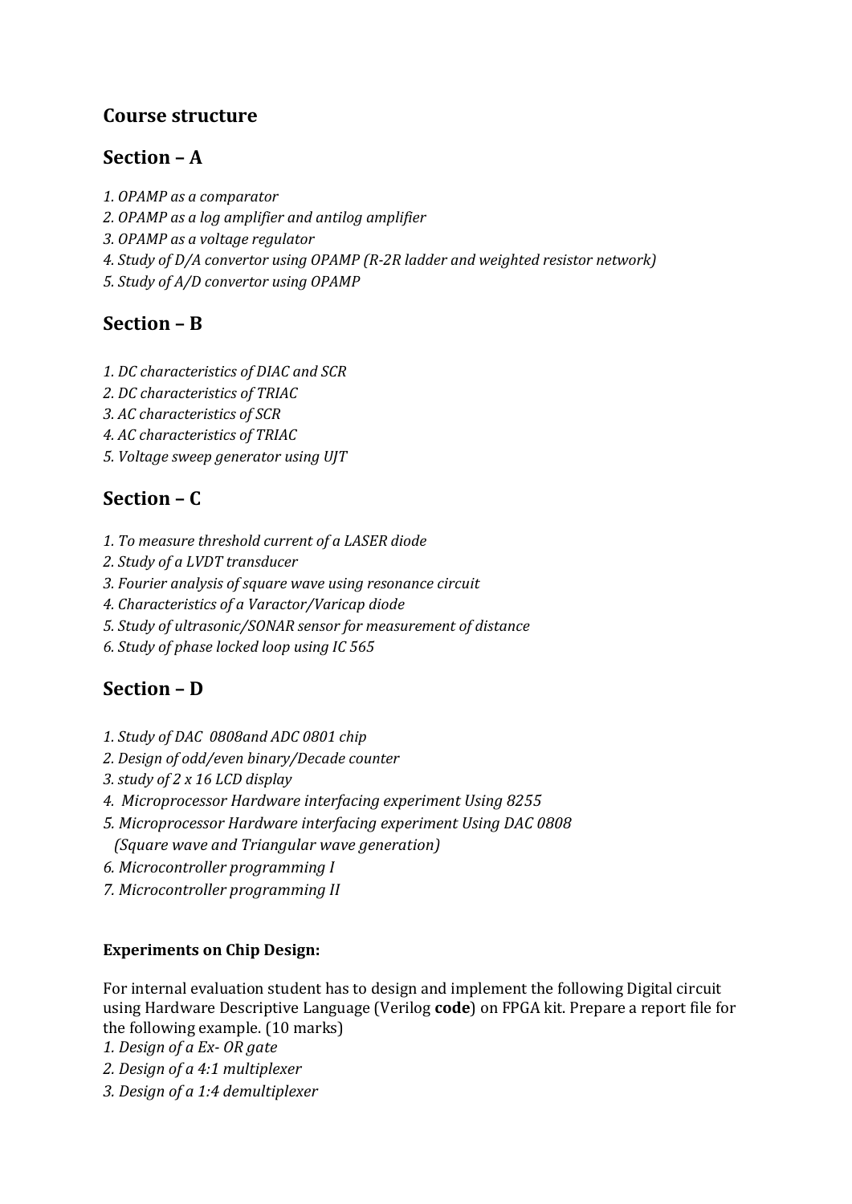## Course structure

## Section – A

*1. OPAMP as a comparator*
*2. OPAMP as a log amplifier and antilog amplifier*
*3. OPAMP as a voltage regulator*
*4. Study of D/A convertor using OPAMP (R-2R ladder and weighted resistor network)*
*5. Study of A/D convertor using OPAMP*

## Section – B

*1. DC characteristics of DIAC and SCR*
*2. DC characteristics of TRIAC*
*3. AC characteristics of SCR*
*4. AC characteristics of TRIAC*
*5. Voltage sweep generator using UJT*

## Section – C

*1. To measure threshold current of a LASER diode*
*2. Study of a LVDT transducer*
*3. Fourier analysis of square wave using resonance circuit*
*4. Characteristics of a Varactor/Varicap diode*
*5. Study of ultrasonic/SONAR sensor for measurement of distance*
*6. Study of phase locked loop using IC 565*

## Section – D

*1. Study of DAC 0808and ADC 0801 chip*
*2. Design of odd/even binary/Decade counter*
*3. study of 2 x 16 LCD display*
*4. Microprocessor Hardware interfacing experiment Using 8255*
*5. Microprocessor Hardware interfacing experiment Using DAC 0808*
*(Square wave and Triangular wave generation)*
*6. Microcontroller programming I*
*7. Microcontroller programming II*

**Experiments on Chip Design:**

For internal evaluation student has to design and implement the following Digital circuit using Hardware Descriptive Language (Verilog **code**) on FPGA kit. Prepare a report file for the following example. (10 marks)

*1. Design of a Ex- OR gate*
*2. Design of a 4:1 multiplexer*
*3. Design of a 1:4 demultiplexer*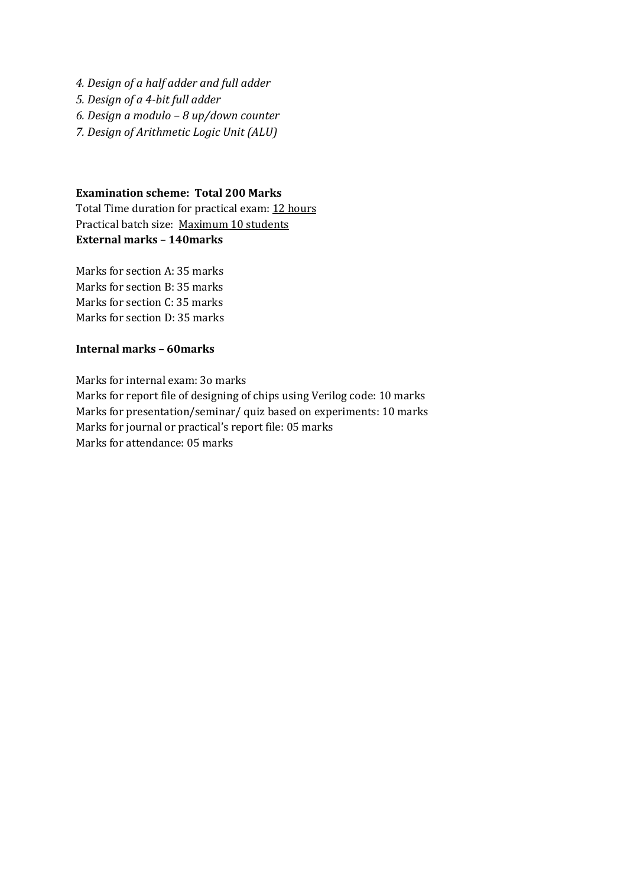*4. Design of a half adder and full adder*
*5. Design of a 4-bit full adder*
*6. Design a modulo – 8 up/down counter*
*7. Design of Arithmetic Logic Unit (ALU)*

**Examination scheme: Total 200 Marks**
Total Time duration for practical exam: 12 hours
Practical batch size: Maximum 10 students
**External marks – 140marks**

Marks for section A: 35 marks
Marks for section B: 35 marks
Marks for section C: 35 marks
Marks for section D: 35 marks

**Internal marks – 60marks**

Marks for internal exam: 3o marks
Marks for report file of designing of chips using Verilog code: 10 marks
Marks for presentation/seminar/ quiz based on experiments: 10 marks
Marks for journal or practical's report file: 05 marks
Marks for attendance: 05 marks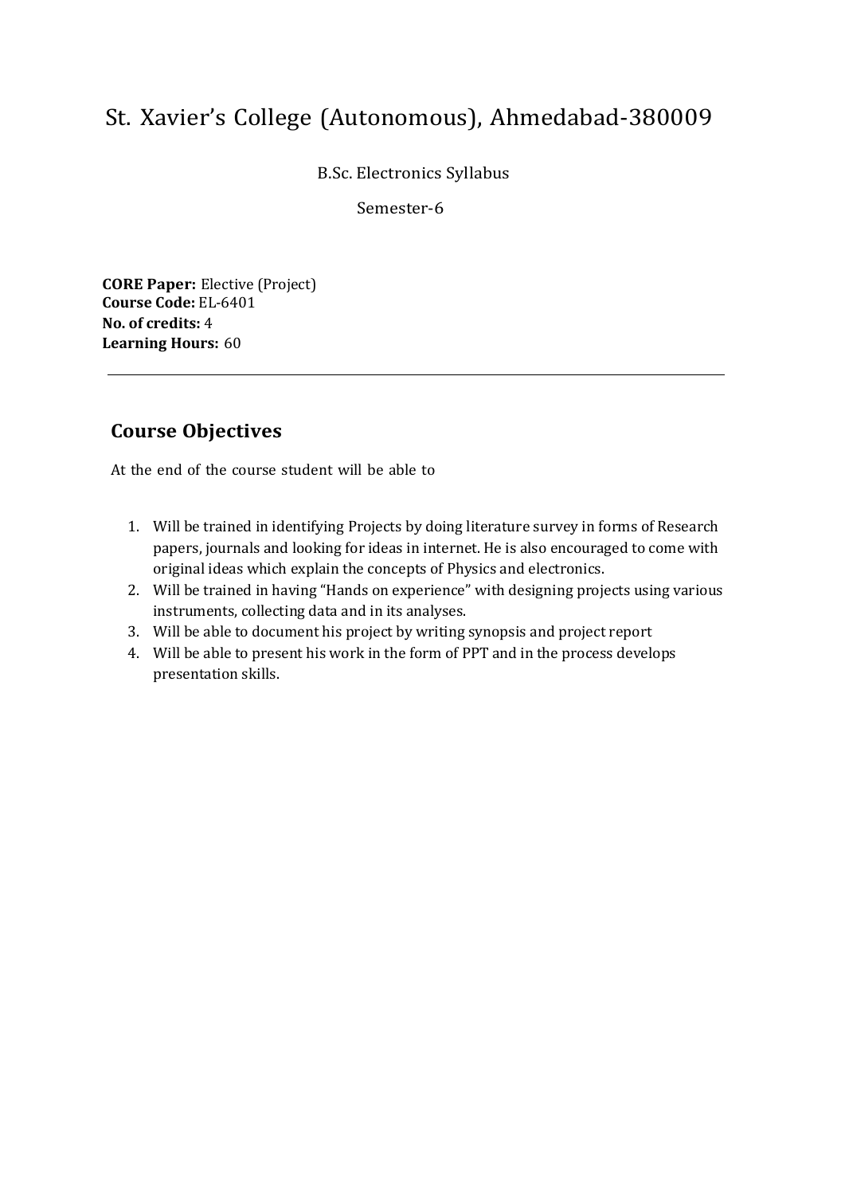# St. Xavier's College (Autonomous), Ahmedabad-380009

B.Sc. Electronics Syllabus

Semester-6

**CORE Paper:** Elective (Project)
**Course Code:** EL-6401
**No. of credits:** 4
**Learning Hours:** 60

---

## Course Objectives

At the end of the course student will be able to

1. Will be trained in identifying Projects by doing literature survey in forms of Research papers, journals and looking for ideas in internet. He is also encouraged to come with original ideas which explain the concepts of Physics and electronics.
2. Will be trained in having "Hands on experience" with designing projects using various instruments, collecting data and in its analyses.
3. Will be able to document his project by writing synopsis and project report
4. Will be able to present his work in the form of PPT and in the process develops presentation skills.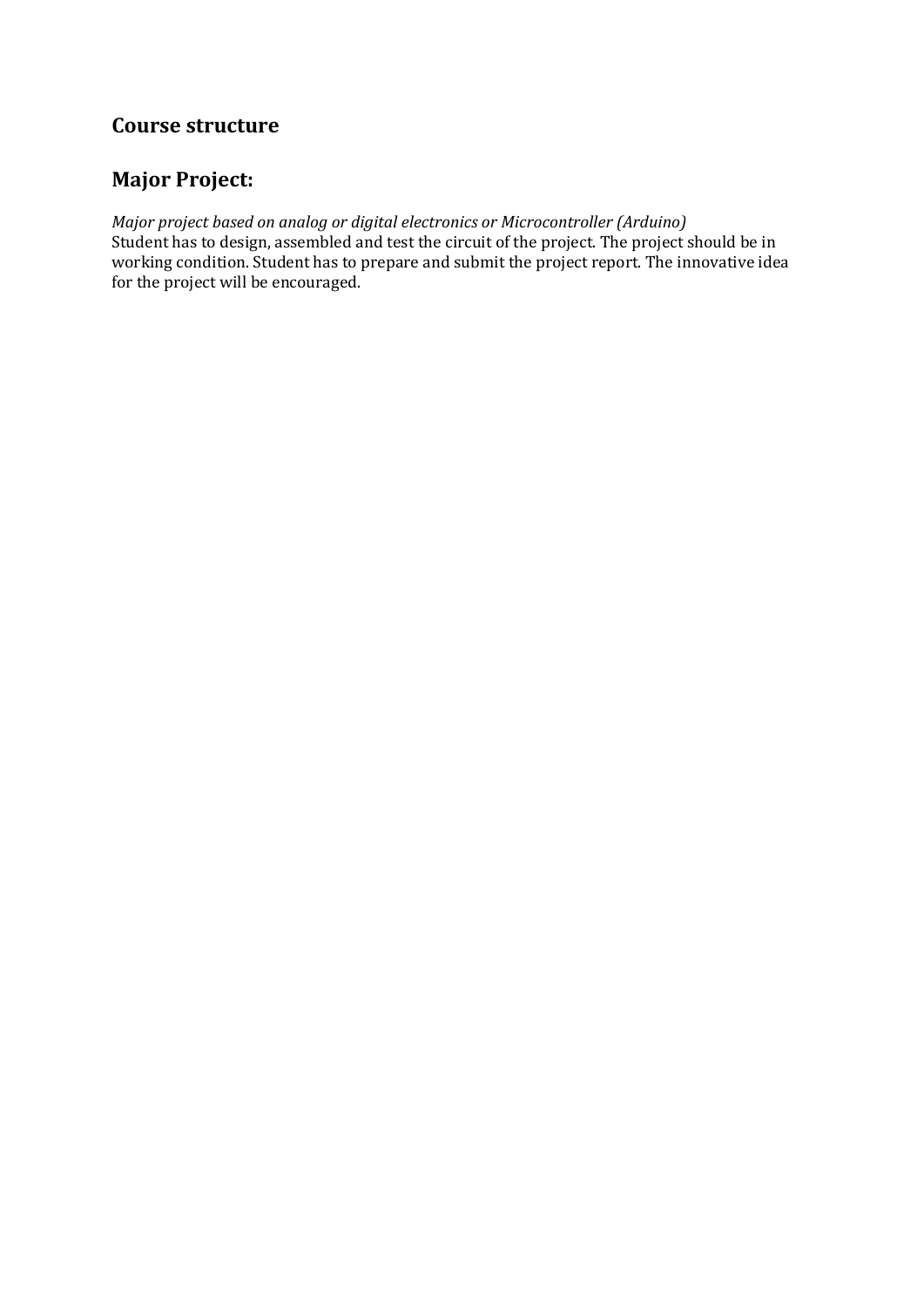## Course structure

## Major Project:

*Major project based on analog or digital electronics or Microcontroller (Arduino)*
Student has to design, assembled and test the circuit of the project. The project should be in working condition. Student has to prepare and submit the project report. The innovative idea for the project will be encouraged.